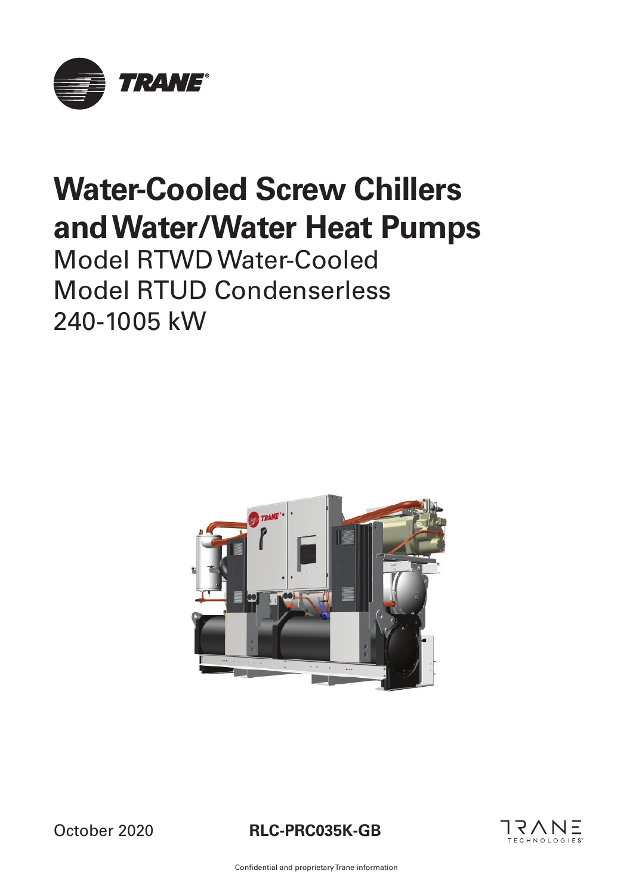# Water-Cooled Screw Chillers and Water/Water Heat Pumps

Model RTWD Water-Cooled
Model RTUD Condenserless
240-1005 kW

October 2020

**RLC-PRC035K-GB**

Confidential and proprietary Trane information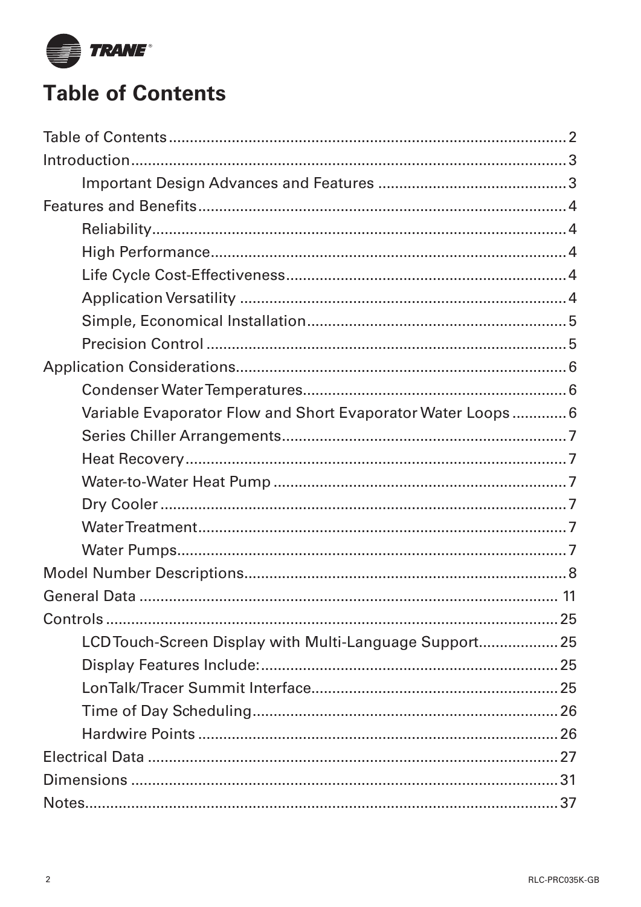# Table of Contents

- Table of Contents ........ 2
- Introduction ........ 3
  - Important Design Advances and Features ........ 3
- Features and Benefits ........ 4
  - Reliability ........ 4
  - High Performance ........ 4
  - Life Cycle Cost-Effectiveness ........ 4
  - Application Versatility ........ 4
  - Simple, Economical Installation ........ 5
  - Precision Control ........ 5
- Application Considerations ........ 6
  - Condenser Water Temperatures ........ 6
  - Variable Evaporator Flow and Short Evaporator Water Loops ........ 6
  - Series Chiller Arrangements ........ 7
  - Heat Recovery ........ 7
  - Water-to-Water Heat Pump ........ 7
  - Dry Cooler ........ 7
  - Water Treatment ........ 7
  - Water Pumps ........ 7
- Model Number Descriptions ........ 8
- General Data ........ 11
- Controls ........ 25
  - LCD Touch-Screen Display with Multi-Language Support ........ 25
  - Display Features Include: ........ 25
  - LonTalk/Tracer Summit Interface ........ 25
  - Time of Day Scheduling ........ 26
  - Hardwire Points ........ 26
- Electrical Data ........ 27
- Dimensions ........ 31
- Notes ........ 37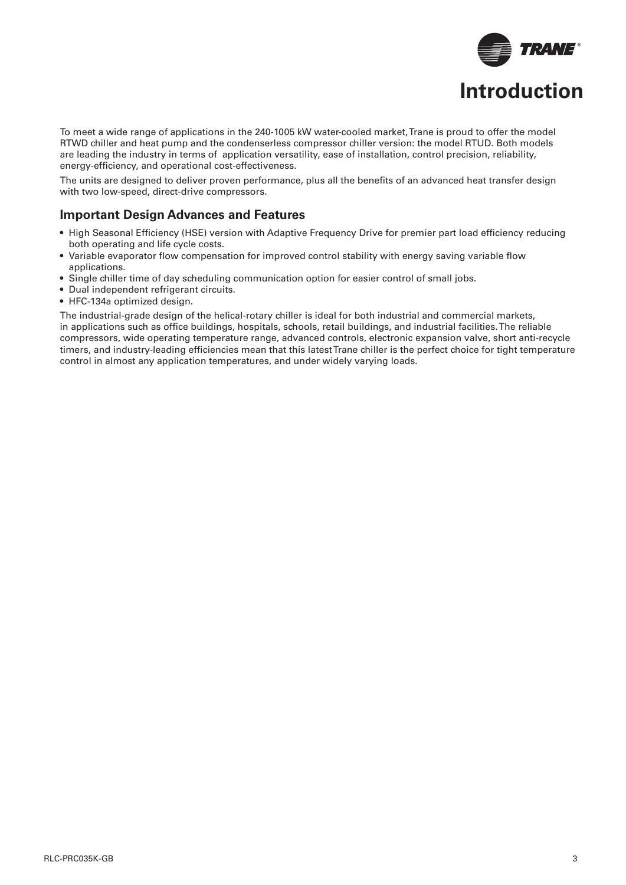# Introduction

To meet a wide range of applications in the 240-1005 kW water-cooled market, Trane is proud to offer the model RTWD chiller and heat pump and the condenserless compressor chiller version: the model RTUD. Both models are leading the industry in terms of application versatility, ease of installation, control precision, reliability, energy-efficiency, and operational cost-effectiveness.

The units are designed to deliver proven performance, plus all the benefits of an advanced heat transfer design with two low-speed, direct-drive compressors.

## Important Design Advances and Features

- High Seasonal Efficiency (HSE) version with Adaptive Frequency Drive for premier part load efficiency reducing both operating and life cycle costs.
- Variable evaporator flow compensation for improved control stability with energy saving variable flow applications.
- Single chiller time of day scheduling communication option for easier control of small jobs.
- Dual independent refrigerant circuits.
- HFC-134a optimized design.

The industrial-grade design of the helical-rotary chiller is ideal for both industrial and commercial markets, in applications such as office buildings, hospitals, schools, retail buildings, and industrial facilities. The reliable compressors, wide operating temperature range, advanced controls, electronic expansion valve, short anti-recycle timers, and industry-leading efficiencies mean that this latest Trane chiller is the perfect choice for tight temperature control in almost any application temperatures, and under widely varying loads.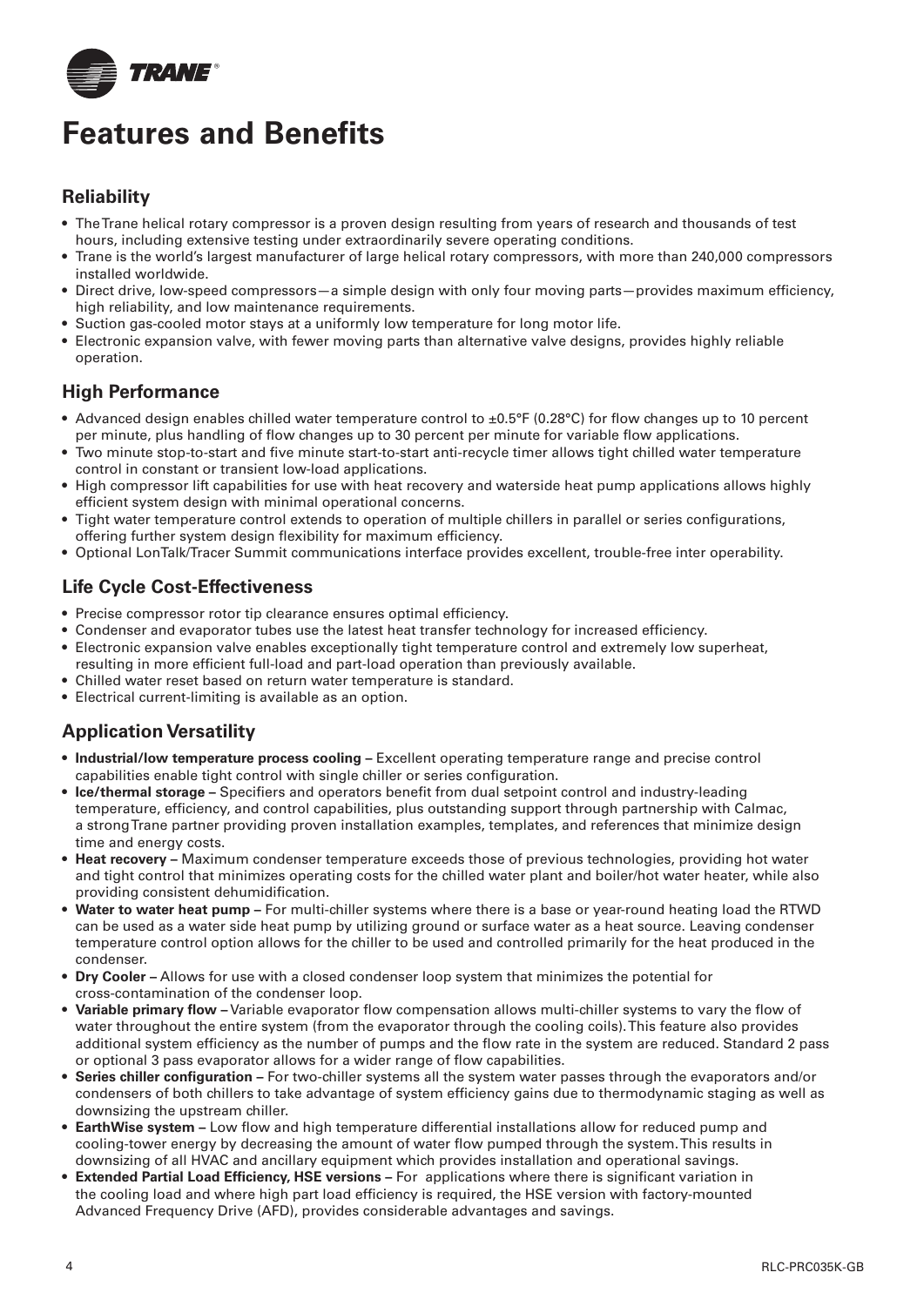# Features and Benefits

## Reliability

- The Trane helical rotary compressor is a proven design resulting from years of research and thousands of test hours, including extensive testing under extraordinarily severe operating conditions.
- Trane is the world's largest manufacturer of large helical rotary compressors, with more than 240,000 compressors installed worldwide.
- Direct drive, low-speed compressors—a simple design with only four moving parts—provides maximum efficiency, high reliability, and low maintenance requirements.
- Suction gas-cooled motor stays at a uniformly low temperature for long motor life.
- Electronic expansion valve, with fewer moving parts than alternative valve designs, provides highly reliable operation.

## High Performance

- Advanced design enables chilled water temperature control to ±0.5°F (0.28°C) for flow changes up to 10 percent per minute, plus handling of flow changes up to 30 percent per minute for variable flow applications.
- Two minute stop-to-start and five minute start-to-start anti-recycle timer allows tight chilled water temperature control in constant or transient low-load applications.
- High compressor lift capabilities for use with heat recovery and waterside heat pump applications allows highly efficient system design with minimal operational concerns.
- Tight water temperature control extends to operation of multiple chillers in parallel or series configurations, offering further system design flexibility for maximum efficiency.
- Optional LonTalk/Tracer Summit communications interface provides excellent, trouble-free inter operability.

## Life Cycle Cost-Effectiveness

- Precise compressor rotor tip clearance ensures optimal efficiency.
- Condenser and evaporator tubes use the latest heat transfer technology for increased efficiency.
- Electronic expansion valve enables exceptionally tight temperature control and extremely low superheat, resulting in more efficient full-load and part-load operation than previously available.
- Chilled water reset based on return water temperature is standard.
- Electrical current-limiting is available as an option.

## Application Versatility

- **Industrial/low temperature process cooling –** Excellent operating temperature range and precise control capabilities enable tight control with single chiller or series configuration.
- **Ice/thermal storage –** Specifiers and operators benefit from dual setpoint control and industry-leading temperature, efficiency, and control capabilities, plus outstanding support through partnership with Calmac, a strong Trane partner providing proven installation examples, templates, and references that minimize design time and energy costs.
- **Heat recovery –** Maximum condenser temperature exceeds those of previous technologies, providing hot water and tight control that minimizes operating costs for the chilled water plant and boiler/hot water heater, while also providing consistent dehumidification.
- **Water to water heat pump –** For multi-chiller systems where there is a base or year-round heating load the RTWD can be used as a water side heat pump by utilizing ground or surface water as a heat source. Leaving condenser temperature control option allows for the chiller to be used and controlled primarily for the heat produced in the condenser.
- **Dry Cooler –** Allows for use with a closed condenser loop system that minimizes the potential for cross-contamination of the condenser loop.
- **Variable primary flow –** Variable evaporator flow compensation allows multi-chiller systems to vary the flow of water throughout the entire system (from the evaporator through the cooling coils). This feature also provides additional system efficiency as the number of pumps and the flow rate in the system are reduced. Standard 2 pass or optional 3 pass evaporator allows for a wider range of flow capabilities.
- **Series chiller configuration –** For two-chiller systems all the system water passes through the evaporators and/or condensers of both chillers to take advantage of system efficiency gains due to thermodynamic staging as well as downsizing the upstream chiller.
- **EarthWise system –** Low flow and high temperature differential installations allow for reduced pump and cooling-tower energy by decreasing the amount of water flow pumped through the system. This results in downsizing of all HVAC and ancillary equipment which provides installation and operational savings.
- **Extended Partial Load Efficiency, HSE versions –** For applications where there is significant variation in the cooling load and where high part load efficiency is required, the HSE version with factory-mounted Advanced Frequency Drive (AFD), provides considerable advantages and savings.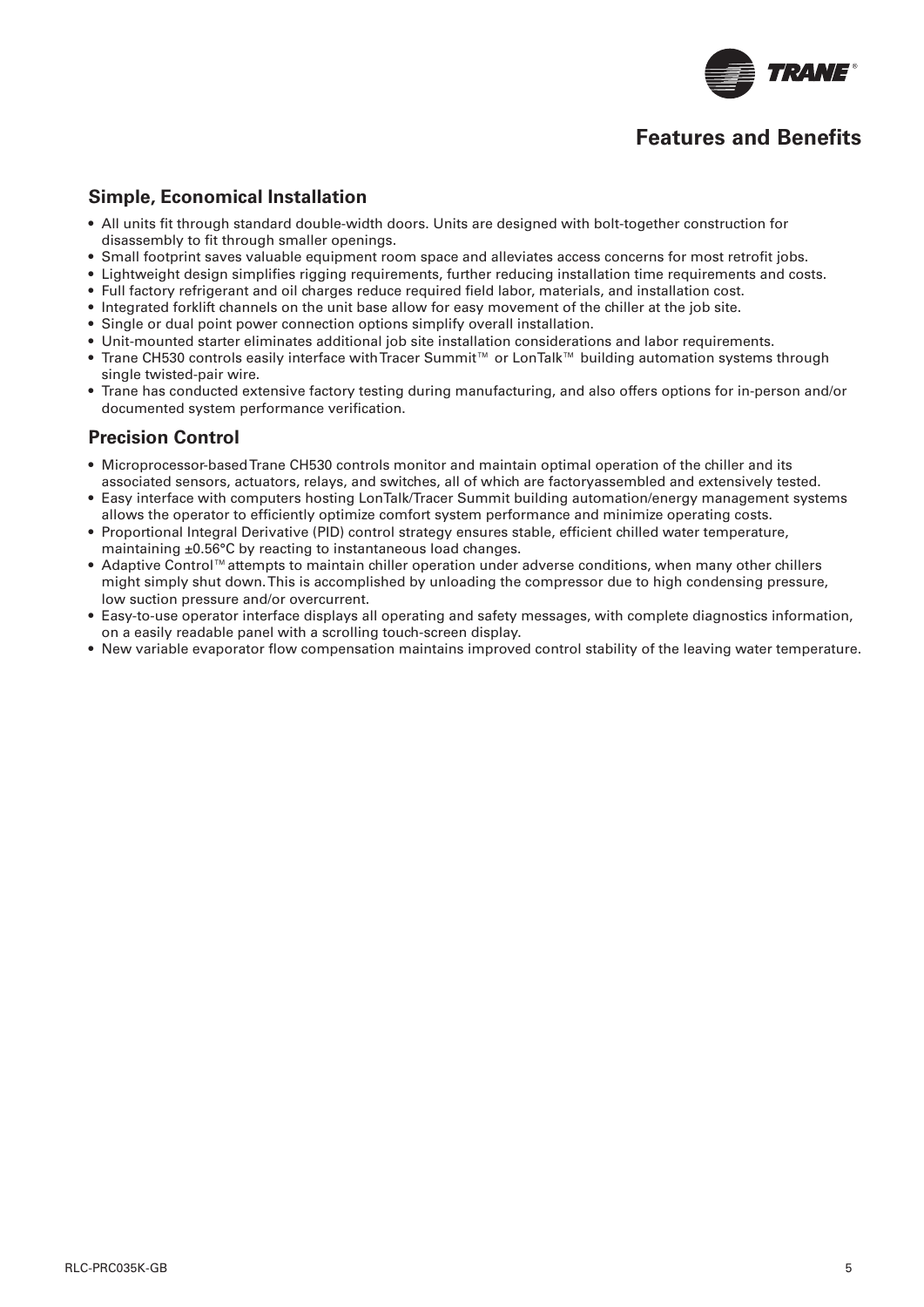## Features and Benefits

### Simple, Economical Installation

- All units fit through standard double-width doors. Units are designed with bolt-together construction for disassembly to fit through smaller openings.
- Small footprint saves valuable equipment room space and alleviates access concerns for most retrofit jobs.
- Lightweight design simplifies rigging requirements, further reducing installation time requirements and costs.
- Full factory refrigerant and oil charges reduce required field labor, materials, and installation cost.
- Integrated forklift channels on the unit base allow for easy movement of the chiller at the job site.
- Single or dual point power connection options simplify overall installation.
- Unit-mounted starter eliminates additional job site installation considerations and labor requirements.
- Trane CH530 controls easily interface with Tracer Summit™ or LonTalk™ building automation systems through single twisted-pair wire.
- Trane has conducted extensive factory testing during manufacturing, and also offers options for in-person and/or documented system performance verification.

### Precision Control

- Microprocessor-based Trane CH530 controls monitor and maintain optimal operation of the chiller and its associated sensors, actuators, relays, and switches, all of which are factoryassembled and extensively tested.
- Easy interface with computers hosting LonTalk/Tracer Summit building automation/energy management systems allows the operator to efficiently optimize comfort system performance and minimize operating costs.
- Proportional Integral Derivative (PID) control strategy ensures stable, efficient chilled water temperature, maintaining ±0.56°C by reacting to instantaneous load changes.
- Adaptive Control™ attempts to maintain chiller operation under adverse conditions, when many other chillers might simply shut down. This is accomplished by unloading the compressor due to high condensing pressure, low suction pressure and/or overcurrent.
- Easy-to-use operator interface displays all operating and safety messages, with complete diagnostics information, on a easily readable panel with a scrolling touch-screen display.
- New variable evaporator flow compensation maintains improved control stability of the leaving water temperature.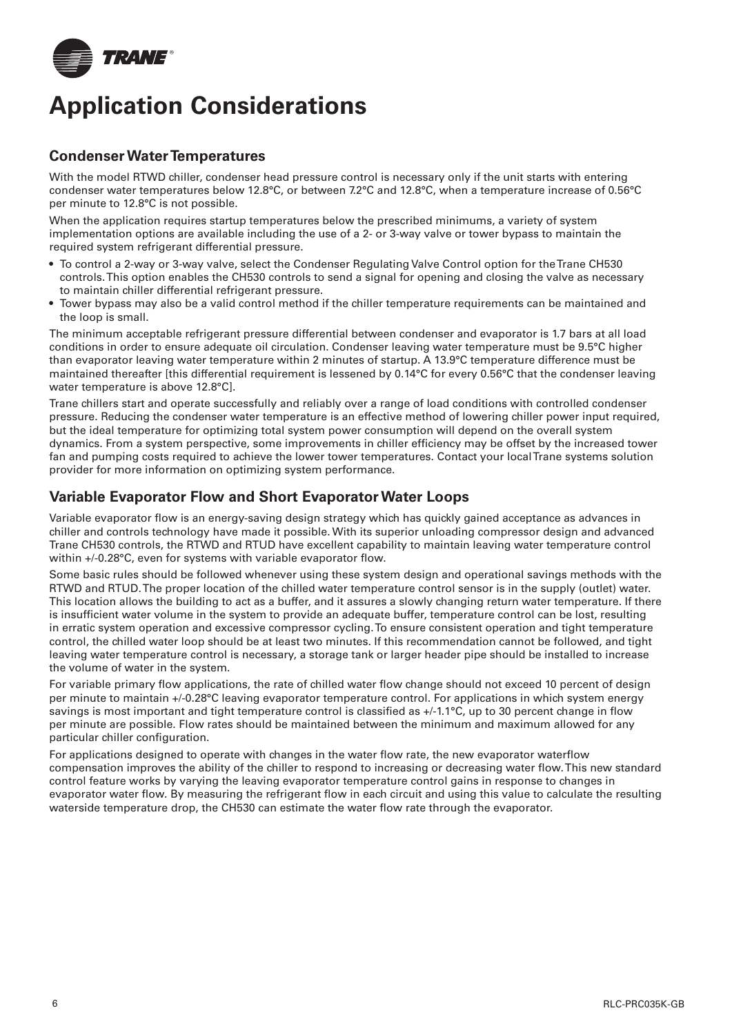# Application Considerations

## Condenser Water Temperatures

With the model RTWD chiller, condenser head pressure control is necessary only if the unit starts with entering condenser water temperatures below 12.8°C, or between 7.2°C and 12.8°C, when a temperature increase of 0.56°C per minute to 12.8°C is not possible.

When the application requires startup temperatures below the prescribed minimums, a variety of system implementation options are available including the use of a 2- or 3-way valve or tower bypass to maintain the required system refrigerant differential pressure.

- To control a 2-way or 3-way valve, select the Condenser Regulating Valve Control option for the Trane CH530 controls. This option enables the CH530 controls to send a signal for opening and closing the valve as necessary to maintain chiller differential refrigerant pressure.
- Tower bypass may also be a valid control method if the chiller temperature requirements can be maintained and the loop is small.

The minimum acceptable refrigerant pressure differential between condenser and evaporator is 1.7 bars at all load conditions in order to ensure adequate oil circulation. Condenser leaving water temperature must be 9.5°C higher than evaporator leaving water temperature within 2 minutes of startup. A 13.9°C temperature difference must be maintained thereafter [this differential requirement is lessened by 0.14°C for every 0.56°C that the condenser leaving water temperature is above 12.8°C].

Trane chillers start and operate successfully and reliably over a range of load conditions with controlled condenser pressure. Reducing the condenser water temperature is an effective method of lowering chiller power input required, but the ideal temperature for optimizing total system power consumption will depend on the overall system dynamics. From a system perspective, some improvements in chiller efficiency may be offset by the increased tower fan and pumping costs required to achieve the lower tower temperatures. Contact your local Trane systems solution provider for more information on optimizing system performance.

## Variable Evaporator Flow and Short Evaporator Water Loops

Variable evaporator flow is an energy-saving design strategy which has quickly gained acceptance as advances in chiller and controls technology have made it possible. With its superior unloading compressor design and advanced Trane CH530 controls, the RTWD and RTUD have excellent capability to maintain leaving water temperature control within +/-0.28°C, even for systems with variable evaporator flow.

Some basic rules should be followed whenever using these system design and operational savings methods with the RTWD and RTUD. The proper location of the chilled water temperature control sensor is in the supply (outlet) water. This location allows the building to act as a buffer, and it assures a slowly changing return water temperature. If there is insufficient water volume in the system to provide an adequate buffer, temperature control can be lost, resulting in erratic system operation and excessive compressor cycling. To ensure consistent operation and tight temperature control, the chilled water loop should be at least two minutes. If this recommendation cannot be followed, and tight leaving water temperature control is necessary, a storage tank or larger header pipe should be installed to increase the volume of water in the system.

For variable primary flow applications, the rate of chilled water flow change should not exceed 10 percent of design per minute to maintain +/-0.28°C leaving evaporator temperature control. For applications in which system energy savings is most important and tight temperature control is classified as +/-1.1°C, up to 30 percent change in flow per minute are possible. Flow rates should be maintained between the minimum and maximum allowed for any particular chiller configuration.

For applications designed to operate with changes in the water flow rate, the new evaporator waterflow compensation improves the ability of the chiller to respond to increasing or decreasing water flow. This new standard control feature works by varying the leaving evaporator temperature control gains in response to changes in evaporator water flow. By measuring the refrigerant flow in each circuit and using this value to calculate the resulting waterside temperature drop, the CH530 can estimate the water flow rate through the evaporator.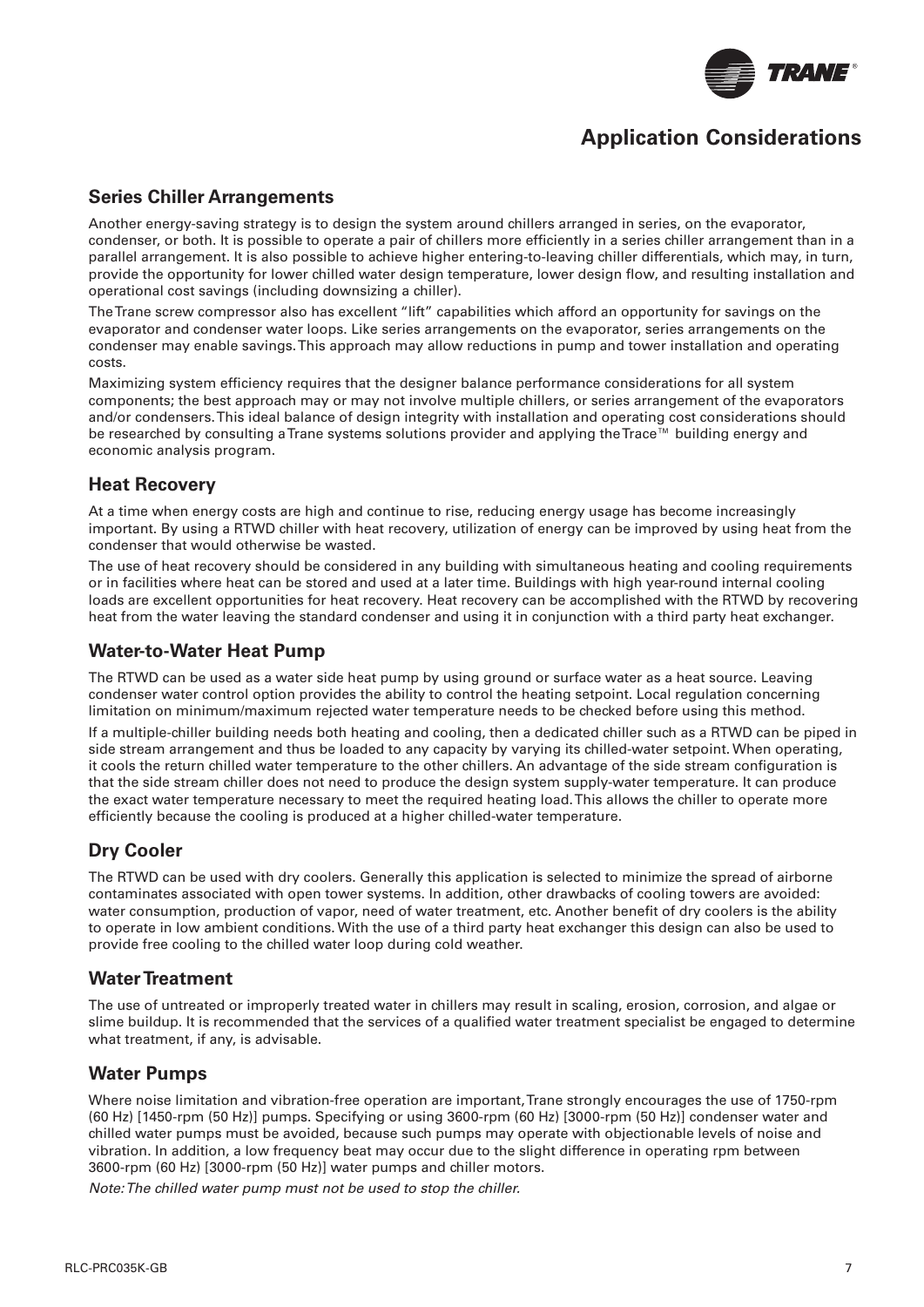# Application Considerations

## Series Chiller Arrangements

Another energy-saving strategy is to design the system around chillers arranged in series, on the evaporator, condenser, or both. It is possible to operate a pair of chillers more efficiently in a series chiller arrangement than in a parallel arrangement. It is also possible to achieve higher entering-to-leaving chiller differentials, which may, in turn, provide the opportunity for lower chilled water design temperature, lower design flow, and resulting installation and operational cost savings (including downsizing a chiller).

The Trane screw compressor also has excellent "lift" capabilities which afford an opportunity for savings on the evaporator and condenser water loops. Like series arrangements on the evaporator, series arrangements on the condenser may enable savings. This approach may allow reductions in pump and tower installation and operating costs.

Maximizing system efficiency requires that the designer balance performance considerations for all system components; the best approach may or may not involve multiple chillers, or series arrangement of the evaporators and/or condensers. This ideal balance of design integrity with installation and operating cost considerations should be researched by consulting a Trane systems solutions provider and applying the Trace™ building energy and economic analysis program.

## Heat Recovery

At a time when energy costs are high and continue to rise, reducing energy usage has become increasingly important. By using a RTWD chiller with heat recovery, utilization of energy can be improved by using heat from the condenser that would otherwise be wasted.

The use of heat recovery should be considered in any building with simultaneous heating and cooling requirements or in facilities where heat can be stored and used at a later time. Buildings with high year-round internal cooling loads are excellent opportunities for heat recovery. Heat recovery can be accomplished with the RTWD by recovering heat from the water leaving the standard condenser and using it in conjunction with a third party heat exchanger.

## Water-to-Water Heat Pump

The RTWD can be used as a water side heat pump by using ground or surface water as a heat source. Leaving condenser water control option provides the ability to control the heating setpoint. Local regulation concerning limitation on minimum/maximum rejected water temperature needs to be checked before using this method.

If a multiple-chiller building needs both heating and cooling, then a dedicated chiller such as a RTWD can be piped in side stream arrangement and thus be loaded to any capacity by varying its chilled-water setpoint. When operating, it cools the return chilled water temperature to the other chillers. An advantage of the side stream configuration is that the side stream chiller does not need to produce the design system supply-water temperature. It can produce the exact water temperature necessary to meet the required heating load. This allows the chiller to operate more efficiently because the cooling is produced at a higher chilled-water temperature.

## Dry Cooler

The RTWD can be used with dry coolers. Generally this application is selected to minimize the spread of airborne contaminates associated with open tower systems. In addition, other drawbacks of cooling towers are avoided: water consumption, production of vapor, need of water treatment, etc. Another benefit of dry coolers is the ability to operate in low ambient conditions. With the use of a third party heat exchanger this design can also be used to provide free cooling to the chilled water loop during cold weather.

## Water Treatment

The use of untreated or improperly treated water in chillers may result in scaling, erosion, corrosion, and algae or slime buildup. It is recommended that the services of a qualified water treatment specialist be engaged to determine what treatment, if any, is advisable.

## Water Pumps

Where noise limitation and vibration-free operation are important, Trane strongly encourages the use of 1750-rpm (60 Hz) [1450-rpm (50 Hz)] pumps. Specifying or using 3600-rpm (60 Hz) [3000-rpm (50 Hz)] condenser water and chilled water pumps must be avoided, because such pumps may operate with objectionable levels of noise and vibration. In addition, a low frequency beat may occur due to the slight difference in operating rpm between 3600-rpm (60 Hz) [3000-rpm (50 Hz)] water pumps and chiller motors.

*Note: The chilled water pump must not be used to stop the chiller.*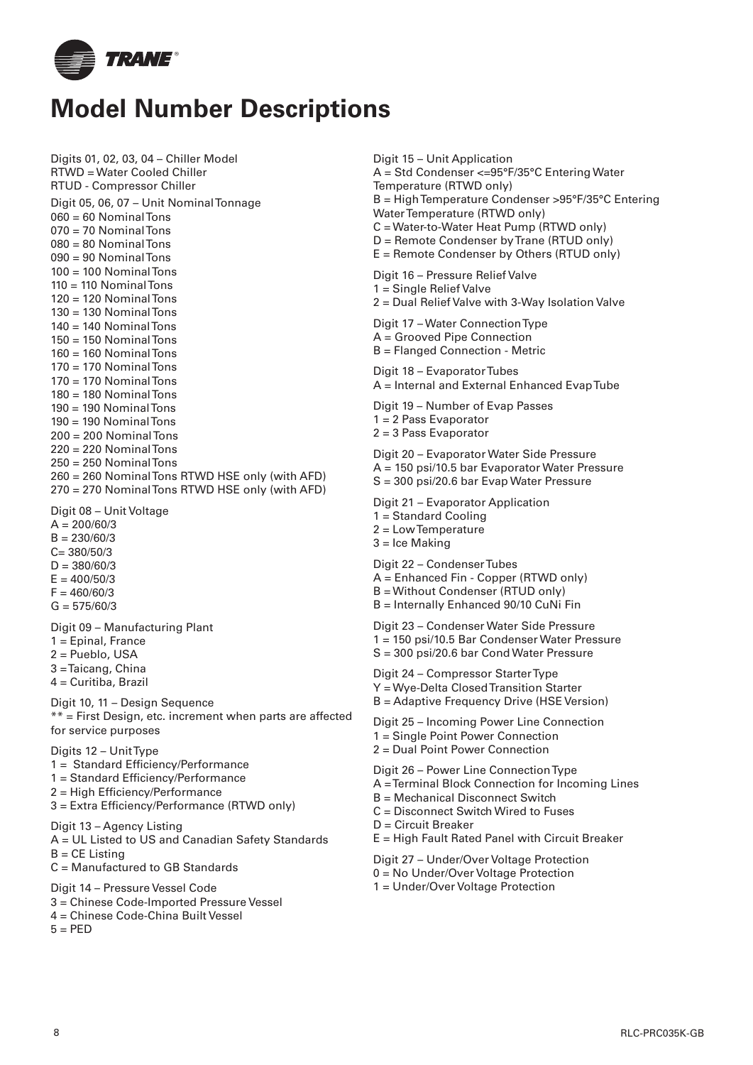# Model Number Descriptions

Digits 01, 02, 03, 04 – Chiller Model
RTWD = Water Cooled Chiller
RTUD - Compressor Chiller

Digit 05, 06, 07 – Unit Nominal Tonnage
060 = 60 Nominal Tons
070 = 70 Nominal Tons
080 = 80 Nominal Tons
090 = 90 Nominal Tons
100 = 100 Nominal Tons
110 = 110 Nominal Tons
120 = 120 Nominal Tons
130 = 130 Nominal Tons
140 = 140 Nominal Tons
150 = 150 Nominal Tons
160 = 160 Nominal Tons
170 = 170 Nominal Tons
170 = 170 Nominal Tons
180 = 180 Nominal Tons
190 = 190 Nominal Tons
190 = 190 Nominal Tons
200 = 200 Nominal Tons
220 = 220 Nominal Tons
250 = 250 Nominal Tons
260 = 260 Nominal Tons RTWD HSE only (with AFD)
270 = 270 Nominal Tons RTWD HSE only (with AFD)

Digit 08 – Unit Voltage
A = 200/60/3
B = 230/60/3
C= 380/50/3
D = 380/60/3
E = 400/50/3
F = 460/60/3
G = 575/60/3

Digit 09 – Manufacturing Plant
1 = Epinal, France
2 = Pueblo, USA
3 =Taicang, China
4 = Curitiba, Brazil

Digit 10, 11 – Design Sequence
** = First Design, etc. increment when parts are affected for service purposes

Digits 12 – Unit Type
1 = Standard Efficiency/Performance
1 = Standard Efficiency/Performance
2 = High Efficiency/Performance
3 = Extra Efficiency/Performance (RTWD only)

Digit 13 – Agency Listing
A = UL Listed to US and Canadian Safety Standards
B = CE Listing
C = Manufactured to GB Standards

Digit 14 – Pressure Vessel Code
3 = Chinese Code-Imported Pressure Vessel
4 = Chinese Code-China Built Vessel
5 = PED

Digit 15 – Unit Application
A = Std Condenser <=95°F/35°C Entering Water Temperature (RTWD only)
B = High Temperature Condenser >95°F/35°C Entering Water Temperature (RTWD only)
C = Water-to-Water Heat Pump (RTWD only)
D = Remote Condenser by Trane (RTUD only)
E = Remote Condenser by Others (RTUD only)

Digit 16 – Pressure Relief Valve
1 = Single Relief Valve
2 = Dual Relief Valve with 3-Way Isolation Valve

Digit 17 – Water Connection Type
A = Grooved Pipe Connection
B = Flanged Connection - Metric

Digit 18 – Evaporator Tubes
A = Internal and External Enhanced Evap Tube

Digit 19 – Number of Evap Passes
1 = 2 Pass Evaporator
2 = 3 Pass Evaporator

Digit 20 – Evaporator Water Side Pressure
A = 150 psi/10.5 bar Evaporator Water Pressure
S = 300 psi/20.6 bar Evap Water Pressure

Digit 21 – Evaporator Application
1 = Standard Cooling
2 = Low Temperature
3 = Ice Making

Digit 22 – Condenser Tubes
A = Enhanced Fin - Copper (RTWD only)
B = Without Condenser (RTUD only)
B = Internally Enhanced 90/10 CuNi Fin

Digit 23 – Condenser Water Side Pressure
1 = 150 psi/10.5 Bar Condenser Water Pressure
S = 300 psi/20.6 bar Cond Water Pressure

Digit 24 – Compressor Starter Type
Y = Wye-Delta Closed Transition Starter
B = Adaptive Frequency Drive (HSE Version)

Digit 25 – Incoming Power Line Connection
1 = Single Point Power Connection
2 = Dual Point Power Connection

Digit 26 – Power Line Connection Type
A = Terminal Block Connection for Incoming Lines
B = Mechanical Disconnect Switch
C = Disconnect Switch Wired to Fuses
D = Circuit Breaker
E = High Fault Rated Panel with Circuit Breaker

Digit 27 – Under/Over Voltage Protection
0 = No Under/Over Voltage Protection
1 = Under/Over Voltage Protection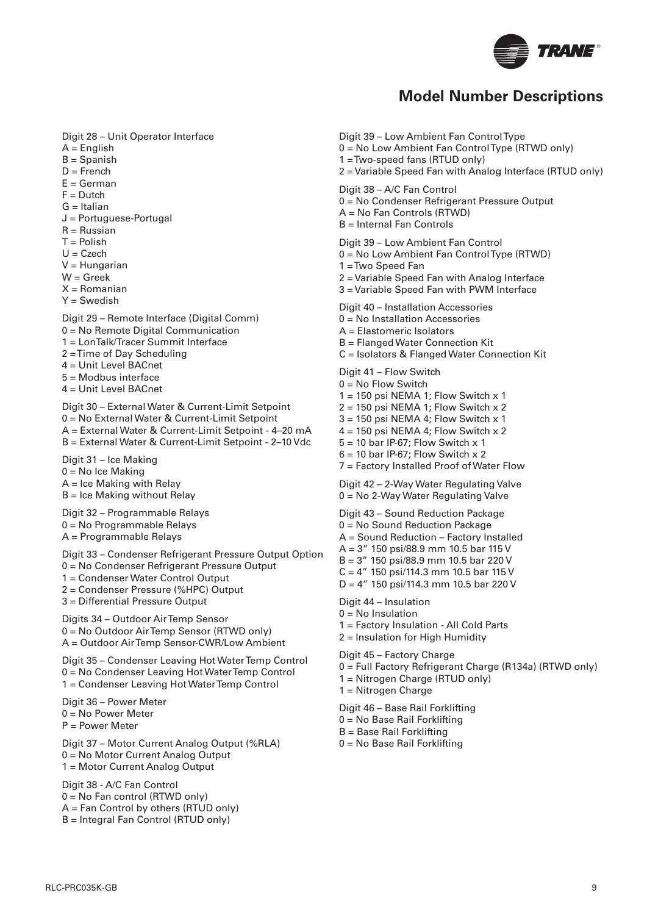## Model Number Descriptions

Digit 28 – Unit Operator Interface
A = English
B = Spanish
D = French
E = German
F = Dutch
G = Italian
J = Portuguese-Portugal
R = Russian
T = Polish
U = Czech
V = Hungarian
W = Greek
X = Romanian
Y = Swedish

Digit 29 – Remote Interface (Digital Comm)
0 = No Remote Digital Communication
1 = LonTalk/Tracer Summit Interface
2 = Time of Day Scheduling
4 = Unit Level BACnet
5 = Modbus interface
4 = Unit Level BACnet

Digit 30 – External Water & Current-Limit Setpoint
0 = No External Water & Current-Limit Setpoint
A = External Water & Current-Limit Setpoint - 4–20 mA
B = External Water & Current-Limit Setpoint - 2–10 Vdc

Digit 31 – Ice Making
0 = No Ice Making
A = Ice Making with Relay
B = Ice Making without Relay

Digit 32 – Programmable Relays
0 = No Programmable Relays
A = Programmable Relays

Digit 33 – Condenser Refrigerant Pressure Output Option
0 = No Condenser Refrigerant Pressure Output
1 = Condenser Water Control Output
2 = Condenser Pressure (%HPC) Output
3 = Differential Pressure Output

Digits 34 – Outdoor Air Temp Sensor
0 = No Outdoor Air Temp Sensor (RTWD only)
A = Outdoor Air Temp Sensor-CWR/Low Ambient

Digit 35 – Condenser Leaving Hot Water Temp Control
0 = No Condenser Leaving Hot Water Temp Control
1 = Condenser Leaving Hot Water Temp Control

Digit 36 – Power Meter
0 = No Power Meter
P = Power Meter

Digit 37 – Motor Current Analog Output (%RLA)
0 = No Motor Current Analog Output
1 = Motor Current Analog Output

Digit 38 - A/C Fan Control
0 = No Fan control (RTWD only)
A = Fan Control by others (RTUD only)
B = Integral Fan Control (RTUD only)

Digit 39 – Low Ambient Fan Control Type
0 = No Low Ambient Fan Control Type (RTWD only)
1 = Two-speed fans (RTUD only)
2 = Variable Speed Fan with Analog Interface (RTUD only)

Digit 38 – A/C Fan Control
0 = No Condenser Refrigerant Pressure Output
A = No Fan Controls (RTWD)
B = Internal Fan Controls

Digit 39 – Low Ambient Fan Control
0 = No Low Ambient Fan Control Type (RTWD)
1 = Two Speed Fan
2 = Variable Speed Fan with Analog Interface
3 = Variable Speed Fan with PWM Interface

Digit 40 – Installation Accessories
0 = No Installation Accessories
A = Elastomeric Isolators
B = Flanged Water Connection Kit
C = Isolators & Flanged Water Connection Kit

Digit 41 – Flow Switch
0 = No Flow Switch
1 = 150 psi NEMA 1; Flow Switch x 1
2 = 150 psi NEMA 1; Flow Switch x 2
3 = 150 psi NEMA 4; Flow Switch x 1
4 = 150 psi NEMA 4; Flow Switch x 2
5 = 10 bar IP-67; Flow Switch x 1
6 = 10 bar IP-67; Flow Switch x 2
7 = Factory Installed Proof of Water Flow

Digit 42 – 2-Way Water Regulating Valve
0 = No 2-Way Water Regulating Valve

Digit 43 – Sound Reduction Package
0 = No Sound Reduction Package
A = Sound Reduction – Factory Installed
A = 3″ 150 psi/88.9 mm 10.5 bar 115 V
B = 3″ 150 psi/88.9 mm 10.5 bar 220 V
C = 4″ 150 psi/114.3 mm 10.5 bar 115 V
D = 4″ 150 psi/114.3 mm 10.5 bar 220 V

Digit 44 – Insulation
0 = No Insulation
1 = Factory Insulation - All Cold Parts
2 = Insulation for High Humidity

Digit 45 – Factory Charge
0 = Full Factory Refrigerant Charge (R134a) (RTWD only)
1 = Nitrogen Charge (RTUD only)
1 = Nitrogen Charge

Digit 46 – Base Rail Forklifting
0 = No Base Rail Forklifting
B = Base Rail Forklifting
0 = No Base Rail Forklifting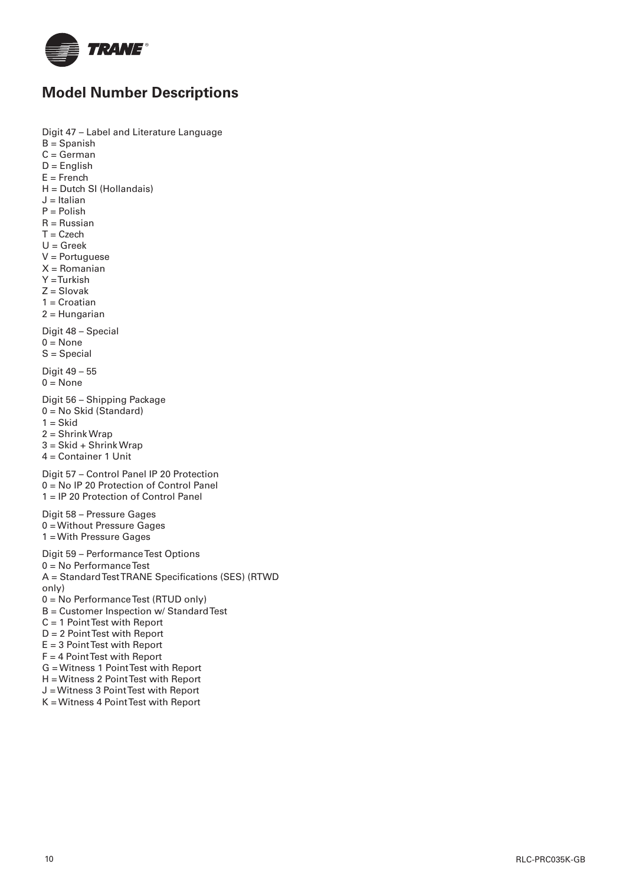# Model Number Descriptions

Digit 47 – Label and Literature Language
B = Spanish
C = German
D = English
E = French
H = Dutch SI (Hollandais)
J = Italian
P = Polish
R = Russian
T = Czech
U = Greek
V = Portuguese
X = Romanian
Y = Turkish
Z = Slovak
1 = Croatian
2 = Hungarian

Digit 48 – Special
0 = None
S = Special

Digit 49 – 55
0 = None

Digit 56 – Shipping Package
0 = No Skid (Standard)
1 = Skid
2 = Shrink Wrap
3 = Skid + Shrink Wrap
4 = Container 1 Unit

Digit 57 – Control Panel IP 20 Protection
0 = No IP 20 Protection of Control Panel
1 = IP 20 Protection of Control Panel

Digit 58 – Pressure Gages
0 = Without Pressure Gages
1 = With Pressure Gages

Digit 59 – Performance Test Options
0 = No Performance Test
A = Standard Test TRANE Specifications (SES) (RTWD only)
0 = No Performance Test (RTUD only)
B = Customer Inspection w/ Standard Test
C = 1 Point Test with Report
D = 2 Point Test with Report
E = 3 Point Test with Report
F = 4 Point Test with Report
G = Witness 1 Point Test with Report
H = Witness 2 Point Test with Report
J = Witness 3 Point Test with Report
K = Witness 4 Point Test with Report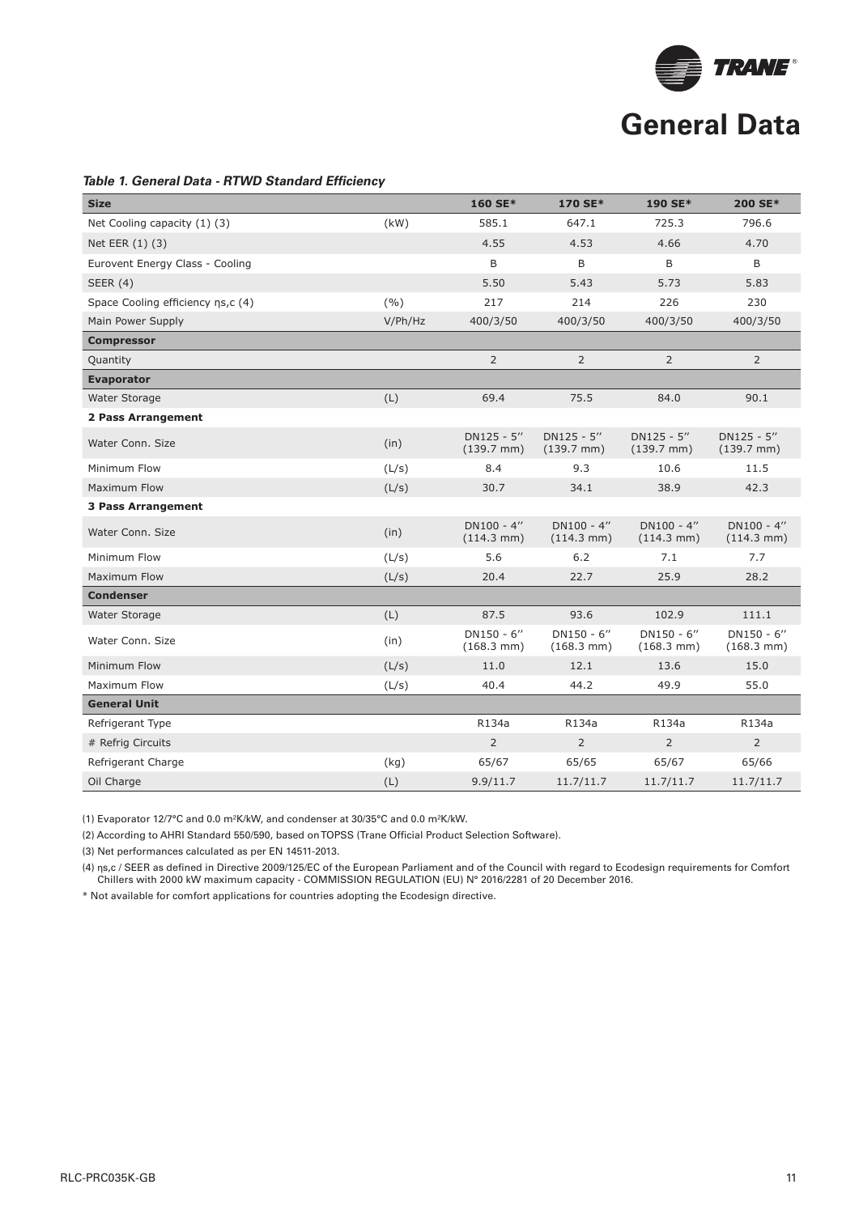# General Data

*Table 1. General Data - RTWD Standard Efficiency*

| Size | | 160 SE* | 170 SE* | 190 SE* | 200 SE* |
|---|---|---|---|---|---|
| Net Cooling capacity (1) (3) | (kW) | 585.1 | 647.1 | 725.3 | 796.6 |
| Net EER (1) (3) | | 4.55 | 4.53 | 4.66 | 4.70 |
| Eurovent Energy Class - Cooling | | B | B | B | B |
| SEER (4) | | 5.50 | 5.43 | 5.73 | 5.83 |
| Space Cooling efficiency ηs,c (4) | (%) | 217 | 214 | 226 | 230 |
| Main Power Supply | V/Ph/Hz | 400/3/50 | 400/3/50 | 400/3/50 | 400/3/50 |
| **Compressor** | | | | | |
| Quantity | | 2 | 2 | 2 | 2 |
| **Evaporator** | | | | | |
| Water Storage | (L) | 69.4 | 75.5 | 84.0 | 90.1 |
| **2 Pass Arrangement** | | | | | |
| Water Conn. Size | (in) | DN125 - 5'' (139.7 mm) | DN125 - 5'' (139.7 mm) | DN125 - 5'' (139.7 mm) | DN125 - 5'' (139.7 mm) |
| Minimum Flow | (L/s) | 8.4 | 9.3 | 10.6 | 11.5 |
| Maximum Flow | (L/s) | 30.7 | 34.1 | 38.9 | 42.3 |
| **3 Pass Arrangement** | | | | | |
| Water Conn. Size | (in) | DN100 - 4'' (114.3 mm) | DN100 - 4'' (114.3 mm) | DN100 - 4'' (114.3 mm) | DN100 - 4'' (114.3 mm) |
| Minimum Flow | (L/s) | 5.6 | 6.2 | 7.1 | 7.7 |
| Maximum Flow | (L/s) | 20.4 | 22.7 | 25.9 | 28.2 |
| **Condenser** | | | | | |
| Water Storage | (L) | 87.5 | 93.6 | 102.9 | 111.1 |
| Water Conn. Size | (in) | DN150 - 6'' (168.3 mm) | DN150 - 6'' (168.3 mm) | DN150 - 6'' (168.3 mm) | DN150 - 6'' (168.3 mm) |
| Minimum Flow | (L/s) | 11.0 | 12.1 | 13.6 | 15.0 |
| Maximum Flow | (L/s) | 40.4 | 44.2 | 49.9 | 55.0 |
| **General Unit** | | | | | |
| Refrigerant Type | | R134a | R134a | R134a | R134a |
| # Refrig Circuits | | 2 | 2 | 2 | 2 |
| Refrigerant Charge | (kg) | 65/67 | 65/65 | 65/67 | 65/66 |
| Oil Charge | (L) | 9.9/11.7 | 11.7/11.7 | 11.7/11.7 | 11.7/11.7 |

(1) Evaporator 12/7°C and 0.0 m²K/kW, and condenser at 30/35°C and 0.0 m²K/kW.

(2) According to AHRI Standard 550/590, based on TOPSS (Trane Official Product Selection Software).

(3) Net performances calculated as per EN 14511-2013.

(4) ηs,c / SEER as defined in Directive 2009/125/EC of the European Parliament and of the Council with regard to Ecodesign requirements for Comfort Chillers with 2000 kW maximum capacity - COMMISSION REGULATION (EU) N° 2016/2281 of 20 December 2016.

* Not available for comfort applications for countries adopting the Ecodesign directive.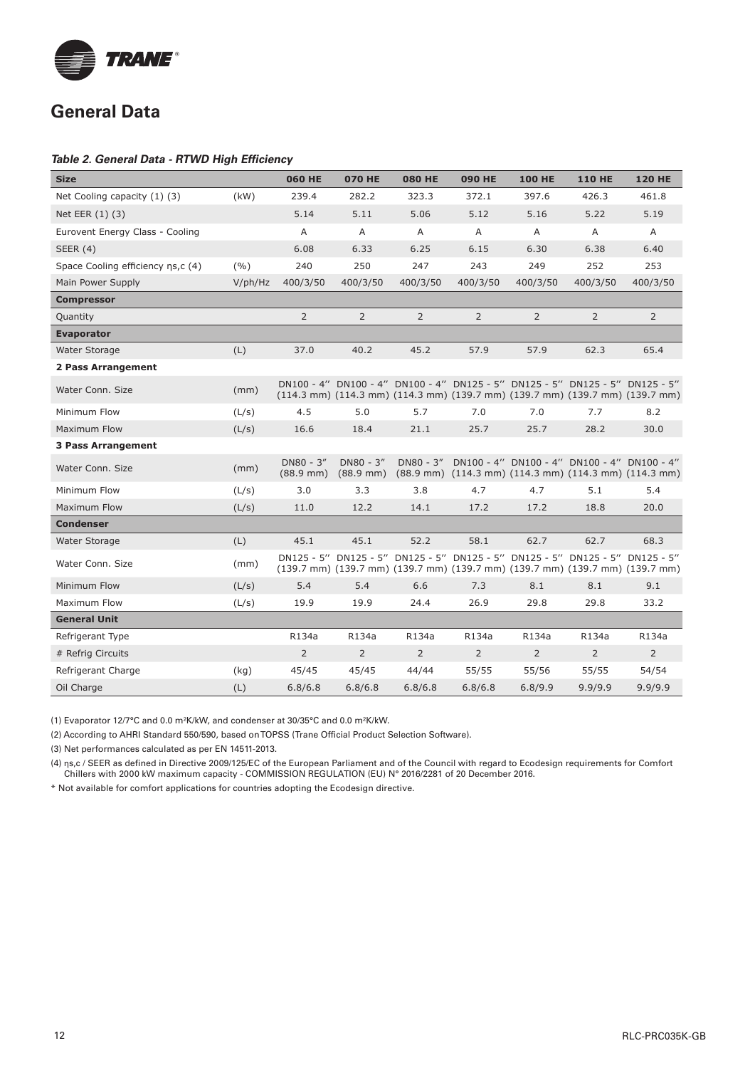## General Data

***Table 2. General Data - RTWD High Efficiency***

| Size | | 060 HE | 070 HE | 080 HE | 090 HE | 100 HE | 110 HE | 120 HE |
|---|---|---|---|---|---|---|---|---|
| Net Cooling capacity (1) (3) | (kW) | 239.4 | 282.2 | 323.3 | 372.1 | 397.6 | 426.3 | 461.8 |
| Net EER (1) (3) | | 5.14 | 5.11 | 5.06 | 5.12 | 5.16 | 5.22 | 5.19 |
| Eurovent Energy Class - Cooling | | A | A | A | A | A | A | A |
| SEER (4) | | 6.08 | 6.33 | 6.25 | 6.15 | 6.30 | 6.38 | 6.40 |
| Space Cooling efficiency ηs,c (4) | (%) | 240 | 250 | 247 | 243 | 249 | 252 | 253 |
| Main Power Supply | V/ph/Hz | 400/3/50 | 400/3/50 | 400/3/50 | 400/3/50 | 400/3/50 | 400/3/50 | 400/3/50 |
| **Compressor** | | | | | | | | |
| Quantity | | 2 | 2 | 2 | 2 | 2 | 2 | 2 |
| **Evaporator** | | | | | | | | |
| Water Storage | (L) | 37.0 | 40.2 | 45.2 | 57.9 | 57.9 | 62.3 | 65.4 |
| **2 Pass Arrangement** | | | | | | | | |
| Water Conn. Size | (mm) | DN100 - 4" (114.3 mm) | DN100 - 4" (114.3 mm) | DN100 - 4" (114.3 mm) | DN125 - 5" (139.7 mm) | DN125 - 5" (139.7 mm) | DN125 - 5" (139.7 mm) | DN125 - 5" (139.7 mm) |
| Minimum Flow | (L/s) | 4.5 | 5.0 | 5.7 | 7.0 | 7.0 | 7.7 | 8.2 |
| Maximum Flow | (L/s) | 16.6 | 18.4 | 21.1 | 25.7 | 25.7 | 28.2 | 30.0 |
| **3 Pass Arrangement** | | | | | | | | |
| Water Conn. Size | (mm) | DN80 - 3" (88.9 mm) | DN80 - 3" (88.9 mm) | DN80 - 3" (88.9 mm) | DN100 - 4" (114.3 mm) | DN100 - 4" (114.3 mm) | DN100 - 4" (114.3 mm) | DN100 - 4" (114.3 mm) |
| Minimum Flow | (L/s) | 3.0 | 3.3 | 3.8 | 4.7 | 4.7 | 5.1 | 5.4 |
| Maximum Flow | (L/s) | 11.0 | 12.2 | 14.1 | 17.2 | 17.2 | 18.8 | 20.0 |
| **Condenser** | | | | | | | | |
| Water Storage | (L) | 45.1 | 45.1 | 52.2 | 58.1 | 62.7 | 62.7 | 68.3 |
| Water Conn. Size | (mm) | DN125 - 5" (139.7 mm) | DN125 - 5" (139.7 mm) | DN125 - 5" (139.7 mm) | DN125 - 5" (139.7 mm) | DN125 - 5" (139.7 mm) | DN125 - 5" (139.7 mm) | DN125 - 5" (139.7 mm) |
| Minimum Flow | (L/s) | 5.4 | 5.4 | 6.6 | 7.3 | 8.1 | 8.1 | 9.1 |
| Maximum Flow | (L/s) | 19.9 | 19.9 | 24.4 | 26.9 | 29.8 | 29.8 | 33.2 |
| **General Unit** | | | | | | | | |
| Refrigerant Type | | R134a | R134a | R134a | R134a | R134a | R134a | R134a |
| # Refrig Circuits | | 2 | 2 | 2 | 2 | 2 | 2 | 2 |
| Refrigerant Charge | (kg) | 45/45 | 45/45 | 44/44 | 55/55 | 55/56 | 55/55 | 54/54 |
| Oil Charge | (L) | 6.8/6.8 | 6.8/6.8 | 6.8/6.8 | 6.8/6.8 | 6.8/9.9 | 9.9/9.9 | 9.9/9.9 |

(1) Evaporator 12/7°C and 0.0 $m^2$K/kW, and condenser at 30/35°C and 0.0 $m^2$K/kW.

(2) According to AHRI Standard 550/590, based on TOPSS (Trane Official Product Selection Software).

(3) Net performances calculated as per EN 14511-2013.

(4) ηs,c / SEER as defined in Directive 2009/125/EC of the European Parliament and of the Council with regard to Ecodesign requirements for Comfort Chillers with 2000 kW maximum capacity - COMMISSION REGULATION (EU) N° 2016/2281 of 20 December 2016.

* Not available for comfort applications for countries adopting the Ecodesign directive.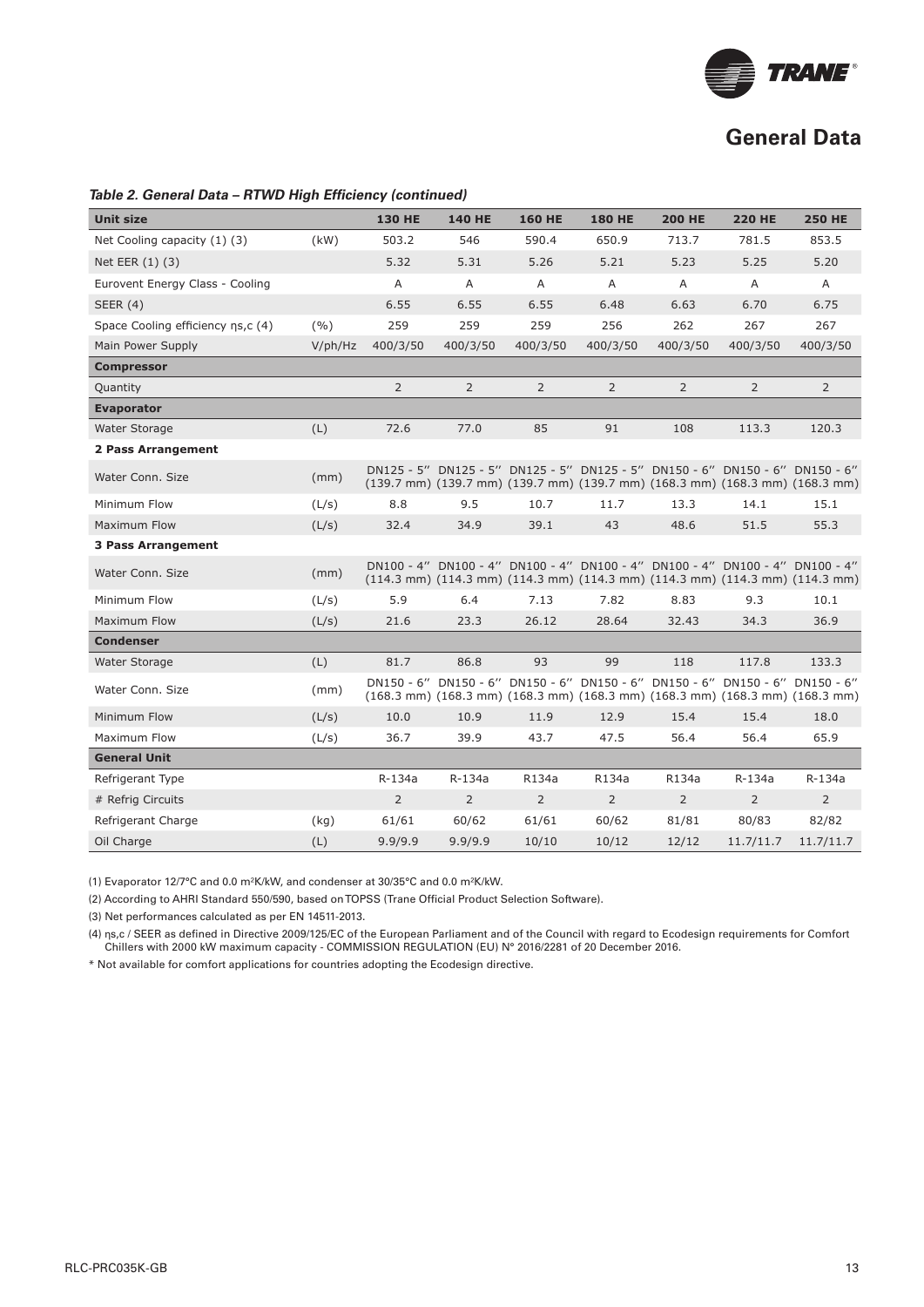## General Data

***Table 2. General Data – RTWD High Efficiency (continued)***

| Unit size | | 130 HE | 140 HE | 160 HE | 180 HE | 200 HE | 220 HE | 250 HE |
|---|---|---|---|---|---|---|---|---|
| Net Cooling capacity (1) (3) | (kW) | 503.2 | 546 | 590.4 | 650.9 | 713.7 | 781.5 | 853.5 |
| Net EER (1) (3) | | 5.32 | 5.31 | 5.26 | 5.21 | 5.23 | 5.25 | 5.20 |
| Eurovent Energy Class - Cooling | | A | A | A | A | A | A | A |
| SEER (4) | | 6.55 | 6.55 | 6.55 | 6.48 | 6.63 | 6.70 | 6.75 |
| Space Cooling efficiency ηs,c (4) | (%) | 259 | 259 | 259 | 256 | 262 | 267 | 267 |
| Main Power Supply | V/ph/Hz | 400/3/50 | 400/3/50 | 400/3/50 | 400/3/50 | 400/3/50 | 400/3/50 | 400/3/50 |
| **Compressor** | | | | | | | | |
| Quantity | | 2 | 2 | 2 | 2 | 2 | 2 | 2 |
| **Evaporator** | | | | | | | | |
| Water Storage | (L) | 72.6 | 77.0 | 85 | 91 | 108 | 113.3 | 120.3 |
| **2 Pass Arrangement** | | | | | | | | |
| Water Conn. Size | (mm) | DN125 - 5'' (139.7 mm) | DN125 - 5'' (139.7 mm) | DN125 - 5'' (139.7 mm) | DN125 - 5'' (139.7 mm) | DN150 - 6'' (168.3 mm) | DN150 - 6'' (168.3 mm) | DN150 - 6'' (168.3 mm) |
| Minimum Flow | (L/s) | 8.8 | 9.5 | 10.7 | 11.7 | 13.3 | 14.1 | 15.1 |
| Maximum Flow | (L/s) | 32.4 | 34.9 | 39.1 | 43 | 48.6 | 51.5 | 55.3 |
| **3 Pass Arrangement** | | | | | | | | |
| Water Conn. Size | (mm) | DN100 - 4'' (114.3 mm) | DN100 - 4'' (114.3 mm) | DN100 - 4'' (114.3 mm) | DN100 - 4'' (114.3 mm) | DN100 - 4'' (114.3 mm) | DN100 - 4'' (114.3 mm) | DN100 - 4'' (114.3 mm) |
| Minimum Flow | (L/s) | 5.9 | 6.4 | 7.13 | 7.82 | 8.83 | 9.3 | 10.1 |
| Maximum Flow | (L/s) | 21.6 | 23.3 | 26.12 | 28.64 | 32.43 | 34.3 | 36.9 |
| **Condenser** | | | | | | | | |
| Water Storage | (L) | 81.7 | 86.8 | 93 | 99 | 118 | 117.8 | 133.3 |
| Water Conn. Size | (mm) | DN150 - 6'' (168.3 mm) | DN150 - 6'' (168.3 mm) | DN150 - 6'' (168.3 mm) | DN150 - 6'' (168.3 mm) | DN150 - 6'' (168.3 mm) | DN150 - 6'' (168.3 mm) | DN150 - 6'' (168.3 mm) |
| Minimum Flow | (L/s) | 10.0 | 10.9 | 11.9 | 12.9 | 15.4 | 15.4 | 18.0 |
| Maximum Flow | (L/s) | 36.7 | 39.9 | 43.7 | 47.5 | 56.4 | 56.4 | 65.9 |
| **General Unit** | | | | | | | | |
| Refrigerant Type | | R-134a | R-134a | R134a | R134a | R134a | R-134a | R-134a |
| # Refrig Circuits | | 2 | 2 | 2 | 2 | 2 | 2 | 2 |
| Refrigerant Charge | (kg) | 61/61 | 60/62 | 61/61 | 60/62 | 81/81 | 80/83 | 82/82 |
| Oil Charge | (L) | 9.9/9.9 | 9.9/9.9 | 10/10 | 10/12 | 12/12 | 11.7/11.7 | 11.7/11.7 |

(1) Evaporator 12/7°C and 0.0 m²K/kW, and condenser at 30/35°C and 0.0 m²K/kW.

(2) According to AHRI Standard 550/590, based on TOPSS (Trane Official Product Selection Software).

(3) Net performances calculated as per EN 14511-2013.

(4) ηs,c / SEER as defined in Directive 2009/125/EC of the European Parliament and of the Council with regard to Ecodesign requirements for Comfort Chillers with 2000 kW maximum capacity - COMMISSION REGULATION (EU) N° 2016/2281 of 20 December 2016.

* Not available for comfort applications for countries adopting the Ecodesign directive.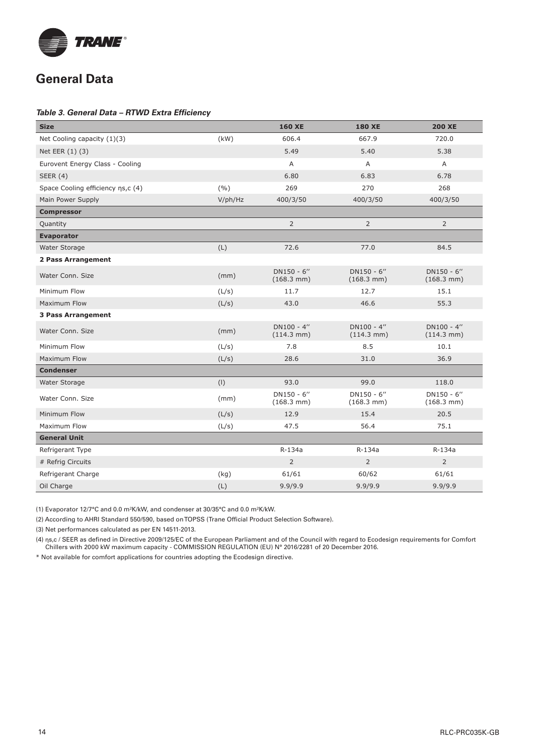## General Data

### *Table 3. General Data – RTWD Extra Efficiency*

| Size | | 160 XE | 180 XE | 200 XE |
|---|---|---|---|---|
| Net Cooling capacity (1)(3) | (kW) | 606.4 | 667.9 | 720.0 |
| Net EER (1) (3) | | 5.49 | 5.40 | 5.38 |
| Eurovent Energy Class - Cooling | | A | A | A |
| SEER (4) | | 6.80 | 6.83 | 6.78 |
| Space Cooling efficiency ηs,c (4) | (%) | 269 | 270 | 268 |
| Main Power Supply | V/ph/Hz | 400/3/50 | 400/3/50 | 400/3/50 |
| **Compressor** | | | | |
| Quantity | | 2 | 2 | 2 |
| **Evaporator** | | | | |
| Water Storage | (L) | 72.6 | 77.0 | 84.5 |
| **2 Pass Arrangement** | | | | |
| Water Conn. Size | (mm) | DN150 - 6'' (168.3 mm) | DN150 - 6'' (168.3 mm) | DN150 - 6'' (168.3 mm) |
| Minimum Flow | (L/s) | 11.7 | 12.7 | 15.1 |
| Maximum Flow | (L/s) | 43.0 | 46.6 | 55.3 |
| **3 Pass Arrangement** | | | | |
| Water Conn. Size | (mm) | DN100 - 4'' (114.3 mm) | DN100 - 4'' (114.3 mm) | DN100 - 4'' (114.3 mm) |
| Minimum Flow | (L/s) | 7.8 | 8.5 | 10.1 |
| Maximum Flow | (L/s) | 28.6 | 31.0 | 36.9 |
| **Condenser** | | | | |
| Water Storage | (l) | 93.0 | 99.0 | 118.0 |
| Water Conn. Size | (mm) | DN150 - 6'' (168.3 mm) | DN150 - 6'' (168.3 mm) | DN150 - 6'' (168.3 mm) |
| Minimum Flow | (L/s) | 12.9 | 15.4 | 20.5 |
| Maximum Flow | (L/s) | 47.5 | 56.4 | 75.1 |
| **General Unit** | | | | |
| Refrigerant Type | | R-134a | R-134a | R-134a |
| # Refrig Circuits | | 2 | 2 | 2 |
| Refrigerant Charge | (kg) | 61/61 | 60/62 | 61/61 |
| Oil Charge | (L) | 9.9/9.9 | 9.9/9.9 | 9.9/9.9 |

(1) Evaporator 12/7°C and 0.0 m²K/kW, and condenser at 30/35°C and 0.0 m²K/kW.

(2) According to AHRI Standard 550/590, based on TOPSS (Trane Official Product Selection Software).

(3) Net performances calculated as per EN 14511-2013.

(4) ηs,c / SEER as defined in Directive 2009/125/EC of the European Parliament and of the Council with regard to Ecodesign requirements for Comfort Chillers with 2000 kW maximum capacity - COMMISSION REGULATION (EU) N° 2016/2281 of 20 December 2016.

* Not available for comfort applications for countries adopting the Ecodesign directive.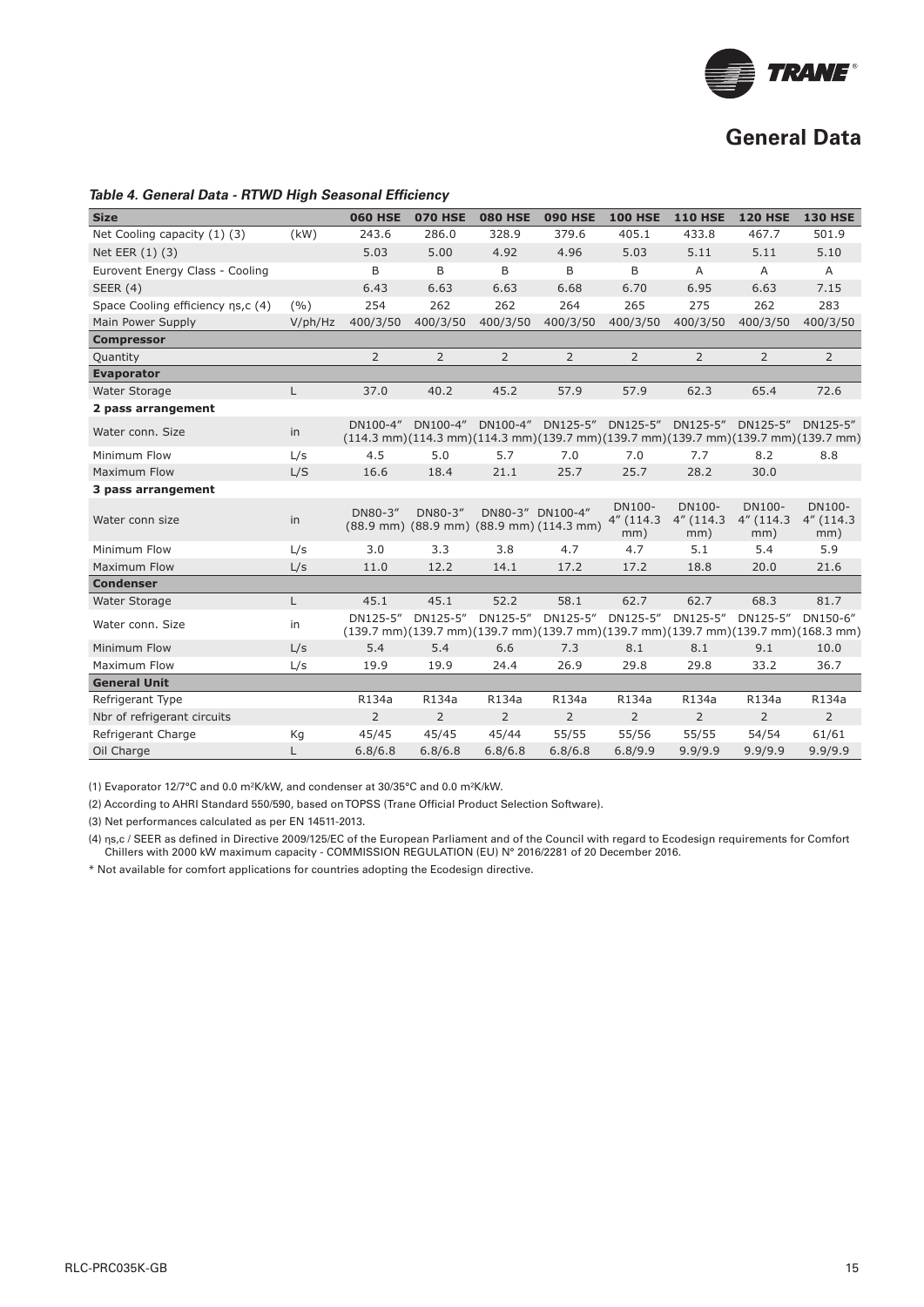# General Data

*Table 4. General Data - RTWD High Seasonal Efficiency*

| Size | | 060 HSE | 070 HSE | 080 HSE | 090 HSE | 100 HSE | 110 HSE | 120 HSE | 130 HSE |
|---|---|---|---|---|---|---|---|---|---|
| Net Cooling capacity (1) (3) | (kW) | 243.6 | 286.0 | 328.9 | 379.6 | 405.1 | 433.8 | 467.7 | 501.9 |
| Net EER (1) (3) | | 5.03 | 5.00 | 4.92 | 4.96 | 5.03 | 5.11 | 5.11 | 5.10 |
| Eurovent Energy Class - Cooling | | B | B | B | B | B | A | A | A |
| SEER (4) | | 6.43 | 6.63 | 6.63 | 6.68 | 6.70 | 6.95 | 6.63 | 7.15 |
| Space Cooling efficiency ηs,c (4) | (%) | 254 | 262 | 262 | 264 | 265 | 275 | 262 | 283 |
| Main Power Supply | V/ph/Hz | 400/3/50 | 400/3/50 | 400/3/50 | 400/3/50 | 400/3/50 | 400/3/50 | 400/3/50 | 400/3/50 |
| **Compressor** | | | | | | | | | |
| Quantity | | 2 | 2 | 2 | 2 | 2 | 2 | 2 | 2 |
| **Evaporator** | | | | | | | | | |
| Water Storage | L | 37.0 | 40.2 | 45.2 | 57.9 | 57.9 | 62.3 | 65.4 | 72.6 |
| **2 pass arrangement** | | | | | | | | | |
| Water conn. Size | in | DN100-4" (114.3 mm) | DN100-4" (114.3 mm) | DN100-4" (114.3 mm) | DN125-5" (139.7 mm) | DN125-5" (139.7 mm) | DN125-5" (139.7 mm) | DN125-5" (139.7 mm) | DN125-5" (139.7 mm) |
| Minimum Flow | L/s | 4.5 | 5.0 | 5.7 | 7.0 | 7.0 | 7.7 | 8.2 | 8.8 |
| Maximum Flow | L/S | 16.6 | 18.4 | 21.1 | 25.7 | 25.7 | 28.2 | 30.0 | |
| **3 pass arrangement** | | | | | | | | | |
| Water conn size | in | DN80-3" (88.9 mm) | DN80-3" (88.9 mm) | DN80-3" (88.9 mm) | DN100-4" (114.3 mm) | DN100-4" (114.3 mm) | DN100-4" (114.3 mm) | DN100-4" (114.3 mm) | DN100-4" (114.3 mm) |
| Minimum Flow | L/s | 3.0 | 3.3 | 3.8 | 4.7 | 4.7 | 5.1 | 5.4 | 5.9 |
| Maximum Flow | L/s | 11.0 | 12.2 | 14.1 | 17.2 | 17.2 | 18.8 | 20.0 | 21.6 |
| **Condenser** | | | | | | | | | |
| Water Storage | L | 45.1 | 45.1 | 52.2 | 58.1 | 62.7 | 62.7 | 68.3 | 81.7 |
| Water conn. Size | in | DN125-5" (139.7 mm) | DN125-5" (139.7 mm) | DN125-5" (139.7 mm) | DN125-5" (139.7 mm) | DN125-5" (139.7 mm) | DN125-5" (139.7 mm) | DN125-5" (139.7 mm) | DN150-6" (168.3 mm) |
| Minimum Flow | L/s | 5.4 | 5.4 | 6.6 | 7.3 | 8.1 | 8.1 | 9.1 | 10.0 |
| Maximum Flow | L/s | 19.9 | 19.9 | 24.4 | 26.9 | 29.8 | 29.8 | 33.2 | 36.7 |
| **General Unit** | | | | | | | | | |
| Refrigerant Type | | R134a | R134a | R134a | R134a | R134a | R134a | R134a | R134a |
| Nbr of refrigerant circuits | | 2 | 2 | 2 | 2 | 2 | 2 | 2 | 2 |
| Refrigerant Charge | Kg | 45/45 | 45/45 | 45/44 | 55/55 | 55/56 | 55/55 | 54/54 | 61/61 |
| Oil Charge | L | 6.8/6.8 | 6.8/6.8 | 6.8/6.8 | 6.8/6.8 | 6.8/9.9 | 9.9/9.9 | 9.9/9.9 | 9.9/9.9 |

(1) Evaporator 12/7°C and 0.0 m²K/kW, and condenser at 30/35°C and 0.0 m²K/kW.

(2) According to AHRI Standard 550/590, based on TOPSS (Trane Official Product Selection Software).

(3) Net performances calculated as per EN 14511-2013.

(4) ηs,c / SEER as defined in Directive 2009/125/EC of the European Parliament and of the Council with regard to Ecodesign requirements for Comfort Chillers with 2000 kW maximum capacity - COMMISSION REGULATION (EU) N° 2016/2281 of 20 December 2016.

* Not available for comfort applications for countries adopting the Ecodesign directive.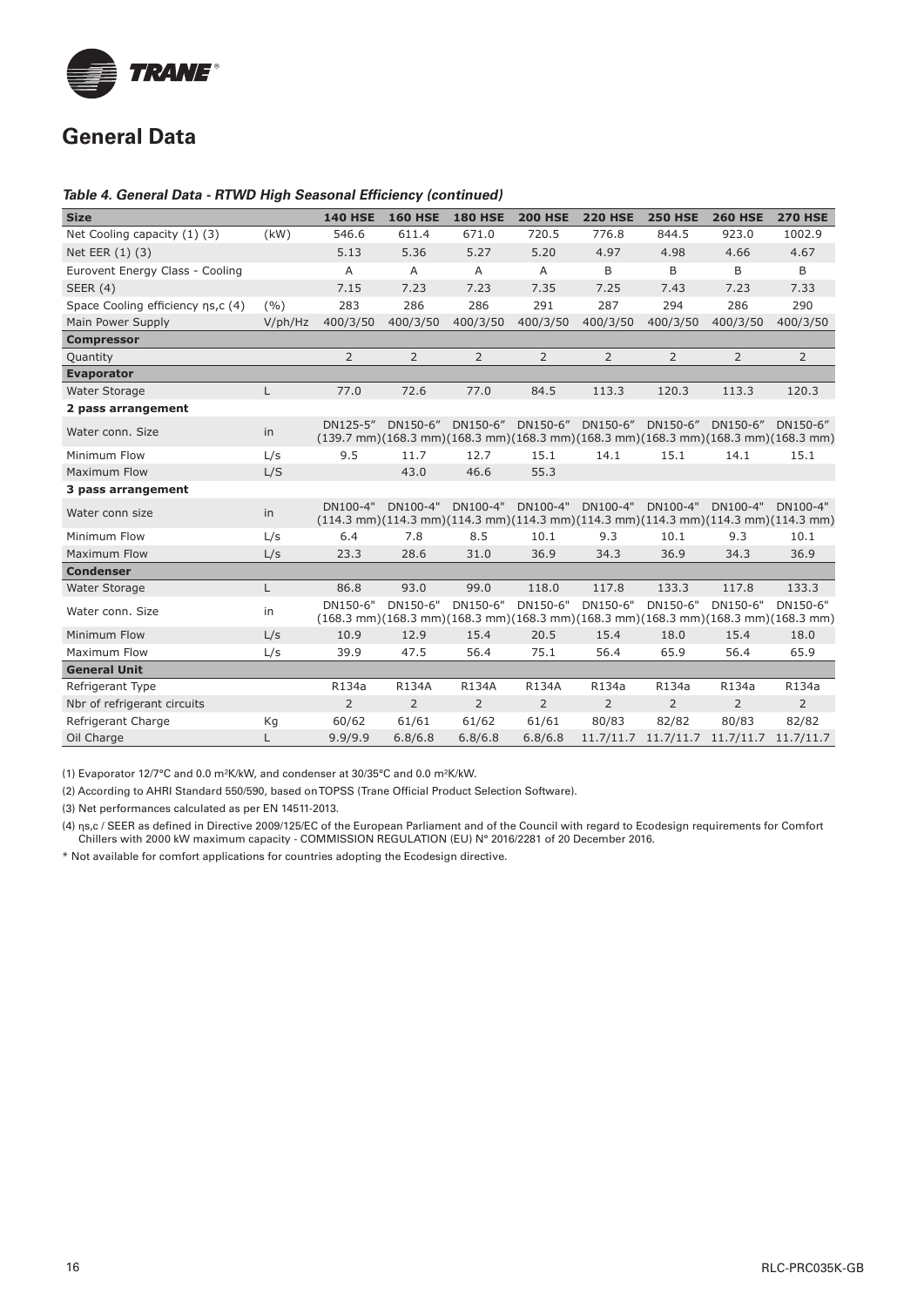## General Data

***Table 4. General Data - RTWD High Seasonal Efficiency (continued)***

| Size | | 140 HSE | 160 HSE | 180 HSE | 200 HSE | 220 HSE | 250 HSE | 260 HSE | 270 HSE |
|---|---|---|---|---|---|---|---|---|---|
| Net Cooling capacity (1) (3) | (kW) | 546.6 | 611.4 | 671.0 | 720.5 | 776.8 | 844.5 | 923.0 | 1002.9 |
| Net EER (1) (3) | | 5.13 | 5.36 | 5.27 | 5.20 | 4.97 | 4.98 | 4.66 | 4.67 |
| Eurovent Energy Class - Cooling | | A | A | A | A | B | B | B | B |
| SEER (4) | | 7.15 | 7.23 | 7.23 | 7.35 | 7.25 | 7.43 | 7.23 | 7.33 |
| Space Cooling efficiency $\eta_{s,c}$ (4) | (%) | 283 | 286 | 286 | 291 | 287 | 294 | 286 | 290 |
| Main Power Supply | V/ph/Hz | 400/3/50 | 400/3/50 | 400/3/50 | 400/3/50 | 400/3/50 | 400/3/50 | 400/3/50 | 400/3/50 |
| **Compressor** | | | | | | | | | |
| Quantity | | 2 | 2 | 2 | 2 | 2 | 2 | 2 | 2 |
| **Evaporator** | | | | | | | | | |
| Water Storage | L | 77.0 | 72.6 | 77.0 | 84.5 | 113.3 | 120.3 | 113.3 | 120.3 |
| **2 pass arrangement** | | | | | | | | | |
| Water conn. Size | in | DN125-5" (139.7 mm) | DN150-6" (168.3 mm) | DN150-6" (168.3 mm) | DN150-6" (168.3 mm) | DN150-6" (168.3 mm) | DN150-6" (168.3 mm) | DN150-6" (168.3 mm) | DN150-6" (168.3 mm) |
| Minimum Flow | L/s | 9.5 | 11.7 | 12.7 | 15.1 | 14.1 | 15.1 | 14.1 | 15.1 |
| Maximum Flow | L/S | | 43.0 | 46.6 | 55.3 | | | | |
| **3 pass arrangement** | | | | | | | | | |
| Water conn size | in | DN100-4" (114.3 mm) | DN100-4" (114.3 mm) | DN100-4" (114.3 mm) | DN100-4" (114.3 mm) | DN100-4" (114.3 mm) | DN100-4" (114.3 mm) | DN100-4" (114.3 mm) | DN100-4" (114.3 mm) |
| Minimum Flow | L/s | 6.4 | 7.8 | 8.5 | 10.1 | 9.3 | 10.1 | 9.3 | 10.1 |
| Maximum Flow | L/s | 23.3 | 28.6 | 31.0 | 36.9 | 34.3 | 36.9 | 34.3 | 36.9 |
| **Condenser** | | | | | | | | | |
| Water Storage | L | 86.8 | 93.0 | 99.0 | 118.0 | 117.8 | 133.3 | 117.8 | 133.3 |
| Water conn. Size | in | DN150-6" (168.3 mm) | DN150-6" (168.3 mm) | DN150-6" (168.3 mm) | DN150-6" (168.3 mm) | DN150-6" (168.3 mm) | DN150-6" (168.3 mm) | DN150-6" (168.3 mm) | DN150-6" (168.3 mm) |
| Minimum Flow | L/s | 10.9 | 12.9 | 15.4 | 20.5 | 15.4 | 18.0 | 15.4 | 18.0 |
| Maximum Flow | L/s | 39.9 | 47.5 | 56.4 | 75.1 | 56.4 | 65.9 | 56.4 | 65.9 |
| **General Unit** | | | | | | | | | |
| Refrigerant Type | | R134a | R134A | R134A | R134A | R134a | R134a | R134a | R134a |
| Nbr of refrigerant circuits | | 2 | 2 | 2 | 2 | 2 | 2 | 2 | 2 |
| Refrigerant Charge | Kg | 60/62 | 61/61 | 61/62 | 61/61 | 80/83 | 82/82 | 80/83 | 82/82 |
| Oil Charge | L | 9.9/9.9 | 6.8/6.8 | 6.8/6.8 | 6.8/6.8 | 11.7/11.7 | 11.7/11.7 | 11.7/11.7 | 11.7/11.7 |

(1) Evaporator 12/7°C and 0.0 $m^2K/kW$, and condenser at 30/35°C and 0.0 $m^2K/kW$.

(2) According to AHRI Standard 550/590, based on TOPSS (Trane Official Product Selection Software).

(3) Net performances calculated as per EN 14511-2013.

(4) $\eta_{s,c}$ / SEER as defined in Directive 2009/125/EC of the European Parliament and of the Council with regard to Ecodesign requirements for Comfort Chillers with 2000 kW maximum capacity - COMMISSION REGULATION (EU) N° 2016/2281 of 20 December 2016.

* Not available for comfort applications for countries adopting the Ecodesign directive.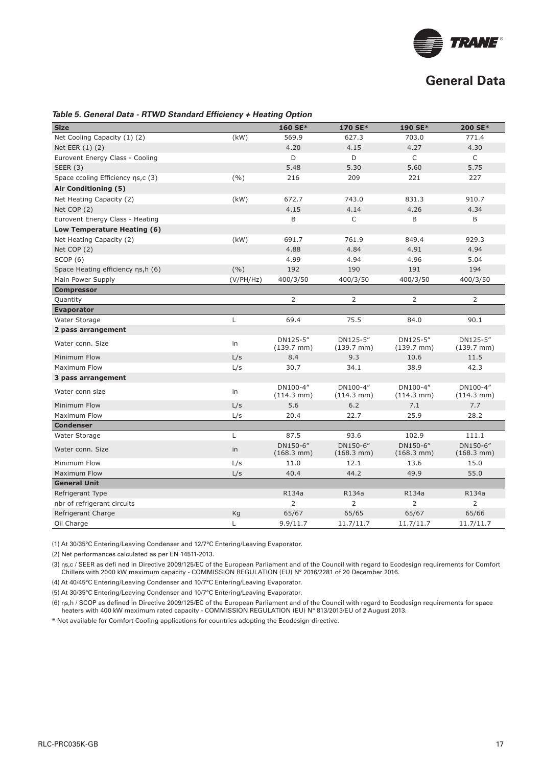# General Data

*Table 5. General Data - RTWD Standard Efficiency + Heating Option*

| Size | | 160 SE* | 170 SE* | 190 SE* | 200 SE* |
|---|---|---|---|---|---|
| Net Cooling Capacity (1) (2) | (kW) | 569.9 | 627.3 | 703.0 | 771.4 |
| Net EER (1) (2) | | 4.20 | 4.15 | 4.27 | 4.30 |
| Eurovent Energy Class - Cooling | | D | D | C | C |
| SEER (3) | | 5.48 | 5.30 | 5.60 | 5.75 |
| Space ccoling Efficiency ηs,c (3) | (%) | 216 | 209 | 221 | 227 |
| **Air Conditioning (5)** | | | | | |
| Net Heating Capacity (2) | (kW) | 672.7 | 743.0 | 831.3 | 910.7 |
| Net COP (2) | | 4.15 | 4.14 | 4.26 | 4.34 |
| Eurovent Energy Class - Heating | | B | C | B | B |
| **Low Temperature Heating (6)** | | | | | |
| Net Heating Capacity (2) | (kW) | 691.7 | 761.9 | 849.4 | 929.3 |
| Net COP (2) | | 4.88 | 4.84 | 4.91 | 4.94 |
| SCOP (6) | | 4.99 | 4.94 | 4.96 | 5.04 |
| Space Heating efficiency ηs,h (6) | (%) | 192 | 190 | 191 | 194 |
| Main Power Supply | (V/PH/Hz) | 400/3/50 | 400/3/50 | 400/3/50 | 400/3/50 |
| **Compressor** | | | | | |
| Quantity | | 2 | 2 | 2 | 2 |
| **Evaporator** | | | | | |
| Water Storage | L | 69.4 | 75.5 | 84.0 | 90.1 |
| **2 pass arrangement** | | | | | |
| Water conn. Size | in | DN125-5" (139.7 mm) | DN125-5" (139.7 mm) | DN125-5" (139.7 mm) | DN125-5" (139.7 mm) |
| Minimum Flow | L/s | 8.4 | 9.3 | 10.6 | 11.5 |
| Maximum Flow | L/s | 30.7 | 34.1 | 38.9 | 42.3 |
| **3 pass arrangement** | | | | | |
| Water conn size | in | DN100-4" (114.3 mm) | DN100-4" (114.3 mm) | DN100-4" (114.3 mm) | DN100-4" (114.3 mm) |
| Minimum Flow | L/s | 5.6 | 6.2 | 7.1 | 7.7 |
| Maximum Flow | L/s | 20.4 | 22.7 | 25.9 | 28.2 |
| **Condenser** | | | | | |
| Water Storage | L | 87.5 | 93.6 | 102.9 | 111.1 |
| Water conn. Size | in | DN150-6" (168.3 mm) | DN150-6" (168.3 mm) | DN150-6" (168.3 mm) | DN150-6" (168.3 mm) |
| Minimum Flow | L/s | 11.0 | 12.1 | 13.6 | 15.0 |
| Maximum Flow | L/s | 40.4 | 44.2 | 49.9 | 55.0 |
| **General Unit** | | | | | |
| Refrigerant Type | | R134a | R134a | R134a | R134a |
| nbr of refrigerant circuits | | 2 | 2 | 2 | 2 |
| Refrigerant Charge | Kg | 65/67 | 65/65 | 65/67 | 65/66 |
| Oil Charge | L | 9.9/11.7 | 11.7/11.7 | 11.7/11.7 | 11.7/11.7 |

(1) At 30/35°C Entering/Leaving Condenser and 12/7°C Entering/Leaving Evaporator.

(2) Net performances calculated as per EN 14511-2013.

(3) ηs,c / SEER as defi ned in Directive 2009/125/EC of the European Parliament and of the Council with regard to Ecodesign requirements for Comfort Chillers with 2000 kW maximum capacity - COMMISSION REGULATION (EU) N° 2016/2281 of 20 December 2016.

(4) At 40/45°C Entering/Leaving Condenser and 10/7°C Entering/Leaving Evaporator.

(5) At 30/35°C Entering/Leaving Condenser and 10/7°C Entering/Leaving Evaporator.

(6) ηs,h / SCOP as defined in Directive 2009/125/EC of the European Parliament and of the Council with regard to Ecodesign requirements for space heaters with 400 kW maximum rated capacity - COMMISSION REGULATION (EU) N° 813/2013/EU of 2 August 2013.

* Not available for Comfort Cooling applications for countries adopting the Ecodesign directive.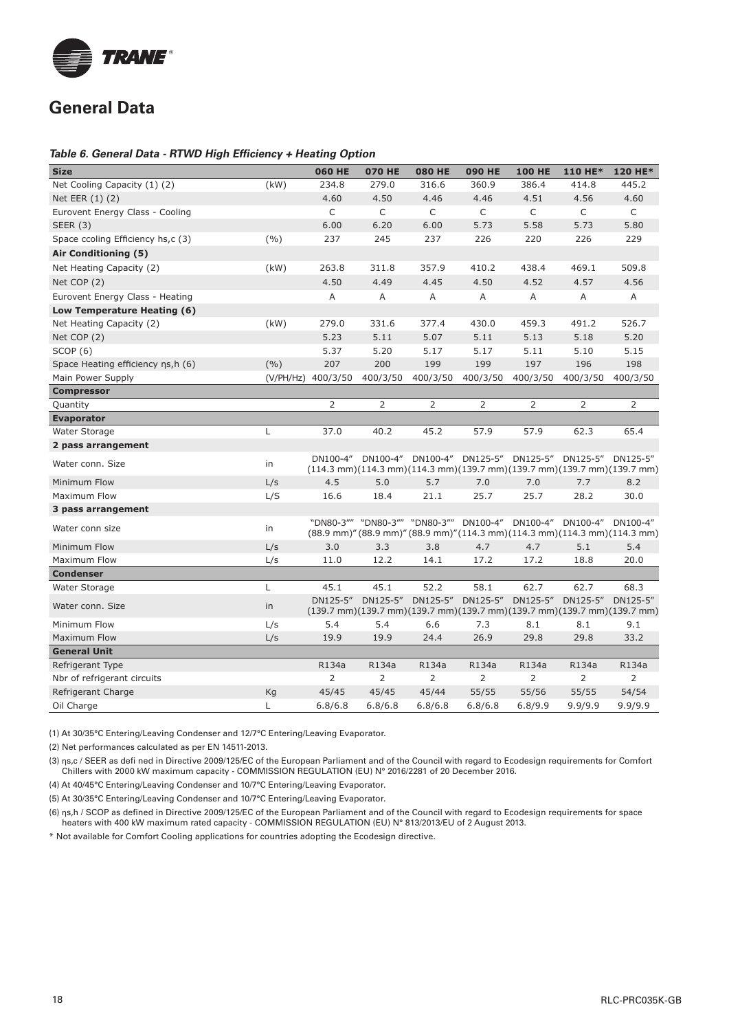## General Data

***Table 6. General Data - RTWD High Efficiency + Heating Option***

| Size | | 060 HE | 070 HE | 080 HE | 090 HE | 100 HE | 110 HE* | 120 HE* |
|---|---|---|---|---|---|---|---|---|
| Net Cooling Capacity (1) (2) | (kW) | 234.8 | 279.0 | 316.6 | 360.9 | 386.4 | 414.8 | 445.2 |
| Net EER (1) (2) | | 4.60 | 4.50 | 4.46 | 4.46 | 4.51 | 4.56 | 4.60 |
| Eurovent Energy Class - Cooling | | C | C | C | C | C | C | C |
| SEER (3) | | 6.00 | 6.20 | 6.00 | 5.73 | 5.58 | 5.73 | 5.80 |
| Space ccoling Efficiency hs,c (3) | (%) | 237 | 245 | 237 | 226 | 220 | 226 | 229 |
| **Air Conditioning (5)** | | | | | | | | |
| Net Heating Capacity (2) | (kW) | 263.8 | 311.8 | 357.9 | 410.2 | 438.4 | 469.1 | 509.8 |
| Net COP (2) | | 4.50 | 4.49 | 4.45 | 4.50 | 4.52 | 4.57 | 4.56 |
| Eurovent Energy Class - Heating | | A | A | A | A | A | A | A |
| **Low Temperature Heating (6)** | | | | | | | | |
| Net Heating Capacity (2) | (kW) | 279.0 | 331.6 | 377.4 | 430.0 | 459.3 | 491.2 | 526.7 |
| Net COP (2) | | 5.23 | 5.11 | 5.07 | 5.11 | 5.13 | 5.18 | 5.20 |
| SCOP (6) | | 5.37 | 5.20 | 5.17 | 5.17 | 5.11 | 5.10 | 5.15 |
| Space Heating efficiency ηs,h (6) | (%) | 207 | 200 | 199 | 199 | 197 | 196 | 198 |
| Main Power Supply | (V/PH/Hz) | 400/3/50 | 400/3/50 | 400/3/50 | 400/3/50 | 400/3/50 | 400/3/50 | 400/3/50 |
| **Compressor** | | | | | | | | |
| Quantity | | 2 | 2 | 2 | 2 | 2 | 2 | 2 |
| **Evaporator** | | | | | | | | |
| Water Storage | L | 37.0 | 40.2 | 45.2 | 57.9 | 57.9 | 62.3 | 65.4 |
| **2 pass arrangement** | | | | | | | | |
| Water conn. Size | in | DN100-4" (114.3 mm) | DN100-4" (114.3 mm) | DN100-4" (114.3 mm) | DN125-5" (139.7 mm) | DN125-5" (139.7 mm) | DN125-5" (139.7 mm) | DN125-5" (139.7 mm) |
| Minimum Flow | L/s | 4.5 | 5.0 | 5.7 | 7.0 | 7.0 | 7.7 | 8.2 |
| Maximum Flow | L/S | 16.6 | 18.4 | 21.1 | 25.7 | 25.7 | 28.2 | 30.0 |
| **3 pass arrangement** | | | | | | | | |
| Water conn size | in | "DN80-3"" (88.9 mm)" | "DN80-3"" (88.9 mm)" | "DN80-3"" (88.9 mm)" | DN100-4" (114.3 mm) | DN100-4" (114.3 mm) | DN100-4" (114.3 mm) | DN100-4" (114.3 mm) |
| Minimum Flow | L/s | 3.0 | 3.3 | 3.8 | 4.7 | 4.7 | 5.1 | 5.4 |
| Maximum Flow | L/s | 11.0 | 12.2 | 14.1 | 17.2 | 17.2 | 18.8 | 20.0 |
| **Condenser** | | | | | | | | |
| Water Storage | L | 45.1 | 45.1 | 52.2 | 58.1 | 62.7 | 62.7 | 68.3 |
| Water conn. Size | in | DN125-5" (139.7 mm) | DN125-5" (139.7 mm) | DN125-5" (139.7 mm) | DN125-5" (139.7 mm) | DN125-5" (139.7 mm) | DN125-5" (139.7 mm) | DN125-5" (139.7 mm) |
| Minimum Flow | L/s | 5.4 | 5.4 | 6.6 | 7.3 | 8.1 | 8.1 | 9.1 |
| Maximum Flow | L/s | 19.9 | 19.9 | 24.4 | 26.9 | 29.8 | 29.8 | 33.2 |
| **General Unit** | | | | | | | | |
| Refrigerant Type | | R134a | R134a | R134a | R134a | R134a | R134a | R134a |
| Nbr of refrigerant circuits | | 2 | 2 | 2 | 2 | 2 | 2 | 2 |
| Refrigerant Charge | Kg | 45/45 | 45/45 | 45/44 | 55/55 | 55/56 | 55/55 | 54/54 |
| Oil Charge | L | 6.8/6.8 | 6.8/6.8 | 6.8/6.8 | 6.8/6.8 | 6.8/9.9 | 9.9/9.9 | 9.9/9.9 |

(1) At 30/35°C Entering/Leaving Condenser and 12/7°C Entering/Leaving Evaporator.

(2) Net performances calculated as per EN 14511-2013.

(3) ηs,c / SEER as defi ned in Directive 2009/125/EC of the European Parliament and of the Council with regard to Ecodesign requirements for Comfort Chillers with 2000 kW maximum capacity - COMMISSION REGULATION (EU) N° 2016/2281 of 20 December 2016.

(4) At 40/45°C Entering/Leaving Condenser and 10/7°C Entering/Leaving Evaporator.

(5) At 30/35°C Entering/Leaving Condenser and 10/7°C Entering/Leaving Evaporator.

(6) ηs,h / SCOP as defined in Directive 2009/125/EC of the European Parliament and of the Council with regard to Ecodesign requirements for space heaters with 400 kW maximum rated capacity - COMMISSION REGULATION (EU) N° 813/2013/EU of 2 August 2013.

* Not available for Comfort Cooling applications for countries adopting the Ecodesign directive.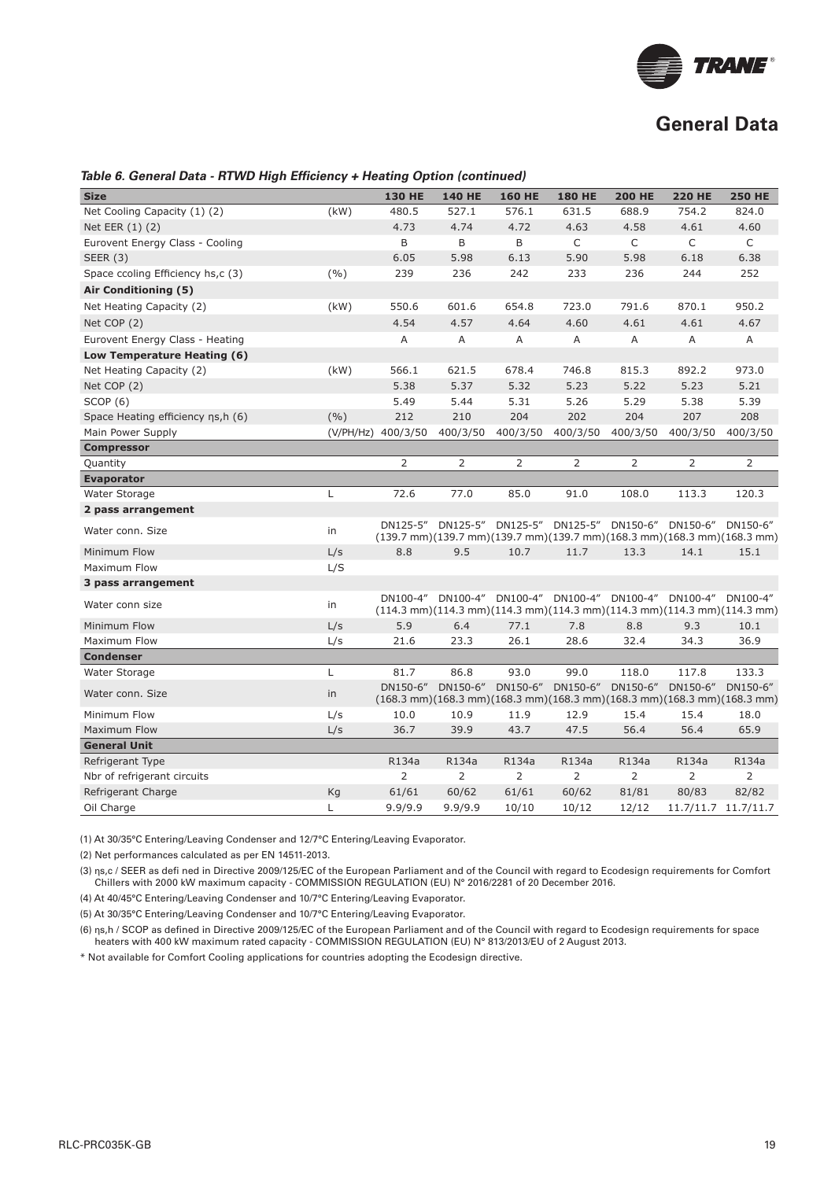# General Data

*Table 6. General Data - RTWD High Efficiency + Heating Option (continued)*

| Size | | 130 HE | 140 HE | 160 HE | 180 HE | 200 HE | 220 HE | 250 HE |
|---|---|---|---|---|---|---|---|---|
| Net Cooling Capacity (1) (2) | (kW) | 480.5 | 527.1 | 576.1 | 631.5 | 688.9 | 754.2 | 824.0 |
| Net EER (1) (2) | | 4.73 | 4.74 | 4.72 | 4.63 | 4.58 | 4.61 | 4.60 |
| Eurovent Energy Class - Cooling | | B | B | B | C | C | C | C |
| SEER (3) | | 6.05 | 5.98 | 6.13 | 5.90 | 5.98 | 6.18 | 6.38 |
| Space ccoling Efficiency hs,c (3) | (%) | 239 | 236 | 242 | 233 | 236 | 244 | 252 |
| **Air Conditioning (5)** | | | | | | | | |
| Net Heating Capacity (2) | (kW) | 550.6 | 601.6 | 654.8 | 723.0 | 791.6 | 870.1 | 950.2 |
| Net COP (2) | | 4.54 | 4.57 | 4.64 | 4.60 | 4.61 | 4.61 | 4.67 |
| Eurovent Energy Class - Heating | | A | A | A | A | A | A | A |
| **Low Temperature Heating (6)** | | | | | | | | |
| Net Heating Capacity (2) | (kW) | 566.1 | 621.5 | 678.4 | 746.8 | 815.3 | 892.2 | 973.0 |
| Net COP (2) | | 5.38 | 5.37 | 5.32 | 5.23 | 5.22 | 5.23 | 5.21 |
| SCOP (6) | | 5.49 | 5.44 | 5.31 | 5.26 | 5.29 | 5.38 | 5.39 |
| Space Heating efficiency ηs,h (6) | (%) | 212 | 210 | 204 | 202 | 204 | 207 | 208 |
| Main Power Supply | (V/PH/Hz) | 400/3/50 | 400/3/50 | 400/3/50 | 400/3/50 | 400/3/50 | 400/3/50 | 400/3/50 |
| **Compressor** | | | | | | | | |
| Quantity | | 2 | 2 | 2 | 2 | 2 | 2 | 2 |
| **Evaporator** | | | | | | | | |
| Water Storage | L | 72.6 | 77.0 | 85.0 | 91.0 | 108.0 | 113.3 | 120.3 |
| **2 pass arrangement** | | | | | | | | |
| Water conn. Size | in | DN125-5" (139.7 mm) | DN125-5" (139.7 mm) | DN125-5" (139.7 mm) | DN125-5" (139.7 mm) | DN150-6" (168.3 mm) | DN150-6" (168.3 mm) | DN150-6" (168.3 mm) |
| Minimum Flow | L/s | 8.8 | 9.5 | 10.7 | 11.7 | 13.3 | 14.1 | 15.1 |
| Maximum Flow | L/S | | | | | | | |
| **3 pass arrangement** | | | | | | | | |
| Water conn size | in | DN100-4" (114.3 mm) | DN100-4" (114.3 mm) | DN100-4" (114.3 mm) | DN100-4" (114.3 mm) | DN100-4" (114.3 mm) | DN100-4" (114.3 mm) | DN100-4" (114.3 mm) |
| Minimum Flow | L/s | 5.9 | 6.4 | 77.1 | 7.8 | 8.8 | 9.3 | 10.1 |
| Maximum Flow | L/s | 21.6 | 23.3 | 26.1 | 28.6 | 32.4 | 34.3 | 36.9 |
| **Condenser** | | | | | | | | |
| Water Storage | L | 81.7 | 86.8 | 93.0 | 99.0 | 118.0 | 117.8 | 133.3 |
| Water conn. Size | in | DN150-6" (168.3 mm) | DN150-6" (168.3 mm) | DN150-6" (168.3 mm) | DN150-6" (168.3 mm) | DN150-6" (168.3 mm) | DN150-6" (168.3 mm) | DN150-6" (168.3 mm) |
| Minimum Flow | L/s | 10.0 | 10.9 | 11.9 | 12.9 | 15.4 | 15.4 | 18.0 |
| Maximum Flow | L/s | 36.7 | 39.9 | 43.7 | 47.5 | 56.4 | 56.4 | 65.9 |
| **General Unit** | | | | | | | | |
| Refrigerant Type | | R134a | R134a | R134a | R134a | R134a | R134a | R134a |
| Nbr of refrigerant circuits | | 2 | 2 | 2 | 2 | 2 | 2 | 2 |
| Refrigerant Charge | Kg | 61/61 | 60/62 | 61/61 | 60/62 | 81/81 | 80/83 | 82/82 |
| Oil Charge | L | 9.9/9.9 | 9.9/9.9 | 10/10 | 10/12 | 12/12 | 11.7/11.7 | 11.7/11.7 |

(1) At 30/35°C Entering/Leaving Condenser and 12/7°C Entering/Leaving Evaporator.

(2) Net performances calculated as per EN 14511-2013.

(3) ηs,c / SEER as defi ned in Directive 2009/125/EC of the European Parliament and of the Council with regard to Ecodesign requirements for Comfort Chillers with 2000 kW maximum capacity - COMMISSION REGULATION (EU) N° 2016/2281 of 20 December 2016.

(4) At 40/45°C Entering/Leaving Condenser and 10/7°C Entering/Leaving Evaporator.

(5) At 30/35°C Entering/Leaving Condenser and 10/7°C Entering/Leaving Evaporator.

(6) ηs,h / SCOP as defined in Directive 2009/125/EC of the European Parliament and of the Council with regard to Ecodesign requirements for space heaters with 400 kW maximum rated capacity - COMMISSION REGULATION (EU) N° 813/2013/EU of 2 August 2013.

* Not available for Comfort Cooling applications for countries adopting the Ecodesign directive.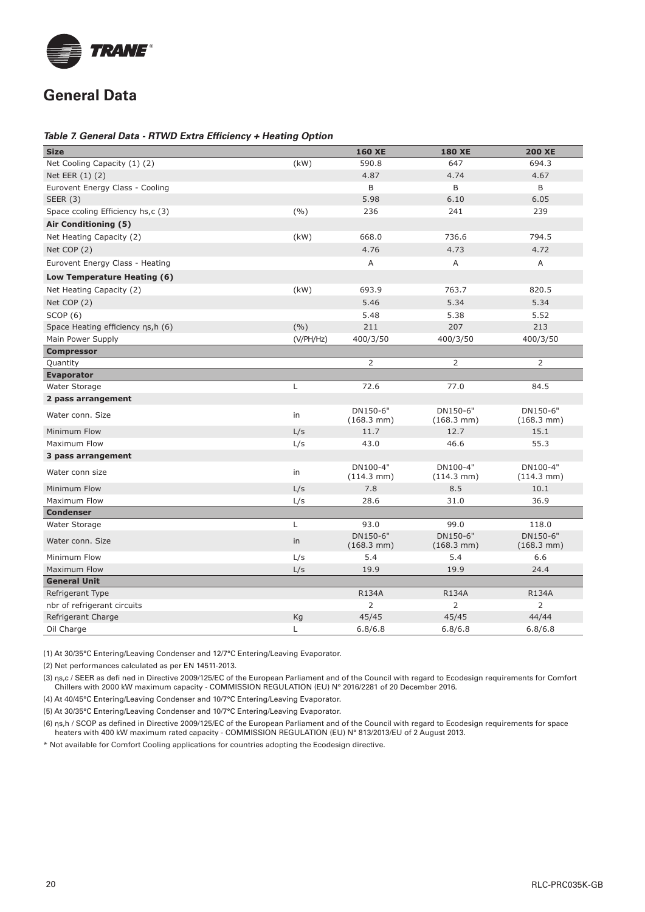# General Data

*Table 7. General Data - RTWD Extra Efficiency + Heating Option*

| Size | | 160 XE | 180 XE | 200 XE |
|---|---|---|---|---|
| Net Cooling Capacity (1) (2) | (kW) | 590.8 | 647 | 694.3 |
| Net EER (1) (2) | | 4.87 | 4.74 | 4.67 |
| Eurovent Energy Class - Cooling | | B | B | B |
| SEER (3) | | 5.98 | 6.10 | 6.05 |
| Space ccoling Efficiency hs,c (3) | (%) | 236 | 241 | 239 |
| **Air Conditioning (5)** | | | | |
| Net Heating Capacity (2) | (kW) | 668.0 | 736.6 | 794.5 |
| Net COP (2) | | 4.76 | 4.73 | 4.72 |
| Eurovent Energy Class - Heating | | A | A | A |
| **Low Temperature Heating (6)** | | | | |
| Net Heating Capacity (2) | (kW) | 693.9 | 763.7 | 820.5 |
| Net COP (2) | | 5.46 | 5.34 | 5.34 |
| SCOP (6) | | 5.48 | 5.38 | 5.52 |
| Space Heating efficiency ηs,h (6) | (%) | 211 | 207 | 213 |
| Main Power Supply | (V/PH/Hz) | 400/3/50 | 400/3/50 | 400/3/50 |
| **Compressor** | | | | |
| Quantity | | 2 | 2 | 2 |
| **Evaporator** | | | | |
| Water Storage | L | 72.6 | 77.0 | 84.5 |
| **2 pass arrangement** | | | | |
| Water conn. Size | in | DN150-6" (168.3 mm) | DN150-6" (168.3 mm) | DN150-6" (168.3 mm) |
| Minimum Flow | L/s | 11.7 | 12.7 | 15.1 |
| Maximum Flow | L/s | 43.0 | 46.6 | 55.3 |
| **3 pass arrangement** | | | | |
| Water conn size | in | DN100-4" (114.3 mm) | DN100-4" (114.3 mm) | DN100-4" (114.3 mm) |
| Minimum Flow | L/s | 7.8 | 8.5 | 10.1 |
| Maximum Flow | L/s | 28.6 | 31.0 | 36.9 |
| **Condenser** | | | | |
| Water Storage | L | 93.0 | 99.0 | 118.0 |
| Water conn. Size | in | DN150-6" (168.3 mm) | DN150-6" (168.3 mm) | DN150-6" (168.3 mm) |
| Minimum Flow | L/s | 5.4 | 5.4 | 6.6 |
| Maximum Flow | L/s | 19.9 | 19.9 | 24.4 |
| **General Unit** | | | | |
| Refrigerant Type | | R134A | R134A | R134A |
| nbr of refrigerant circuits | | 2 | 2 | 2 |
| Refrigerant Charge | Kg | 45/45 | 45/45 | 44/44 |
| Oil Charge | L | 6.8/6.8 | 6.8/6.8 | 6.8/6.8 |

(1) At 30/35°C Entering/Leaving Condenser and 12/7°C Entering/Leaving Evaporator.

(2) Net performances calculated as per EN 14511-2013.

(3) ηs,c / SEER as defi ned in Directive 2009/125/EC of the European Parliament and of the Council with regard to Ecodesign requirements for Comfort Chillers with 2000 kW maximum capacity - COMMISSION REGULATION (EU) N° 2016/2281 of 20 December 2016.

(4) At 40/45°C Entering/Leaving Condenser and 10/7°C Entering/Leaving Evaporator.

(5) At 30/35°C Entering/Leaving Condenser and 10/7°C Entering/Leaving Evaporator.

(6) ηs,h / SCOP as defined in Directive 2009/125/EC of the European Parliament and of the Council with regard to Ecodesign requirements for space heaters with 400 kW maximum rated capacity - COMMISSION REGULATION (EU) N° 813/2013/EU of 2 August 2013.

* Not available for Comfort Cooling applications for countries adopting the Ecodesign directive.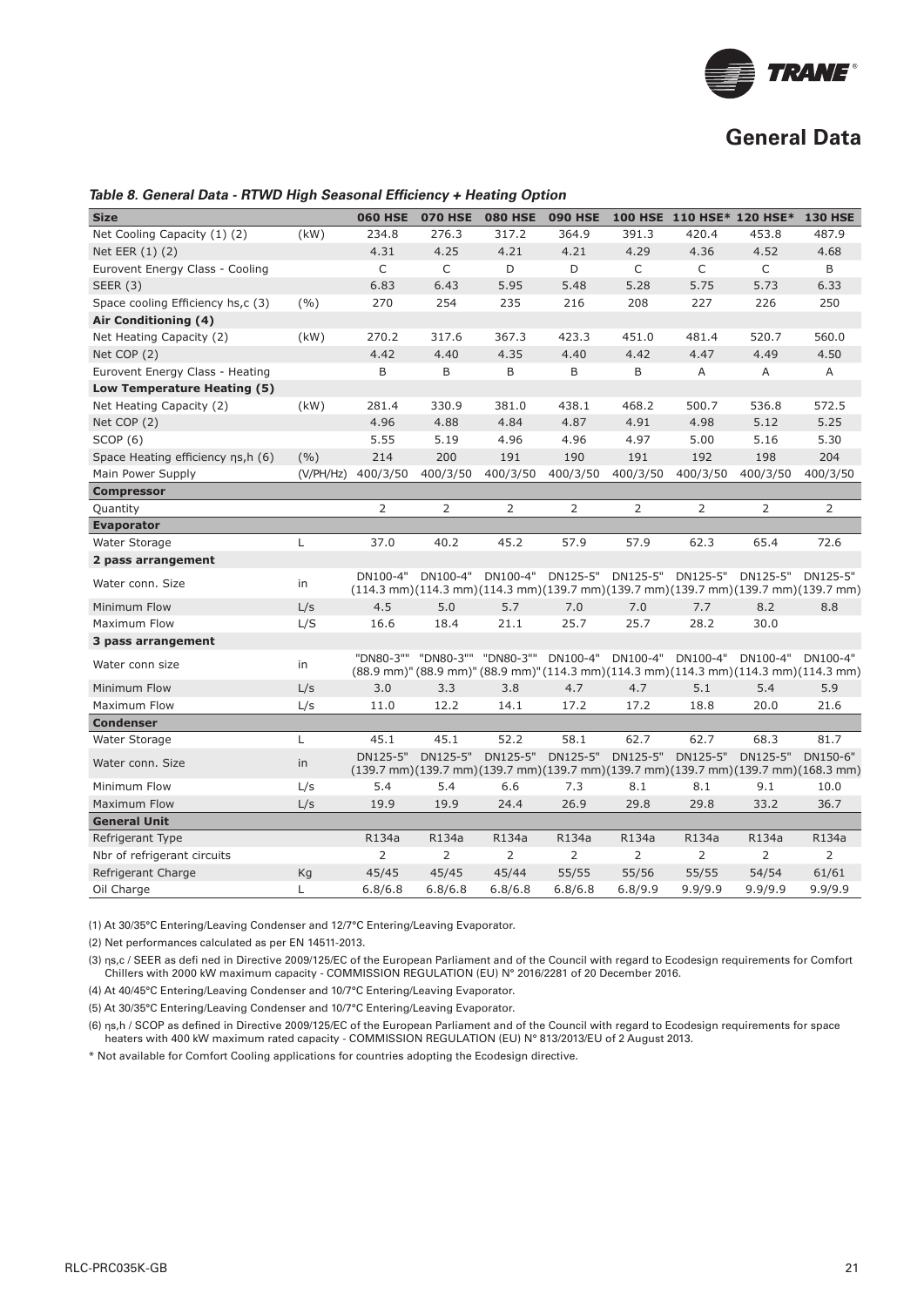## General Data

*Table 8. General Data - RTWD High Seasonal Efficiency + Heating Option*

| Size | | 060 HSE | 070 HSE | 080 HSE | 090 HSE | 100 HSE | 110 HSE* | 120 HSE* | 130 HSE |
|---|---|---|---|---|---|---|---|---|---|
| Net Cooling Capacity (1) (2) | (kW) | 234.8 | 276.3 | 317.2 | 364.9 | 391.3 | 420.4 | 453.8 | 487.9 |
| Net EER (1) (2) | | 4.31 | 4.25 | 4.21 | 4.21 | 4.29 | 4.36 | 4.52 | 4.68 |
| Eurovent Energy Class - Cooling | | C | C | D | D | C | C | C | B |
| SEER (3) | | 6.83 | 6.43 | 5.95 | 5.48 | 5.28 | 5.75 | 5.73 | 6.33 |
| Space cooling Efficiency hs,c (3) | (%) | 270 | 254 | 235 | 216 | 208 | 227 | 226 | 250 |
| **Air Conditioning (4)** | | | | | | | | | |
| Net Heating Capacity (2) | (kW) | 270.2 | 317.6 | 367.3 | 423.3 | 451.0 | 481.4 | 520.7 | 560.0 |
| Net COP (2) | | 4.42 | 4.40 | 4.35 | 4.40 | 4.42 | 4.47 | 4.49 | 4.50 |
| Eurovent Energy Class - Heating | | B | B | B | B | B | A | A | A |
| **Low Temperature Heating (5)** | | | | | | | | | |
| Net Heating Capacity (2) | (kW) | 281.4 | 330.9 | 381.0 | 438.1 | 468.2 | 500.7 | 536.8 | 572.5 |
| Net COP (2) | | 4.96 | 4.88 | 4.84 | 4.87 | 4.91 | 4.98 | 5.12 | 5.25 |
| SCOP (6) | | 5.55 | 5.19 | 4.96 | 4.96 | 4.97 | 5.00 | 5.16 | 5.30 |
| Space Heating efficiency ηs,h (6) | (%) | 214 | 200 | 191 | 190 | 191 | 192 | 198 | 204 |
| Main Power Supply | (V/PH/Hz) | 400/3/50 | 400/3/50 | 400/3/50 | 400/3/50 | 400/3/50 | 400/3/50 | 400/3/50 | 400/3/50 |
| **Compressor** | | | | | | | | | |
| Quantity | | 2 | 2 | 2 | 2 | 2 | 2 | 2 | 2 |
| **Evaporator** | | | | | | | | | |
| Water Storage | L | 37.0 | 40.2 | 45.2 | 57.9 | 57.9 | 62.3 | 65.4 | 72.6 |
| **2 pass arrangement** | | | | | | | | | |
| Water conn. Size | in | DN100-4" (114.3 mm) | DN100-4" (114.3 mm) | DN100-4" (114.3 mm) | DN125-5" (139.7 mm) | DN125-5" (139.7 mm) | DN125-5" (139.7 mm) | DN125-5" (139.7 mm) | DN125-5" (139.7 mm) |
| Minimum Flow | L/s | 4.5 | 5.0 | 5.7 | 7.0 | 7.0 | 7.7 | 8.2 | 8.8 |
| Maximum Flow | L/S | 16.6 | 18.4 | 21.1 | 25.7 | 25.7 | 28.2 | 30.0 | |
| **3 pass arrangement** | | | | | | | | | |
| Water conn size | in | "DN80-3"" (88.9 mm)" | "DN80-3"" (88.9 mm)" | "DN80-3"" (88.9 mm)" | DN100-4" (114.3 mm) | DN100-4" (114.3 mm) | DN100-4" (114.3 mm) | DN100-4" (114.3 mm) | DN100-4" (114.3 mm) |
| Minimum Flow | L/s | 3.0 | 3.3 | 3.8 | 4.7 | 4.7 | 5.1 | 5.4 | 5.9 |
| Maximum Flow | L/s | 11.0 | 12.2 | 14.1 | 17.2 | 17.2 | 18.8 | 20.0 | 21.6 |
| **Condenser** | | | | | | | | | |
| Water Storage | L | 45.1 | 45.1 | 52.2 | 58.1 | 62.7 | 62.7 | 68.3 | 81.7 |
| Water conn. Size | in | DN125-5" (139.7 mm) | DN125-5" (139.7 mm) | DN125-5" (139.7 mm) | DN125-5" (139.7 mm) | DN125-5" (139.7 mm) | DN125-5" (139.7 mm) | DN125-5" (139.7 mm) | DN150-6" (168.3 mm) |
| Minimum Flow | L/s | 5.4 | 5.4 | 6.6 | 7.3 | 8.1 | 8.1 | 9.1 | 10.0 |
| Maximum Flow | L/s | 19.9 | 19.9 | 24.4 | 26.9 | 29.8 | 29.8 | 33.2 | 36.7 |
| **General Unit** | | | | | | | | | |
| Refrigerant Type | | R134a | R134a | R134a | R134a | R134a | R134a | R134a | R134a |
| Nbr of refrigerant circuits | | 2 | 2 | 2 | 2 | 2 | 2 | 2 | 2 |
| Refrigerant Charge | Kg | 45/45 | 45/45 | 45/44 | 55/55 | 55/56 | 55/55 | 54/54 | 61/61 |
| Oil Charge | L | 6.8/6.8 | 6.8/6.8 | 6.8/6.8 | 6.8/6.8 | 6.8/9.9 | 9.9/9.9 | 9.9/9.9 | 9.9/9.9 |

(1) At 30/35°C Entering/Leaving Condenser and 12/7°C Entering/Leaving Evaporator.

(2) Net performances calculated as per EN 14511-2013.

(3) ηs,c / SEER as defi ned in Directive 2009/125/EC of the European Parliament and of the Council with regard to Ecodesign requirements for Comfort Chillers with 2000 kW maximum capacity - COMMISSION REGULATION (EU) N° 2016/2281 of 20 December 2016.

(4) At 40/45°C Entering/Leaving Condenser and 10/7°C Entering/Leaving Evaporator.

(5) At 30/35°C Entering/Leaving Condenser and 10/7°C Entering/Leaving Evaporator.

(6) ηs,h / SCOP as defined in Directive 2009/125/EC of the European Parliament and of the Council with regard to Ecodesign requirements for space heaters with 400 kW maximum rated capacity - COMMISSION REGULATION (EU) N° 813/2013/EU of 2 August 2013.

\* Not available for Comfort Cooling applications for countries adopting the Ecodesign directive.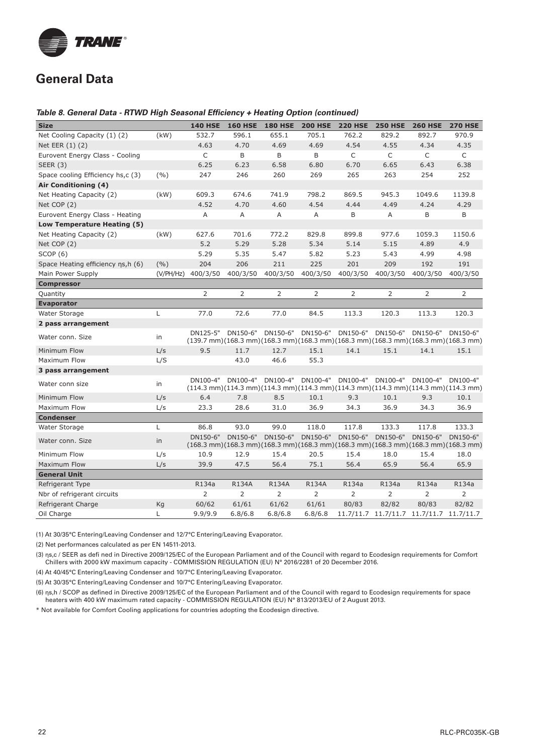## General Data

***Table 8. General Data - RTWD High Seasonal Efficiency + Heating Option (continued)***

| Size | | 140 HSE | 160 HSE | 180 HSE | 200 HSE | 220 HSE | 250 HSE | 260 HSE | 270 HSE |
|---|---|---|---|---|---|---|---|---|---|
| Net Cooling Capacity (1) (2) | (kW) | 532.7 | 596.1 | 655.1 | 705.1 | 762.2 | 829.2 | 892.7 | 970.9 |
| Net EER (1) (2) | | 4.63 | 4.70 | 4.69 | 4.69 | 4.54 | 4.55 | 4.34 | 4.35 |
| Eurovent Energy Class - Cooling | | C | B | B | B | C | C | C | C |
| SEER (3) | | 6.25 | 6.23 | 6.58 | 6.80 | 6.70 | 6.65 | 6.43 | 6.38 |
| Space cooling Efficiency hs,c (3) | (%) | 247 | 246 | 260 | 269 | 265 | 263 | 254 | 252 |
| **Air Conditioning (4)** | | | | | | | | | |
| Net Heating Capacity (2) | (kW) | 609.3 | 674.6 | 741.9 | 798.2 | 869.5 | 945.3 | 1049.6 | 1139.8 |
| Net COP (2) | | 4.52 | 4.70 | 4.60 | 4.54 | 4.44 | 4.49 | 4.24 | 4.29 |
| Eurovent Energy Class - Heating | | A | A | A | A | B | A | B | B |
| **Low Temperature Heating (5)** | | | | | | | | | |
| Net Heating Capacity (2) | (kW) | 627.6 | 701.6 | 772.2 | 829.8 | 899.8 | 977.6 | 1059.3 | 1150.6 |
| Net COP (2) | | 5.2 | 5.29 | 5.28 | 5.34 | 5.14 | 5.15 | 4.89 | 4.9 |
| SCOP (6) | | 5.29 | 5.35 | 5.47 | 5.82 | 5.23 | 5.43 | 4.99 | 4.98 |
| Space Heating efficiency ηs,h (6) | (%) | 204 | 206 | 211 | 225 | 201 | 209 | 192 | 191 |
| Main Power Supply | (V/PH/Hz) | 400/3/50 | 400/3/50 | 400/3/50 | 400/3/50 | 400/3/50 | 400/3/50 | 400/3/50 | 400/3/50 |
| **Compressor** | | | | | | | | | |
| Quantity | | 2 | 2 | 2 | 2 | 2 | 2 | 2 | 2 |
| **Evaporator** | | | | | | | | | |
| Water Storage | L | 77.0 | 72.6 | 77.0 | 84.5 | 113.3 | 120.3 | 113.3 | 120.3 |
| **2 pass arrangement** | | | | | | | | | |
| Water conn. Size | in | DN125-5" (139.7 mm) | DN150-6" (168.3 mm) | DN150-6" (168.3 mm) | DN150-6" (168.3 mm) | DN150-6" (168.3 mm) | DN150-6" (168.3 mm) | DN150-6" (168.3 mm) | DN150-6" (168.3 mm) |
| Minimum Flow | L/s | 9.5 | 11.7 | 12.7 | 15.1 | 14.1 | 15.1 | 14.1 | 15.1 |
| Maximum Flow | L/S | | 43.0 | 46.6 | 55.3 | | | | |
| **3 pass arrangement** | | | | | | | | | |
| Water conn size | in | DN100-4" (114.3 mm) | DN100-4" (114.3 mm) | DN100-4" (114.3 mm) | DN100-4" (114.3 mm) | DN100-4" (114.3 mm) | DN100-4" (114.3 mm) | DN100-4" (114.3 mm) | DN100-4" (114.3 mm) |
| Minimum Flow | L/s | 6.4 | 7.8 | 8.5 | 10.1 | 9.3 | 10.1 | 9.3 | 10.1 |
| Maximum Flow | L/s | 23.3 | 28.6 | 31.0 | 36.9 | 34.3 | 36.9 | 34.3 | 36.9 |
| **Condenser** | | | | | | | | | |
| Water Storage | L | 86.8 | 93.0 | 99.0 | 118.0 | 117.8 | 133.3 | 117.8 | 133.3 |
| Water conn. Size | in | DN150-6" (168.3 mm) | DN150-6" (168.3 mm) | DN150-6" (168.3 mm) | DN150-6" (168.3 mm) | DN150-6" (168.3 mm) | DN150-6" (168.3 mm) | DN150-6" (168.3 mm) | DN150-6" (168.3 mm) |
| Minimum Flow | L/s | 10.9 | 12.9 | 15.4 | 20.5 | 15.4 | 18.0 | 15.4 | 18.0 |
| Maximum Flow | L/s | 39.9 | 47.5 | 56.4 | 75.1 | 56.4 | 65.9 | 56.4 | 65.9 |
| **General Unit** | | | | | | | | | |
| Refrigerant Type | | R134a | R134A | R134A | R134A | R134a | R134a | R134a | R134a |
| Nbr of refrigerant circuits | | 2 | 2 | 2 | 2 | 2 | 2 | 2 | 2 |
| Refrigerant Charge | Kg | 60/62 | 61/61 | 61/62 | 61/61 | 80/83 | 82/82 | 80/83 | 82/82 |
| Oil Charge | L | 9.9/9.9 | 6.8/6.8 | 6.8/6.8 | 6.8/6.8 | 11.7/11.7 | 11.7/11.7 | 11.7/11.7 | 11.7/11.7 |

(1) At 30/35°C Entering/Leaving Condenser and 12/7°C Entering/Leaving Evaporator.

(2) Net performances calculated as per EN 14511-2013.

(3) ηs,c / SEER as defi ned in Directive 2009/125/EC of the European Parliament and of the Council with regard to Ecodesign requirements for Comfort Chillers with 2000 kW maximum capacity - COMMISSION REGULATION (EU) N° 2016/2281 of 20 December 2016.

(4) At 40/45°C Entering/Leaving Condenser and 10/7°C Entering/Leaving Evaporator.

(5) At 30/35°C Entering/Leaving Condenser and 10/7°C Entering/Leaving Evaporator.

(6) ηs,h / SCOP as defined in Directive 2009/125/EC of the European Parliament and of the Council with regard to Ecodesign requirements for space heaters with 400 kW maximum rated capacity - COMMISSION REGULATION (EU) N° 813/2013/EU of 2 August 2013.

\* Not available for Comfort Cooling applications for countries adopting the Ecodesign directive.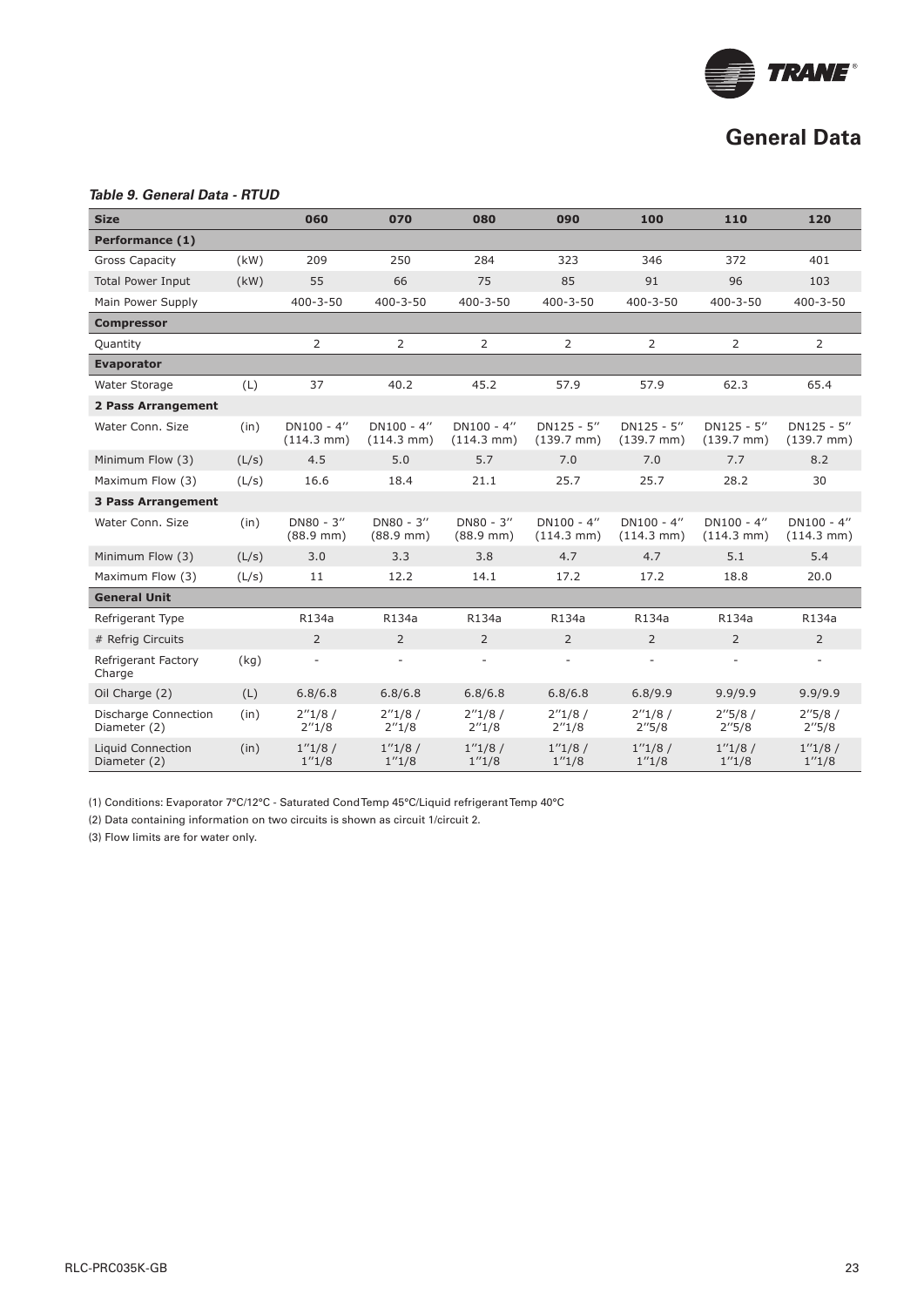## General Data

*Table 9. General Data - RTUD*

| Size | | 060 | 070 | 080 | 090 | 100 | 110 | 120 |
|---|---|---|---|---|---|---|---|---|
| **Performance (1)** | | | | | | | | |
| Gross Capacity | (kW) | 209 | 250 | 284 | 323 | 346 | 372 | 401 |
| Total Power Input | (kW) | 55 | 66 | 75 | 85 | 91 | 96 | 103 |
| Main Power Supply | | 400-3-50 | 400-3-50 | 400-3-50 | 400-3-50 | 400-3-50 | 400-3-50 | 400-3-50 |
| **Compressor** | | | | | | | | |
| Quantity | | 2 | 2 | 2 | 2 | 2 | 2 | 2 |
| **Evaporator** | | | | | | | | |
| Water Storage | (L) | 37 | 40.2 | 45.2 | 57.9 | 57.9 | 62.3 | 65.4 |
| **2 Pass Arrangement** | | | | | | | | |
| Water Conn. Size | (in) | DN100 - 4'' (114.3 mm) | DN100 - 4'' (114.3 mm) | DN100 - 4'' (114.3 mm) | DN125 - 5'' (139.7 mm) | DN125 - 5'' (139.7 mm) | DN125 - 5'' (139.7 mm) | DN125 - 5'' (139.7 mm) |
| Minimum Flow (3) | (L/s) | 4.5 | 5.0 | 5.7 | 7.0 | 7.0 | 7.7 | 8.2 |
| Maximum Flow (3) | (L/s) | 16.6 | 18.4 | 21.1 | 25.7 | 25.7 | 28.2 | 30 |
| **3 Pass Arrangement** | | | | | | | | |
| Water Conn. Size | (in) | DN80 - 3'' (88.9 mm) | DN80 - 3'' (88.9 mm) | DN80 - 3'' (88.9 mm) | DN100 - 4'' (114.3 mm) | DN100 - 4'' (114.3 mm) | DN100 - 4'' (114.3 mm) | DN100 - 4'' (114.3 mm) |
| Minimum Flow (3) | (L/s) | 3.0 | 3.3 | 3.8 | 4.7 | 4.7 | 5.1 | 5.4 |
| Maximum Flow (3) | (L/s) | 11 | 12.2 | 14.1 | 17.2 | 17.2 | 18.8 | 20.0 |
| **General Unit** | | | | | | | | |
| Refrigerant Type | | R134a | R134a | R134a | R134a | R134a | R134a | R134a |
| # Refrig Circuits | | 2 | 2 | 2 | 2 | 2 | 2 | 2 |
| Refrigerant Factory Charge | (kg) | - | - | - | - | - | - | - |
| Oil Charge (2) | (L) | 6.8/6.8 | 6.8/6.8 | 6.8/6.8 | 6.8/6.8 | 6.8/9.9 | 9.9/9.9 | 9.9/9.9 |
| Discharge Connection Diameter (2) | (in) | 2''1/8 / 2''1/8 | 2''1/8 / 2''1/8 | 2''1/8 / 2''1/8 | 2''1/8 / 2''1/8 | 2''1/8 / 2''5/8 | 2''5/8 / 2''5/8 | 2''5/8 / 2''5/8 |
| Liquid Connection Diameter (2) | (in) | 1''1/8 / 1''1/8 | 1''1/8 / 1''1/8 | 1''1/8 / 1''1/8 | 1''1/8 / 1''1/8 | 1''1/8 / 1''1/8 | 1''1/8 / 1''1/8 | 1''1/8 / 1''1/8 |

(1) Conditions: Evaporator 7°C/12°C - Saturated Cond Temp 45°C/Liquid refrigerant Temp 40°C

(2) Data containing information on two circuits is shown as circuit 1/circuit 2.

(3) Flow limits are for water only.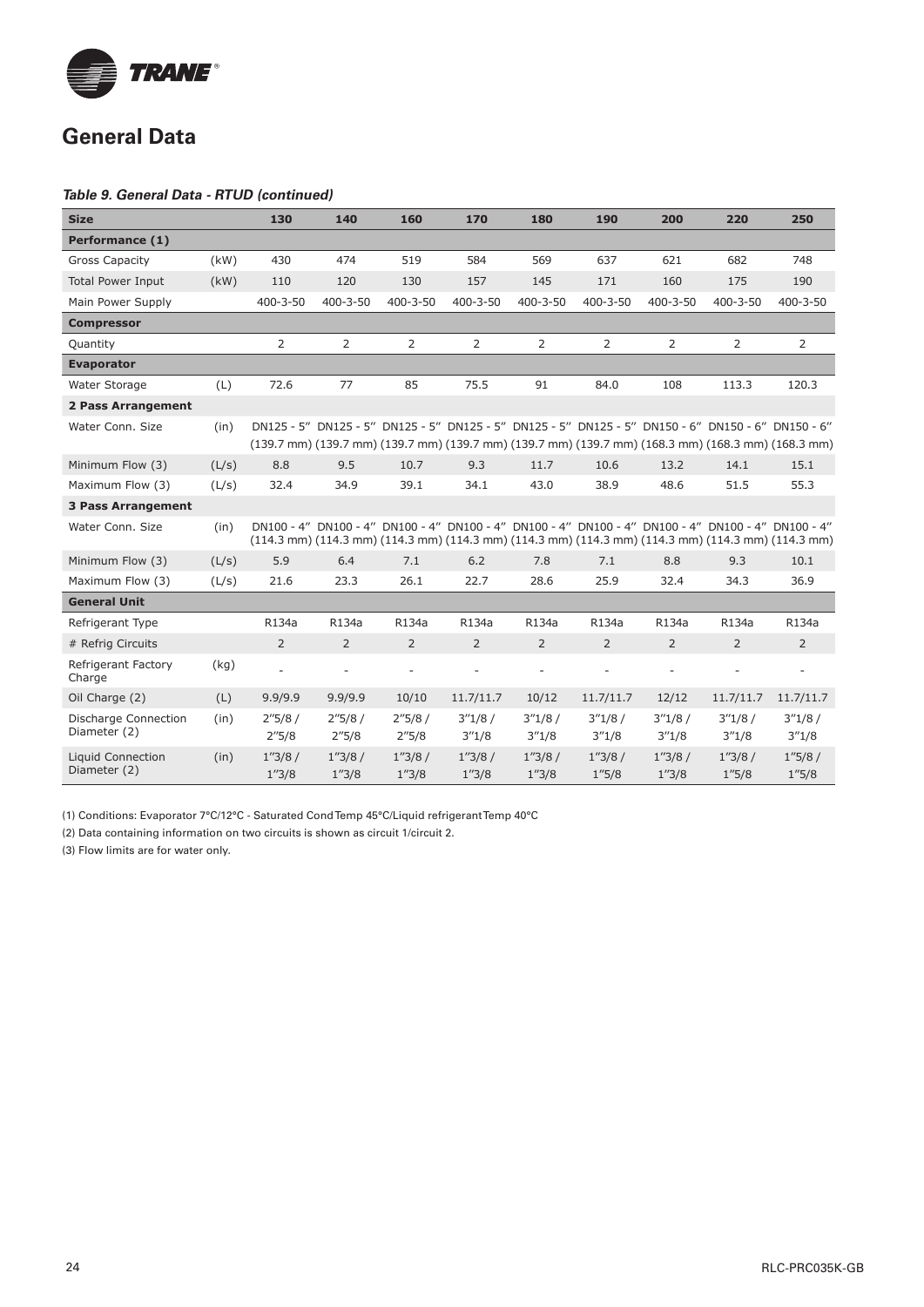## General Data

***Table 9. General Data - RTUD (continued)***

| Size | | 130 | 140 | 160 | 170 | 180 | 190 | 200 | 220 | 250 |
|---|---|---|---|---|---|---|---|---|---|---|
| **Performance (1)** | | | | | | | | | | |
| Gross Capacity | (kW) | 430 | 474 | 519 | 584 | 569 | 637 | 621 | 682 | 748 |
| Total Power Input | (kW) | 110 | 120 | 130 | 157 | 145 | 171 | 160 | 175 | 190 |
| Main Power Supply | | 400-3-50 | 400-3-50 | 400-3-50 | 400-3-50 | 400-3-50 | 400-3-50 | 400-3-50 | 400-3-50 | 400-3-50 |
| **Compressor** | | | | | | | | | | |
| Quantity | | 2 | 2 | 2 | 2 | 2 | 2 | 2 | 2 | 2 |
| **Evaporator** | | | | | | | | | | |
| Water Storage | (L) | 72.6 | 77 | 85 | 75.5 | 91 | 84.0 | 108 | 113.3 | 120.3 |
| **2 Pass Arrangement** | | | | | | | | | | |
| Water Conn. Size | (in) | DN125 - 5" (139.7 mm) | DN125 - 5" (139.7 mm) | DN125 - 5" (139.7 mm) | DN125 - 5" (139.7 mm) | DN125 - 5" (139.7 mm) | DN125 - 5" (139.7 mm) | DN150 - 6" (168.3 mm) | DN150 - 6" (168.3 mm) | DN150 - 6" (168.3 mm) |
| Minimum Flow (3) | (L/s) | 8.8 | 9.5 | 10.7 | 9.3 | 11.7 | 10.6 | 13.2 | 14.1 | 15.1 |
| Maximum Flow (3) | (L/s) | 32.4 | 34.9 | 39.1 | 34.1 | 43.0 | 38.9 | 48.6 | 51.5 | 55.3 |
| **3 Pass Arrangement** | | | | | | | | | | |
| Water Conn. Size | (in) | DN100 - 4" (114.3 mm) | DN100 - 4" (114.3 mm) | DN100 - 4" (114.3 mm) | DN100 - 4" (114.3 mm) | DN100 - 4" (114.3 mm) | DN100 - 4" (114.3 mm) | DN100 - 4" (114.3 mm) | DN100 - 4" (114.3 mm) | DN100 - 4" (114.3 mm) |
| Minimum Flow (3) | (L/s) | 5.9 | 6.4 | 7.1 | 6.2 | 7.8 | 7.1 | 8.8 | 9.3 | 10.1 |
| Maximum Flow (3) | (L/s) | 21.6 | 23.3 | 26.1 | 22.7 | 28.6 | 25.9 | 32.4 | 34.3 | 36.9 |
| **General Unit** | | | | | | | | | | |
| Refrigerant Type | | R134a | R134a | R134a | R134a | R134a | R134a | R134a | R134a | R134a |
| # Refrig Circuits | | 2 | 2 | 2 | 2 | 2 | 2 | 2 | 2 | 2 |
| Refrigerant Factory Charge | (kg) | - | - | - | - | - | - | - | - | - |
| Oil Charge (2) | (L) | 9.9/9.9 | 9.9/9.9 | 10/10 | 11.7/11.7 | 10/12 | 11.7/11.7 | 12/12 | 11.7/11.7 | 11.7/11.7 |
| Discharge Connection Diameter (2) | (in) | 2"5/8 / 2"5/8 | 2"5/8 / 2"5/8 | 2"5/8 / 2"5/8 | 3"1/8 / 3"1/8 | 3"1/8 / 3"1/8 | 3"1/8 / 3"1/8 | 3"1/8 / 3"1/8 | 3"1/8 / 3"1/8 | 3"1/8 / 3"1/8 |
| Liquid Connection Diameter (2) | (in) | 1"3/8 / 1"3/8 | 1"3/8 / 1"3/8 | 1"3/8 / 1"3/8 | 1"3/8 / 1"3/8 | 1"3/8 / 1"3/8 | 1"3/8 / 1"5/8 | 1"3/8 / 1"3/8 | 1"3/8 / 1"5/8 | 1"5/8 / 1"5/8 |

(1) Conditions: Evaporator 7°C/12°C - Saturated Cond Temp 45°C/Liquid refrigerant Temp 40°C

(2) Data containing information on two circuits is shown as circuit 1/circuit 2.

(3) Flow limits are for water only.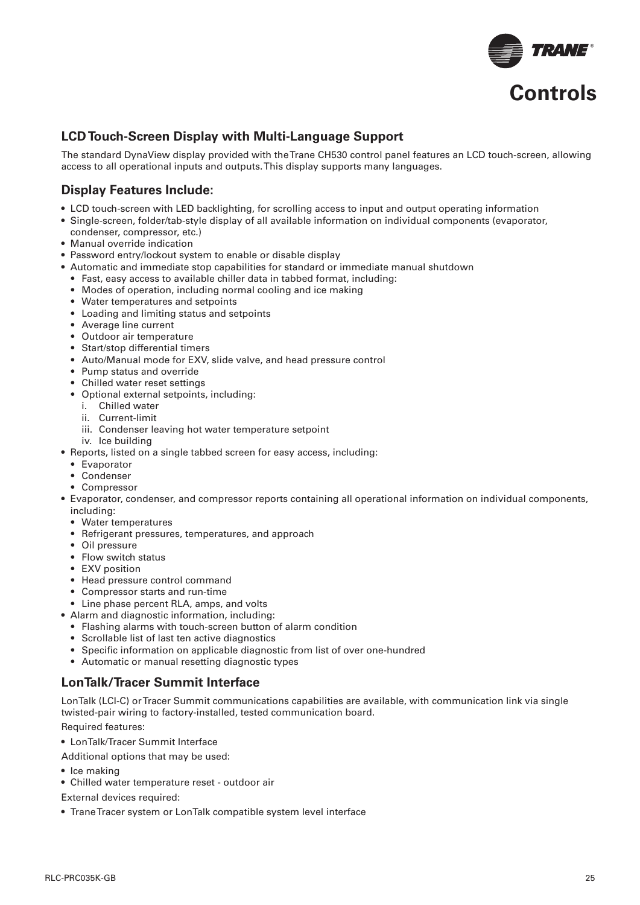# Controls

## LCD Touch-Screen Display with Multi-Language Support

The standard DynaView display provided with the Trane CH530 control panel features an LCD touch-screen, allowing access to all operational inputs and outputs. This display supports many languages.

## Display Features Include:

- LCD touch-screen with LED backlighting, for scrolling access to input and output operating information
- Single-screen, folder/tab-style display of all available information on individual components (evaporator, condenser, compressor, etc.)
- Manual override indication
- Password entry/lockout system to enable or disable display
- Automatic and immediate stop capabilities for standard or immediate manual shutdown
  - Fast, easy access to available chiller data in tabbed format, including:
  - Modes of operation, including normal cooling and ice making
  - Water temperatures and setpoints
  - Loading and limiting status and setpoints
  - Average line current
  - Outdoor air temperature
  - Start/stop differential timers
  - Auto/Manual mode for EXV, slide valve, and head pressure control
  - Pump status and override
  - Chilled water reset settings
  - Optional external setpoints, including:
    1. Chilled water
    2. Current-limit
    3. Condenser leaving hot water temperature setpoint
    4. Ice building
- Reports, listed on a single tabbed screen for easy access, including:
  - Evaporator
  - Condenser
  - Compressor
- Evaporator, condenser, and compressor reports containing all operational information on individual components, including:
  - Water temperatures
  - Refrigerant pressures, temperatures, and approach
  - Oil pressure
  - Flow switch status
  - EXV position
  - Head pressure control command
  - Compressor starts and run-time
  - Line phase percent RLA, amps, and volts
- Alarm and diagnostic information, including:
  - Flashing alarms with touch-screen button of alarm condition
  - Scrollable list of last ten active diagnostics
  - Specific information on applicable diagnostic from list of over one-hundred
  - Automatic or manual resetting diagnostic types

## LonTalk/Tracer Summit Interface

LonTalk (LCI-C) or Tracer Summit communications capabilities are available, with communication link via single twisted-pair wiring to factory-installed, tested communication board.

Required features:

- LonTalk/Tracer Summit Interface

Additional options that may be used:

- Ice making
- Chilled water temperature reset - outdoor air

External devices required:

- Trane Tracer system or LonTalk compatible system level interface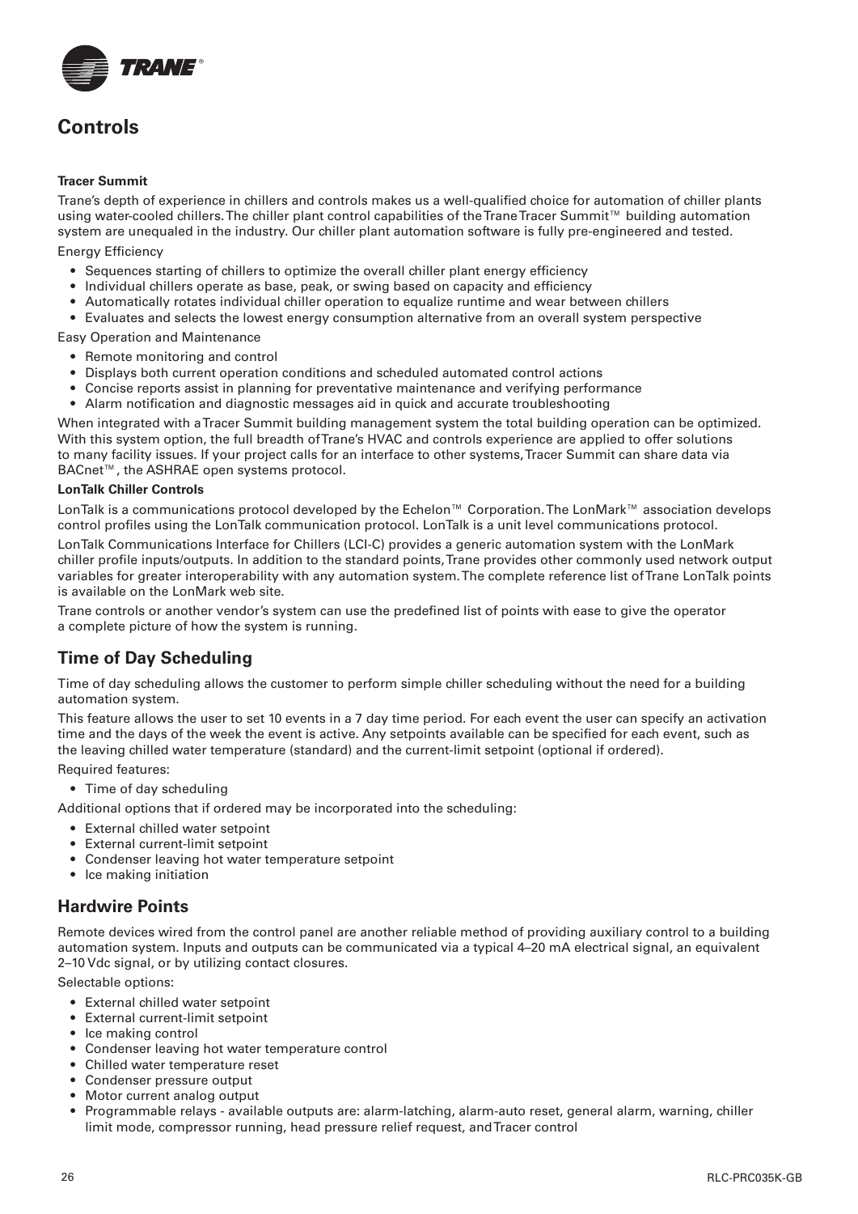## Controls

**Tracer Summit**

Trane's depth of experience in chillers and controls makes us a well-qualified choice for automation of chiller plants using water-cooled chillers. The chiller plant control capabilities of the Trane Tracer Summit™ building automation system are unequaled in the industry. Our chiller plant automation software is fully pre-engineered and tested.

Energy Efficiency

- Sequences starting of chillers to optimize the overall chiller plant energy efficiency
- Individual chillers operate as base, peak, or swing based on capacity and efficiency
- Automatically rotates individual chiller operation to equalize runtime and wear between chillers
- Evaluates and selects the lowest energy consumption alternative from an overall system perspective

Easy Operation and Maintenance

- Remote monitoring and control
- Displays both current operation conditions and scheduled automated control actions
- Concise reports assist in planning for preventative maintenance and verifying performance
- Alarm notification and diagnostic messages aid in quick and accurate troubleshooting

When integrated with a Tracer Summit building management system the total building operation can be optimized. With this system option, the full breadth of Trane's HVAC and controls experience are applied to offer solutions to many facility issues. If your project calls for an interface to other systems, Tracer Summit can share data via BACnet™, the ASHRAE open systems protocol.

**LonTalk Chiller Controls**

LonTalk is a communications protocol developed by the Echelon™ Corporation. The LonMark™ association develops control profiles using the LonTalk communication protocol. LonTalk is a unit level communications protocol.

LonTalk Communications Interface for Chillers (LCI-C) provides a generic automation system with the LonMark chiller profile inputs/outputs. In addition to the standard points, Trane provides other commonly used network output variables for greater interoperability with any automation system. The complete reference list of Trane LonTalk points is available on the LonMark web site.

Trane controls or another vendor's system can use the predefined list of points with ease to give the operator a complete picture of how the system is running.

## Time of Day Scheduling

Time of day scheduling allows the customer to perform simple chiller scheduling without the need for a building automation system.

This feature allows the user to set 10 events in a 7 day time period. For each event the user can specify an activation time and the days of the week the event is active. Any setpoints available can be specified for each event, such as the leaving chilled water temperature (standard) and the current-limit setpoint (optional if ordered).

Required features:

- Time of day scheduling

Additional options that if ordered may be incorporated into the scheduling:

- External chilled water setpoint
- External current-limit setpoint
- Condenser leaving hot water temperature setpoint
- Ice making initiation

## Hardwire Points

Remote devices wired from the control panel are another reliable method of providing auxiliary control to a building automation system. Inputs and outputs can be communicated via a typical 4–20 mA electrical signal, an equivalent 2–10 Vdc signal, or by utilizing contact closures.

Selectable options:

- External chilled water setpoint
- External current-limit setpoint
- Ice making control
- Condenser leaving hot water temperature control
- Chilled water temperature reset
- Condenser pressure output
- Motor current analog output
- Programmable relays - available outputs are: alarm-latching, alarm-auto reset, general alarm, warning, chiller limit mode, compressor running, head pressure relief request, and Tracer control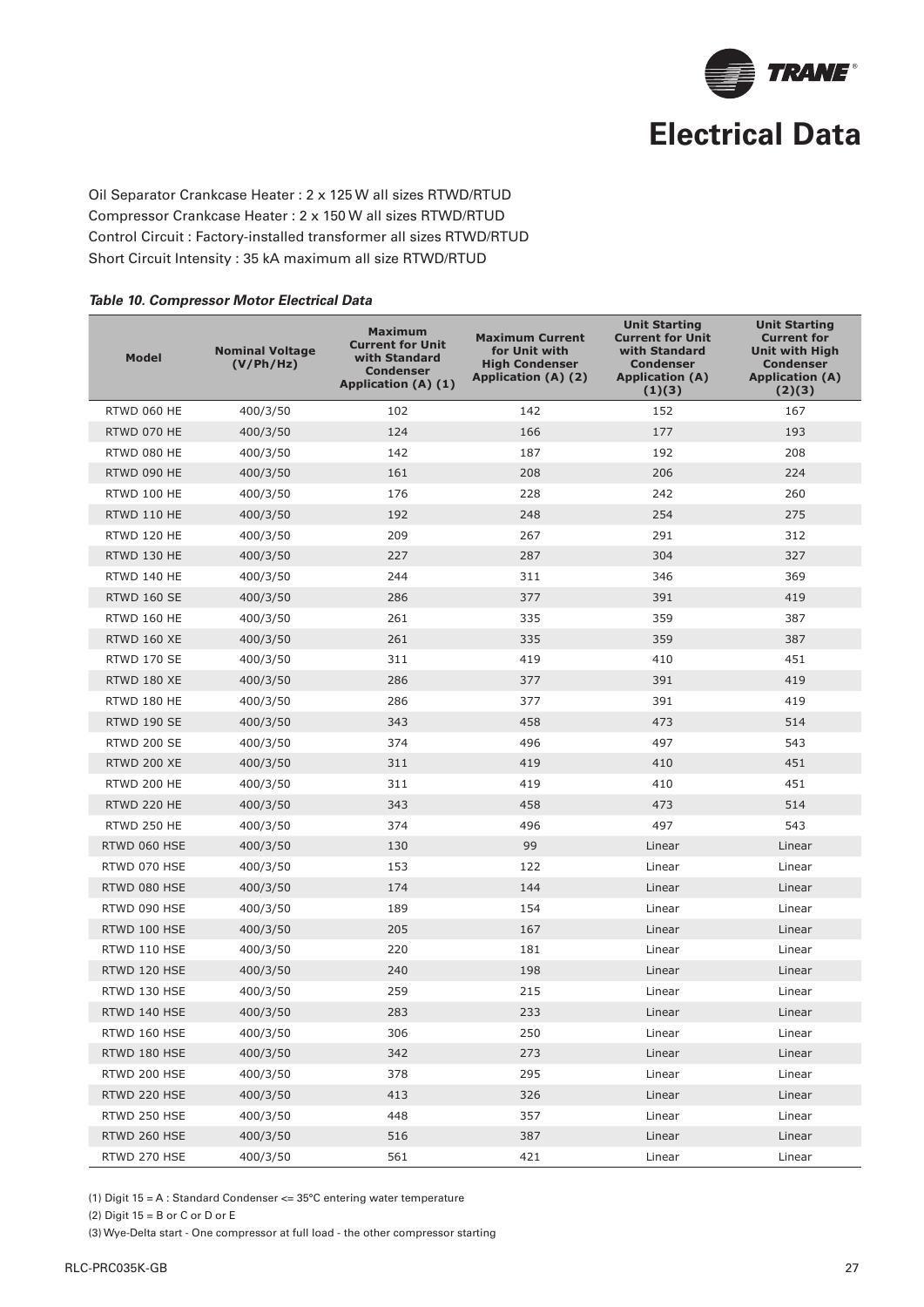# Electrical Data

Oil Separator Crankcase Heater : 2 x 125 W all sizes RTWD/RTUD
Compressor Crankcase Heater : 2 x 150 W all sizes RTWD/RTUD
Control Circuit : Factory-installed transformer all sizes RTWD/RTUD
Short Circuit Intensity : 35 kA maximum all size RTWD/RTUD

***Table 10. Compressor Motor Electrical Data***

| Model | Nominal Voltage (V/Ph/Hz) | Maximum Current for Unit with Standard Condenser Application (A) (1) | Maximum Current for Unit with High Condenser Application (A) (2) | Unit Starting Current for Unit with Standard Condenser Application (A) (1)(3) | Unit Starting Current for Unit with High Condenser Application (A) (2)(3) |
|---|---|---|---|---|---|
| RTWD 060 HE | 400/3/50 | 102 | 142 | 152 | 167 |
| RTWD 070 HE | 400/3/50 | 124 | 166 | 177 | 193 |
| RTWD 080 HE | 400/3/50 | 142 | 187 | 192 | 208 |
| RTWD 090 HE | 400/3/50 | 161 | 208 | 206 | 224 |
| RTWD 100 HE | 400/3/50 | 176 | 228 | 242 | 260 |
| RTWD 110 HE | 400/3/50 | 192 | 248 | 254 | 275 |
| RTWD 120 HE | 400/3/50 | 209 | 267 | 291 | 312 |
| RTWD 130 HE | 400/3/50 | 227 | 287 | 304 | 327 |
| RTWD 140 HE | 400/3/50 | 244 | 311 | 346 | 369 |
| RTWD 160 SE | 400/3/50 | 286 | 377 | 391 | 419 |
| RTWD 160 HE | 400/3/50 | 261 | 335 | 359 | 387 |
| RTWD 160 XE | 400/3/50 | 261 | 335 | 359 | 387 |
| RTWD 170 SE | 400/3/50 | 311 | 419 | 410 | 451 |
| RTWD 180 XE | 400/3/50 | 286 | 377 | 391 | 419 |
| RTWD 180 HE | 400/3/50 | 286 | 377 | 391 | 419 |
| RTWD 190 SE | 400/3/50 | 343 | 458 | 473 | 514 |
| RTWD 200 SE | 400/3/50 | 374 | 496 | 497 | 543 |
| RTWD 200 XE | 400/3/50 | 311 | 419 | 410 | 451 |
| RTWD 200 HE | 400/3/50 | 311 | 419 | 410 | 451 |
| RTWD 220 HE | 400/3/50 | 343 | 458 | 473 | 514 |
| RTWD 250 HE | 400/3/50 | 374 | 496 | 497 | 543 |
| RTWD 060 HSE | 400/3/50 | 130 | 99 | Linear | Linear |
| RTWD 070 HSE | 400/3/50 | 153 | 122 | Linear | Linear |
| RTWD 080 HSE | 400/3/50 | 174 | 144 | Linear | Linear |
| RTWD 090 HSE | 400/3/50 | 189 | 154 | Linear | Linear |
| RTWD 100 HSE | 400/3/50 | 205 | 167 | Linear | Linear |
| RTWD 110 HSE | 400/3/50 | 220 | 181 | Linear | Linear |
| RTWD 120 HSE | 400/3/50 | 240 | 198 | Linear | Linear |
| RTWD 130 HSE | 400/3/50 | 259 | 215 | Linear | Linear |
| RTWD 140 HSE | 400/3/50 | 283 | 233 | Linear | Linear |
| RTWD 160 HSE | 400/3/50 | 306 | 250 | Linear | Linear |
| RTWD 180 HSE | 400/3/50 | 342 | 273 | Linear | Linear |
| RTWD 200 HSE | 400/3/50 | 378 | 295 | Linear | Linear |
| RTWD 220 HSE | 400/3/50 | 413 | 326 | Linear | Linear |
| RTWD 250 HSE | 400/3/50 | 448 | 357 | Linear | Linear |
| RTWD 260 HSE | 400/3/50 | 516 | 387 | Linear | Linear |
| RTWD 270 HSE | 400/3/50 | 561 | 421 | Linear | Linear |

(1) Digit 15 = A : Standard Condenser <= 35°C entering water temperature

(2) Digit 15 = B or C or D or E

(3) Wye-Delta start - One compressor at full load - the other compressor starting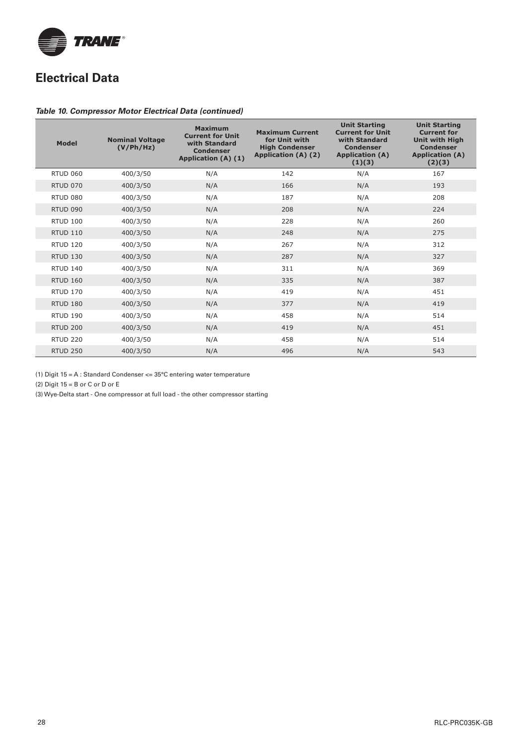# Electrical Data

***Table 10. Compressor Motor Electrical Data (continued)***

| Model | Nominal Voltage (V/Ph/Hz) | Maximum Current for Unit with Standard Condenser Application (A) (1) | Maximum Current for Unit with High Condenser Application (A) (2) | Unit Starting Current for Unit with Standard Condenser Application (A) (1)(3) | Unit Starting Current for Unit with High Condenser Application (A) (2)(3) |
|---|---|---|---|---|---|
| RTUD 060 | 400/3/50 | N/A | 142 | N/A | 167 |
| RTUD 070 | 400/3/50 | N/A | 166 | N/A | 193 |
| RTUD 080 | 400/3/50 | N/A | 187 | N/A | 208 |
| RTUD 090 | 400/3/50 | N/A | 208 | N/A | 224 |
| RTUD 100 | 400/3/50 | N/A | 228 | N/A | 260 |
| RTUD 110 | 400/3/50 | N/A | 248 | N/A | 275 |
| RTUD 120 | 400/3/50 | N/A | 267 | N/A | 312 |
| RTUD 130 | 400/3/50 | N/A | 287 | N/A | 327 |
| RTUD 140 | 400/3/50 | N/A | 311 | N/A | 369 |
| RTUD 160 | 400/3/50 | N/A | 335 | N/A | 387 |
| RTUD 170 | 400/3/50 | N/A | 419 | N/A | 451 |
| RTUD 180 | 400/3/50 | N/A | 377 | N/A | 419 |
| RTUD 190 | 400/3/50 | N/A | 458 | N/A | 514 |
| RTUD 200 | 400/3/50 | N/A | 419 | N/A | 451 |
| RTUD 220 | 400/3/50 | N/A | 458 | N/A | 514 |
| RTUD 250 | 400/3/50 | N/A | 496 | N/A | 543 |

(1) Digit 15 = A : Standard Condenser <= 35°C entering water temperature

(2) Digit 15 = B or C or D or E

(3) Wye-Delta start - One compressor at full load - the other compressor starting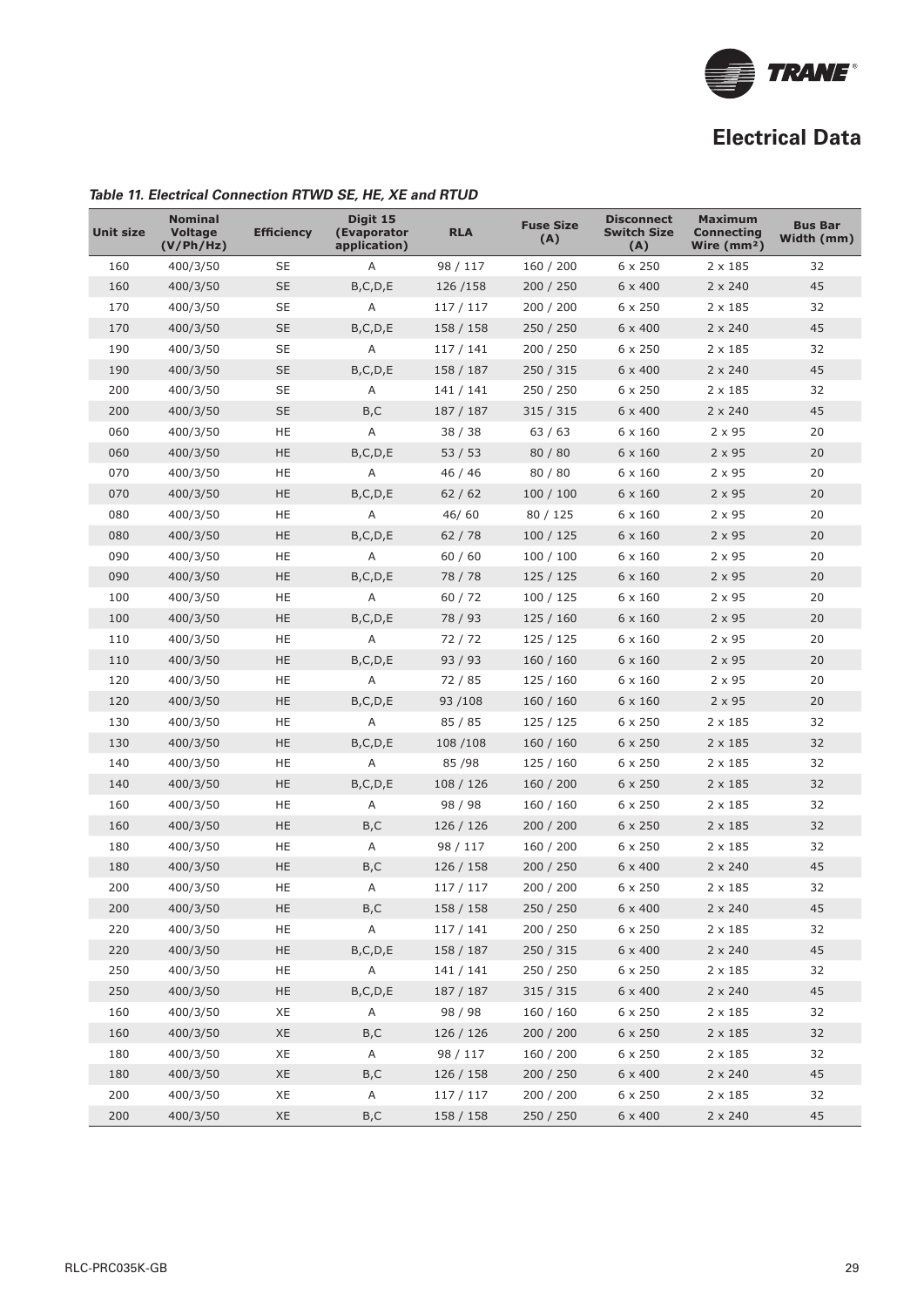## Electrical Data

***Table 11. Electrical Connection RTWD SE, HE, XE and RTUD***

| Unit size | Nominal Voltage (V/Ph/Hz) | Efficiency | Digit 15 (Evaporator application) | RLA | Fuse Size (A) | Disconnect Switch Size (A) | Maximum Connecting Wire (mm²) | Bus Bar Width (mm) |
|---|---|---|---|---|---|---|---|---|
| 160 | 400/3/50 | SE | A | 98 / 117 | 160 / 200 | 6 x 250 | 2 x 185 | 32 |
| 160 | 400/3/50 | SE | B,C,D,E | 126 /158 | 200 / 250 | 6 x 400 | 2 x 240 | 45 |
| 170 | 400/3/50 | SE | A | 117 / 117 | 200 / 200 | 6 x 250 | 2 x 185 | 32 |
| 170 | 400/3/50 | SE | B,C,D,E | 158 / 158 | 250 / 250 | 6 x 400 | 2 x 240 | 45 |
| 190 | 400/3/50 | SE | A | 117 / 141 | 200 / 250 | 6 x 250 | 2 x 185 | 32 |
| 190 | 400/3/50 | SE | B,C,D,E | 158 / 187 | 250 / 315 | 6 x 400 | 2 x 240 | 45 |
| 200 | 400/3/50 | SE | A | 141 / 141 | 250 / 250 | 6 x 250 | 2 x 185 | 32 |
| 200 | 400/3/50 | SE | B,C | 187 / 187 | 315 / 315 | 6 x 400 | 2 x 240 | 45 |
| 060 | 400/3/50 | HE | A | 38 / 38 | 63 / 63 | 6 x 160 | 2 x 95 | 20 |
| 060 | 400/3/50 | HE | B,C,D,E | 53 / 53 | 80 / 80 | 6 x 160 | 2 x 95 | 20 |
| 070 | 400/3/50 | HE | A | 46 / 46 | 80 / 80 | 6 x 160 | 2 x 95 | 20 |
| 070 | 400/3/50 | HE | B,C,D,E | 62 / 62 | 100 / 100 | 6 x 160 | 2 x 95 | 20 |
| 080 | 400/3/50 | HE | A | 46/ 60 | 80 / 125 | 6 x 160 | 2 x 95 | 20 |
| 080 | 400/3/50 | HE | B,C,D,E | 62 / 78 | 100 / 125 | 6 x 160 | 2 x 95 | 20 |
| 090 | 400/3/50 | HE | A | 60 / 60 | 100 / 100 | 6 x 160 | 2 x 95 | 20 |
| 090 | 400/3/50 | HE | B,C,D,E | 78 / 78 | 125 / 125 | 6 x 160 | 2 x 95 | 20 |
| 100 | 400/3/50 | HE | A | 60 / 72 | 100 / 125 | 6 x 160 | 2 x 95 | 20 |
| 100 | 400/3/50 | HE | B,C,D,E | 78 / 93 | 125 / 160 | 6 x 160 | 2 x 95 | 20 |
| 110 | 400/3/50 | HE | A | 72 / 72 | 125 / 125 | 6 x 160 | 2 x 95 | 20 |
| 110 | 400/3/50 | HE | B,C,D,E | 93 / 93 | 160 / 160 | 6 x 160 | 2 x 95 | 20 |
| 120 | 400/3/50 | HE | A | 72 / 85 | 125 / 160 | 6 x 160 | 2 x 95 | 20 |
| 120 | 400/3/50 | HE | B,C,D,E | 93 /108 | 160 / 160 | 6 x 160 | 2 x 95 | 20 |
| 130 | 400/3/50 | HE | A | 85 / 85 | 125 / 125 | 6 x 250 | 2 x 185 | 32 |
| 130 | 400/3/50 | HE | B,C,D,E | 108 /108 | 160 / 160 | 6 x 250 | 2 x 185 | 32 |
| 140 | 400/3/50 | HE | A | 85 /98 | 125 / 160 | 6 x 250 | 2 x 185 | 32 |
| 140 | 400/3/50 | HE | B,C,D,E | 108 / 126 | 160 / 200 | 6 x 250 | 2 x 185 | 32 |
| 160 | 400/3/50 | HE | A | 98 / 98 | 160 / 160 | 6 x 250 | 2 x 185 | 32 |
| 160 | 400/3/50 | HE | B,C | 126 / 126 | 200 / 200 | 6 x 250 | 2 x 185 | 32 |
| 180 | 400/3/50 | HE | A | 98 / 117 | 160 / 200 | 6 x 250 | 2 x 185 | 32 |
| 180 | 400/3/50 | HE | B,C | 126 / 158 | 200 / 250 | 6 x 400 | 2 x 240 | 45 |
| 200 | 400/3/50 | HE | A | 117 / 117 | 200 / 200 | 6 x 250 | 2 x 185 | 32 |
| 200 | 400/3/50 | HE | B,C | 158 / 158 | 250 / 250 | 6 x 400 | 2 x 240 | 45 |
| 220 | 400/3/50 | HE | A | 117 / 141 | 200 / 250 | 6 x 250 | 2 x 185 | 32 |
| 220 | 400/3/50 | HE | B,C,D,E | 158 / 187 | 250 / 315 | 6 x 400 | 2 x 240 | 45 |
| 250 | 400/3/50 | HE | A | 141 / 141 | 250 / 250 | 6 x 250 | 2 x 185 | 32 |
| 250 | 400/3/50 | HE | B,C,D,E | 187 / 187 | 315 / 315 | 6 x 400 | 2 x 240 | 45 |
| 160 | 400/3/50 | XE | A | 98 / 98 | 160 / 160 | 6 x 250 | 2 x 185 | 32 |
| 160 | 400/3/50 | XE | B,C | 126 / 126 | 200 / 200 | 6 x 250 | 2 x 185 | 32 |
| 180 | 400/3/50 | XE | A | 98 / 117 | 160 / 200 | 6 x 250 | 2 x 185 | 32 |
| 180 | 400/3/50 | XE | B,C | 126 / 158 | 200 / 250 | 6 x 400 | 2 x 240 | 45 |
| 200 | 400/3/50 | XE | A | 117 / 117 | 200 / 200 | 6 x 250 | 2 x 185 | 32 |
| 200 | 400/3/50 | XE | B,C | 158 / 158 | 250 / 250 | 6 x 400 | 2 x 240 | 45 |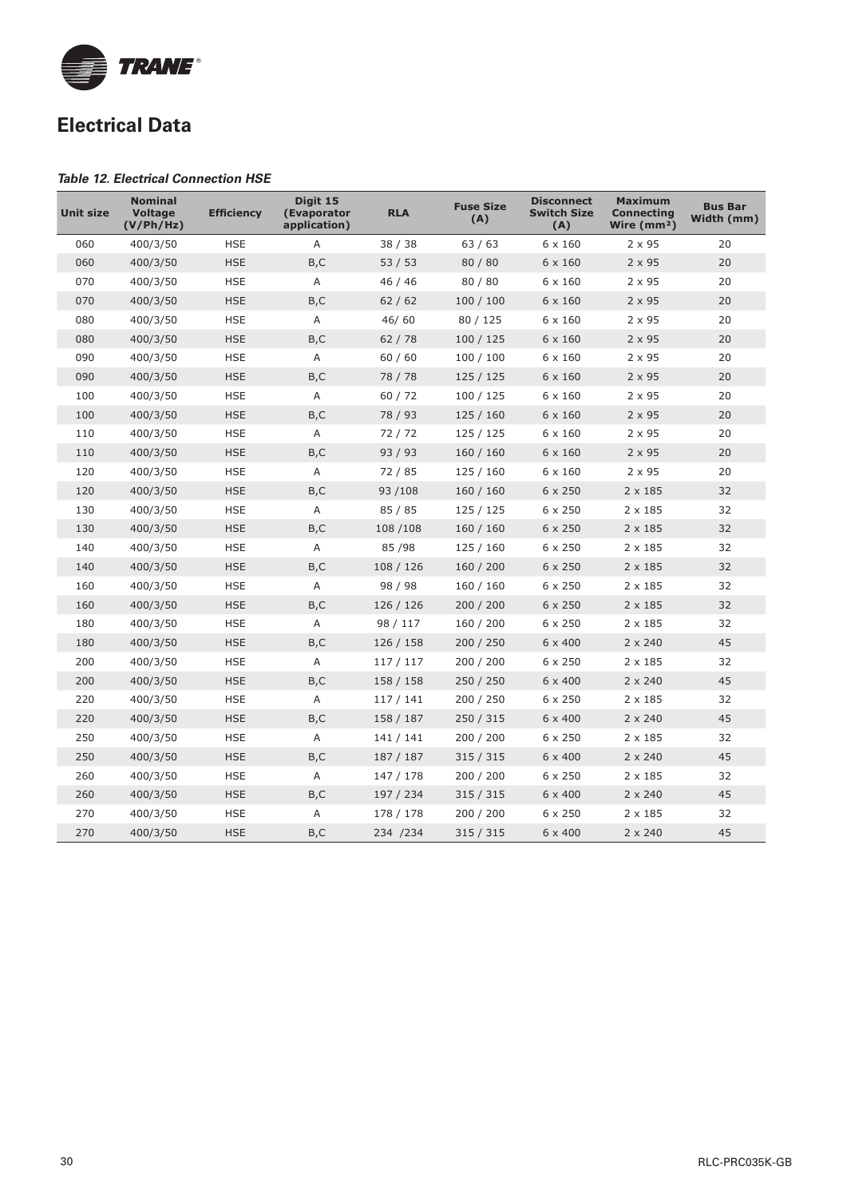## Electrical Data

*Table 12. Electrical Connection HSE*

| Unit size | Nominal Voltage (V/Ph/Hz) | Efficiency | Digit 15 (Evaporator application) | RLA | Fuse Size (A) | Disconnect Switch Size (A) | Maximum Connecting Wire (mm²) | Bus Bar Width (mm) |
|---|---|---|---|---|---|---|---|---|
| 060 | 400/3/50 | HSE | A | 38 / 38 | 63 / 63 | 6 x 160 | 2 x 95 | 20 |
| 060 | 400/3/50 | HSE | B,C | 53 / 53 | 80 / 80 | 6 x 160 | 2 x 95 | 20 |
| 070 | 400/3/50 | HSE | A | 46 / 46 | 80 / 80 | 6 x 160 | 2 x 95 | 20 |
| 070 | 400/3/50 | HSE | B,C | 62 / 62 | 100 / 100 | 6 x 160 | 2 x 95 | 20 |
| 080 | 400/3/50 | HSE | A | 46/ 60 | 80 / 125 | 6 x 160 | 2 x 95 | 20 |
| 080 | 400/3/50 | HSE | B,C | 62 / 78 | 100 / 125 | 6 x 160 | 2 x 95 | 20 |
| 090 | 400/3/50 | HSE | A | 60 / 60 | 100 / 100 | 6 x 160 | 2 x 95 | 20 |
| 090 | 400/3/50 | HSE | B,C | 78 / 78 | 125 / 125 | 6 x 160 | 2 x 95 | 20 |
| 100 | 400/3/50 | HSE | A | 60 / 72 | 100 / 125 | 6 x 160 | 2 x 95 | 20 |
| 100 | 400/3/50 | HSE | B,C | 78 / 93 | 125 / 160 | 6 x 160 | 2 x 95 | 20 |
| 110 | 400/3/50 | HSE | A | 72 / 72 | 125 / 125 | 6 x 160 | 2 x 95 | 20 |
| 110 | 400/3/50 | HSE | B,C | 93 / 93 | 160 / 160 | 6 x 160 | 2 x 95 | 20 |
| 120 | 400/3/50 | HSE | A | 72 / 85 | 125 / 160 | 6 x 160 | 2 x 95 | 20 |
| 120 | 400/3/50 | HSE | B,C | 93 /108 | 160 / 160 | 6 x 250 | 2 x 185 | 32 |
| 130 | 400/3/50 | HSE | A | 85 / 85 | 125 / 125 | 6 x 250 | 2 x 185 | 32 |
| 130 | 400/3/50 | HSE | B,C | 108 /108 | 160 / 160 | 6 x 250 | 2 x 185 | 32 |
| 140 | 400/3/50 | HSE | A | 85 /98 | 125 / 160 | 6 x 250 | 2 x 185 | 32 |
| 140 | 400/3/50 | HSE | B,C | 108 / 126 | 160 / 200 | 6 x 250 | 2 x 185 | 32 |
| 160 | 400/3/50 | HSE | A | 98 / 98 | 160 / 160 | 6 x 250 | 2 x 185 | 32 |
| 160 | 400/3/50 | HSE | B,C | 126 / 126 | 200 / 200 | 6 x 250 | 2 x 185 | 32 |
| 180 | 400/3/50 | HSE | A | 98 / 117 | 160 / 200 | 6 x 250 | 2 x 185 | 32 |
| 180 | 400/3/50 | HSE | B,C | 126 / 158 | 200 / 250 | 6 x 400 | 2 x 240 | 45 |
| 200 | 400/3/50 | HSE | A | 117 / 117 | 200 / 200 | 6 x 250 | 2 x 185 | 32 |
| 200 | 400/3/50 | HSE | B,C | 158 / 158 | 250 / 250 | 6 x 400 | 2 x 240 | 45 |
| 220 | 400/3/50 | HSE | A | 117 / 141 | 200 / 250 | 6 x 250 | 2 x 185 | 32 |
| 220 | 400/3/50 | HSE | B,C | 158 / 187 | 250 / 315 | 6 x 400 | 2 x 240 | 45 |
| 250 | 400/3/50 | HSE | A | 141 / 141 | 200 / 200 | 6 x 250 | 2 x 185 | 32 |
| 250 | 400/3/50 | HSE | B,C | 187 / 187 | 315 / 315 | 6 x 400 | 2 x 240 | 45 |
| 260 | 400/3/50 | HSE | A | 147 / 178 | 200 / 200 | 6 x 250 | 2 x 185 | 32 |
| 260 | 400/3/50 | HSE | B,C | 197 / 234 | 315 / 315 | 6 x 400 | 2 x 240 | 45 |
| 270 | 400/3/50 | HSE | A | 178 / 178 | 200 / 200 | 6 x 250 | 2 x 185 | 32 |
| 270 | 400/3/50 | HSE | B,C | 234 /234 | 315 / 315 | 6 x 400 | 2 x 240 | 45 |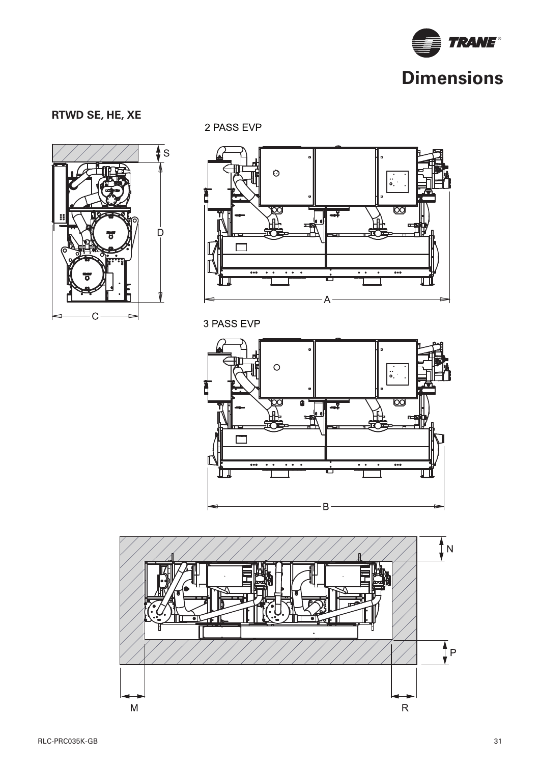# Dimensions

**RTWD SE, HE, XE**

2 PASS EVP

3 PASS EVP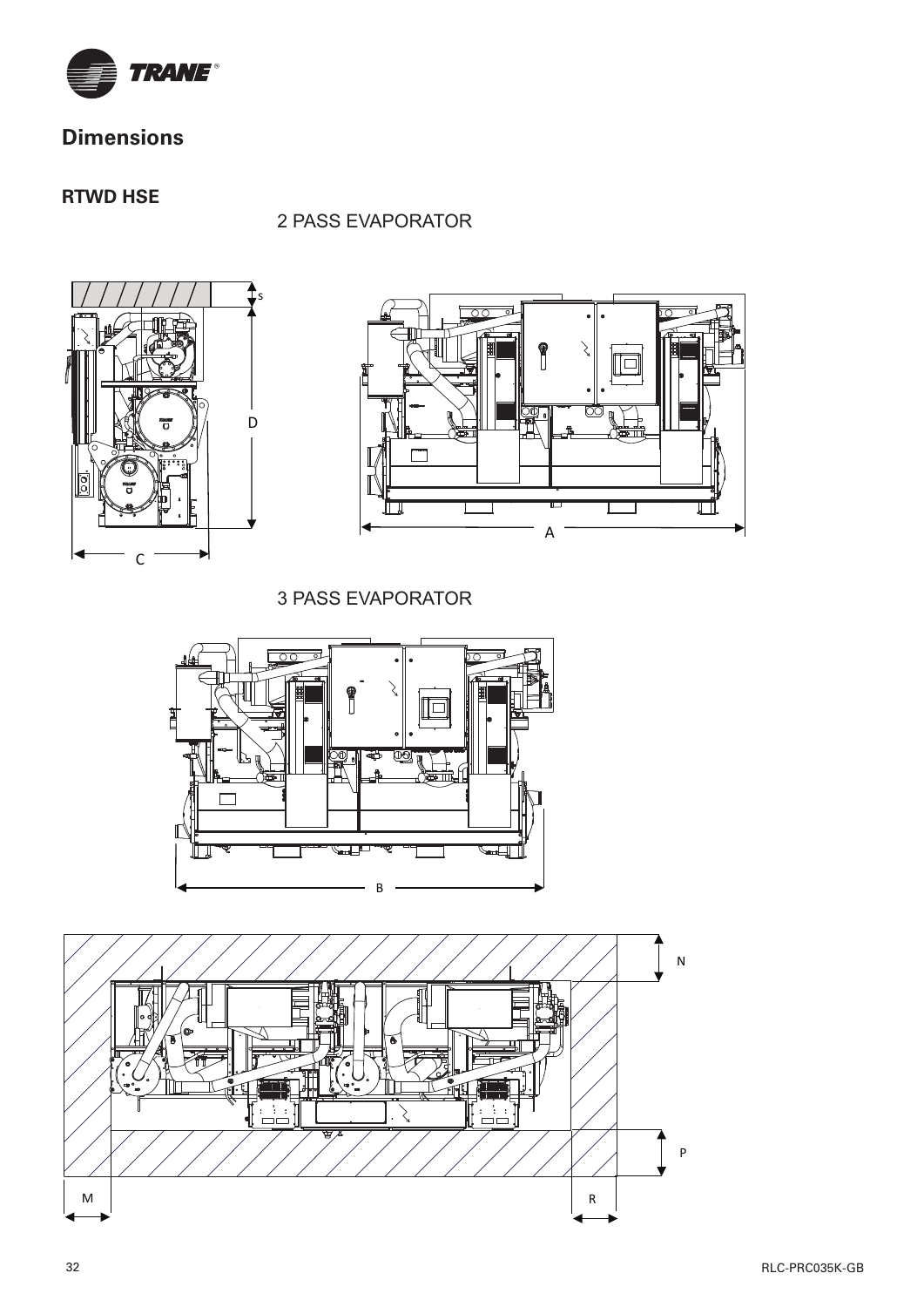## Dimensions

### RTWD HSE

2 PASS EVAPORATOR

3 PASS EVAPORATOR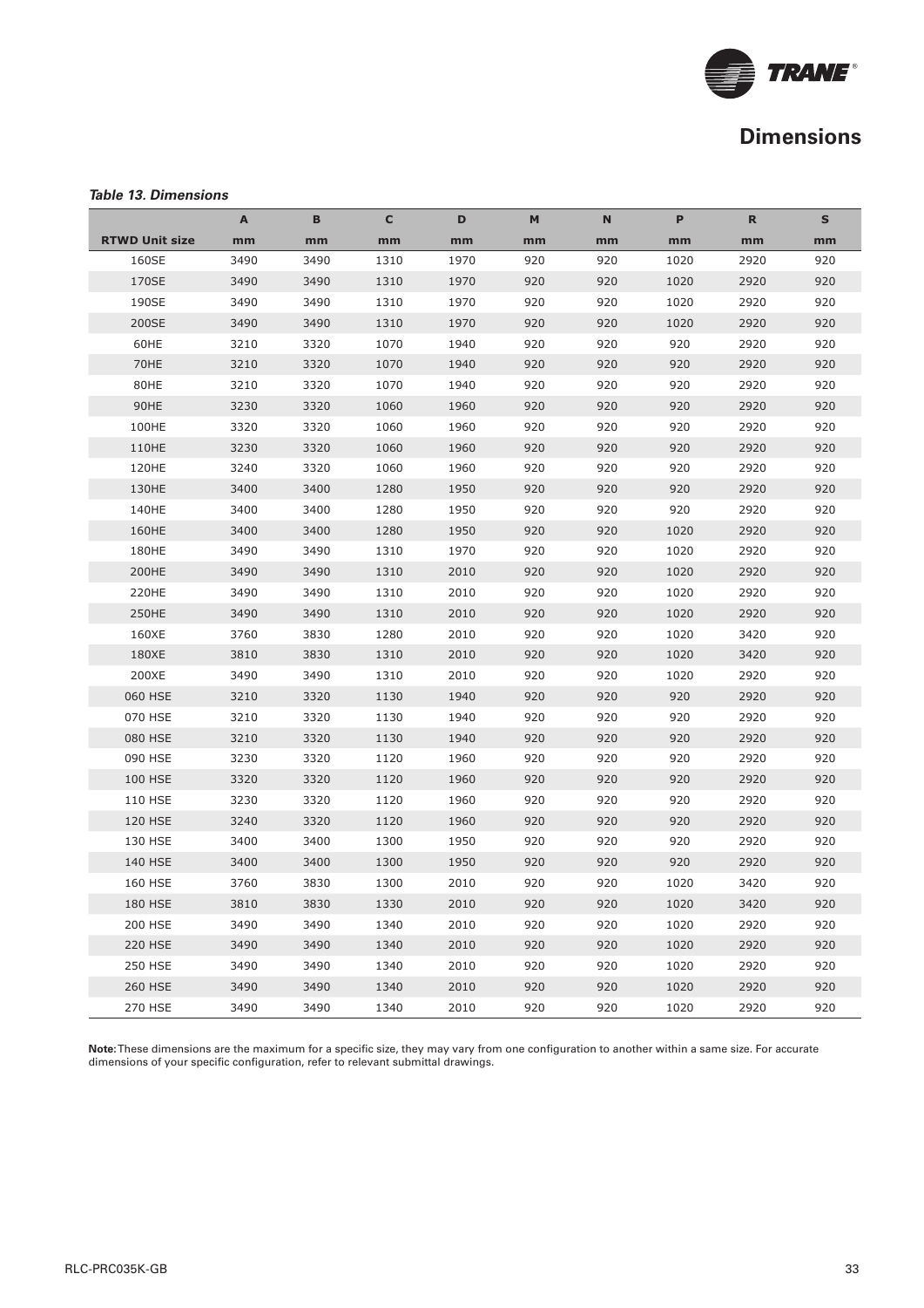# Dimensions

*Table 13. Dimensions*

| | A | B | C | D | M | N | P | R | S |
|---|---|---|---|---|---|---|---|---|---|
| **RTWD Unit size** | **mm** | **mm** | **mm** | **mm** | **mm** | **mm** | **mm** | **mm** | **mm** |
| 160SE | 3490 | 3490 | 1310 | 1970 | 920 | 920 | 1020 | 2920 | 920 |
| 170SE | 3490 | 3490 | 1310 | 1970 | 920 | 920 | 1020 | 2920 | 920 |
| 190SE | 3490 | 3490 | 1310 | 1970 | 920 | 920 | 1020 | 2920 | 920 |
| 200SE | 3490 | 3490 | 1310 | 1970 | 920 | 920 | 1020 | 2920 | 920 |
| 60HE | 3210 | 3320 | 1070 | 1940 | 920 | 920 | 920 | 2920 | 920 |
| 70HE | 3210 | 3320 | 1070 | 1940 | 920 | 920 | 920 | 2920 | 920 |
| 80HE | 3210 | 3320 | 1070 | 1940 | 920 | 920 | 920 | 2920 | 920 |
| 90HE | 3230 | 3320 | 1060 | 1960 | 920 | 920 | 920 | 2920 | 920 |
| 100HE | 3320 | 3320 | 1060 | 1960 | 920 | 920 | 920 | 2920 | 920 |
| 110HE | 3230 | 3320 | 1060 | 1960 | 920 | 920 | 920 | 2920 | 920 |
| 120HE | 3240 | 3320 | 1060 | 1960 | 920 | 920 | 920 | 2920 | 920 |
| 130HE | 3400 | 3400 | 1280 | 1950 | 920 | 920 | 920 | 2920 | 920 |
| 140HE | 3400 | 3400 | 1280 | 1950 | 920 | 920 | 920 | 2920 | 920 |
| 160HE | 3400 | 3400 | 1280 | 1950 | 920 | 920 | 1020 | 2920 | 920 |
| 180HE | 3490 | 3490 | 1310 | 1970 | 920 | 920 | 1020 | 2920 | 920 |
| 200HE | 3490 | 3490 | 1310 | 2010 | 920 | 920 | 1020 | 2920 | 920 |
| 220HE | 3490 | 3490 | 1310 | 2010 | 920 | 920 | 1020 | 2920 | 920 |
| 250HE | 3490 | 3490 | 1310 | 2010 | 920 | 920 | 1020 | 2920 | 920 |
| 160XE | 3760 | 3830 | 1280 | 2010 | 920 | 920 | 1020 | 3420 | 920 |
| 180XE | 3810 | 3830 | 1310 | 2010 | 920 | 920 | 1020 | 3420 | 920 |
| 200XE | 3490 | 3490 | 1310 | 2010 | 920 | 920 | 1020 | 2920 | 920 |
| 060 HSE | 3210 | 3320 | 1130 | 1940 | 920 | 920 | 920 | 2920 | 920 |
| 070 HSE | 3210 | 3320 | 1130 | 1940 | 920 | 920 | 920 | 2920 | 920 |
| 080 HSE | 3210 | 3320 | 1130 | 1940 | 920 | 920 | 920 | 2920 | 920 |
| 090 HSE | 3230 | 3320 | 1120 | 1960 | 920 | 920 | 920 | 2920 | 920 |
| 100 HSE | 3320 | 3320 | 1120 | 1960 | 920 | 920 | 920 | 2920 | 920 |
| 110 HSE | 3230 | 3320 | 1120 | 1960 | 920 | 920 | 920 | 2920 | 920 |
| 120 HSE | 3240 | 3320 | 1120 | 1960 | 920 | 920 | 920 | 2920 | 920 |
| 130 HSE | 3400 | 3400 | 1300 | 1950 | 920 | 920 | 920 | 2920 | 920 |
| 140 HSE | 3400 | 3400 | 1300 | 1950 | 920 | 920 | 920 | 2920 | 920 |
| 160 HSE | 3760 | 3830 | 1300 | 2010 | 920 | 920 | 1020 | 3420 | 920 |
| 180 HSE | 3810 | 3830 | 1330 | 2010 | 920 | 920 | 1020 | 3420 | 920 |
| 200 HSE | 3490 | 3490 | 1340 | 2010 | 920 | 920 | 1020 | 2920 | 920 |
| 220 HSE | 3490 | 3490 | 1340 | 2010 | 920 | 920 | 1020 | 2920 | 920 |
| 250 HSE | 3490 | 3490 | 1340 | 2010 | 920 | 920 | 1020 | 2920 | 920 |
| 260 HSE | 3490 | 3490 | 1340 | 2010 | 920 | 920 | 1020 | 2920 | 920 |
| 270 HSE | 3490 | 3490 | 1340 | 2010 | 920 | 920 | 1020 | 2920 | 920 |

**Note:** These dimensions are the maximum for a specific size, they may vary from one configuration to another within a same size. For accurate dimensions of your specific configuration, refer to relevant submittal drawings.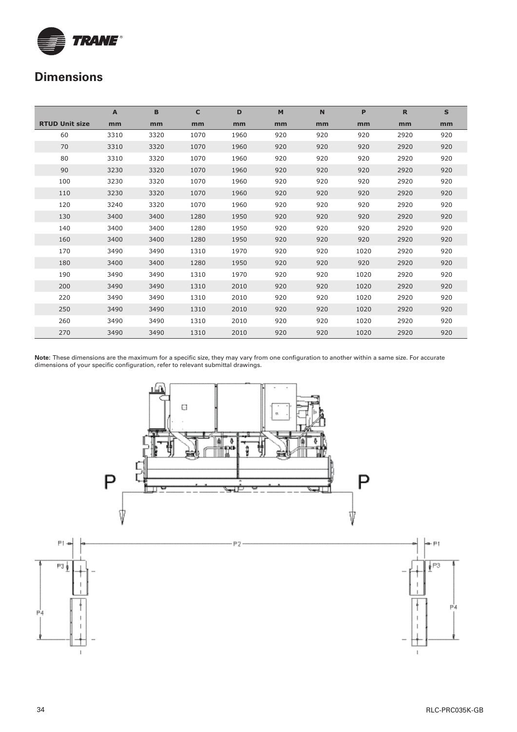## Dimensions

| RTUD Unit size | A mm | B mm | C mm | D mm | M mm | N mm | P mm | R mm | S mm |
|---|---|---|---|---|---|---|---|---|---|
| 60 | 3310 | 3320 | 1070 | 1960 | 920 | 920 | 920 | 2920 | 920 |
| 70 | 3310 | 3320 | 1070 | 1960 | 920 | 920 | 920 | 2920 | 920 |
| 80 | 3310 | 3320 | 1070 | 1960 | 920 | 920 | 920 | 2920 | 920 |
| 90 | 3230 | 3320 | 1070 | 1960 | 920 | 920 | 920 | 2920 | 920 |
| 100 | 3230 | 3320 | 1070 | 1960 | 920 | 920 | 920 | 2920 | 920 |
| 110 | 3230 | 3320 | 1070 | 1960 | 920 | 920 | 920 | 2920 | 920 |
| 120 | 3240 | 3320 | 1070 | 1960 | 920 | 920 | 920 | 2920 | 920 |
| 130 | 3400 | 3400 | 1280 | 1950 | 920 | 920 | 920 | 2920 | 920 |
| 140 | 3400 | 3400 | 1280 | 1950 | 920 | 920 | 920 | 2920 | 920 |
| 160 | 3400 | 3400 | 1280 | 1950 | 920 | 920 | 920 | 2920 | 920 |
| 170 | 3490 | 3490 | 1310 | 1970 | 920 | 920 | 1020 | 2920 | 920 |
| 180 | 3400 | 3400 | 1280 | 1950 | 920 | 920 | 920 | 2920 | 920 |
| 190 | 3490 | 3490 | 1310 | 1970 | 920 | 920 | 1020 | 2920 | 920 |
| 200 | 3490 | 3490 | 1310 | 2010 | 920 | 920 | 1020 | 2920 | 920 |
| 220 | 3490 | 3490 | 1310 | 2010 | 920 | 920 | 1020 | 2920 | 920 |
| 250 | 3490 | 3490 | 1310 | 2010 | 920 | 920 | 1020 | 2920 | 920 |
| 260 | 3490 | 3490 | 1310 | 2010 | 920 | 920 | 1020 | 2920 | 920 |
| 270 | 3490 | 3490 | 1310 | 2010 | 920 | 920 | 1020 | 2920 | 920 |

**Note:** These dimensions are the maximum for a specific size, they may vary from one configuration to another within a same size. For accurate dimensions of your specific configuration, refer to relevant submittal drawings.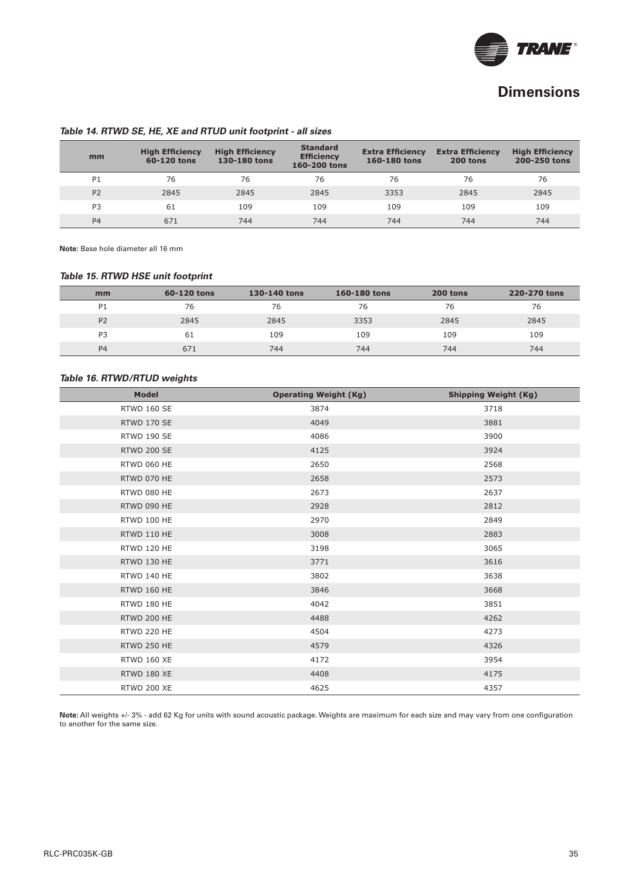## Dimensions

*Table 14. RTWD SE, HE, XE and RTUD unit footprint - all sizes*

| mm | High Efficiency 60-120 tons | High Efficiency 130-180 tons | Standard Efficiency 160-200 tons | Extra Efficiency 160-180 tons | Extra Efficiency 200 tons | High Efficiency 200-250 tons |
|---|---|---|---|---|---|---|
| P1 | 76 | 76 | 76 | 76 | 76 | 76 |
| P2 | 2845 | 2845 | 2845 | 3353 | 2845 | 2845 |
| P3 | 61 | 109 | 109 | 109 | 109 | 109 |
| P4 | 671 | 744 | 744 | 744 | 744 | 744 |

**Note:** Base hole diameter all 16 mm

*Table 15. RTWD HSE unit footprint*

| mm | 60-120 tons | 130-140 tons | 160-180 tons | 200 tons | 220-270 tons |
|---|---|---|---|---|---|
| P1 | 76 | 76 | 76 | 76 | 76 |
| P2 | 2845 | 2845 | 3353 | 2845 | 2845 |
| P3 | 61 | 109 | 109 | 109 | 109 |
| P4 | 671 | 744 | 744 | 744 | 744 |

*Table 16. RTWD/RTUD weights*

| Model | Operating Weight (Kg) | Shipping Weight (Kg) |
|---|---|---|
| RTWD 160 SE | 3874 | 3718 |
| RTWD 170 SE | 4049 | 3881 |
| RTWD 190 SE | 4086 | 3900 |
| RTWD 200 SE | 4125 | 3924 |
| RTWD 060 HE | 2650 | 2568 |
| RTWD 070 HE | 2658 | 2573 |
| RTWD 080 HE | 2673 | 2637 |
| RTWD 090 HE | 2928 | 2812 |
| RTWD 100 HE | 2970 | 2849 |
| RTWD 110 HE | 3008 | 2883 |
| RTWD 120 HE | 3198 | 3065 |
| RTWD 130 HE | 3771 | 3616 |
| RTWD 140 HE | 3802 | 3638 |
| RTWD 160 HE | 3846 | 3668 |
| RTWD 180 HE | 4042 | 3851 |
| RTWD 200 HE | 4488 | 4262 |
| RTWD 220 HE | 4504 | 4273 |
| RTWD 250 HE | 4579 | 4326 |
| RTWD 160 XE | 4172 | 3954 |
| RTWD 180 XE | 4408 | 4175 |
| RTWD 200 XE | 4625 | 4357 |

**Note:** All weights +/- 3% - add 62 Kg for units with sound acoustic package. Weights are maximum for each size and may vary from one configuration to another for the same size.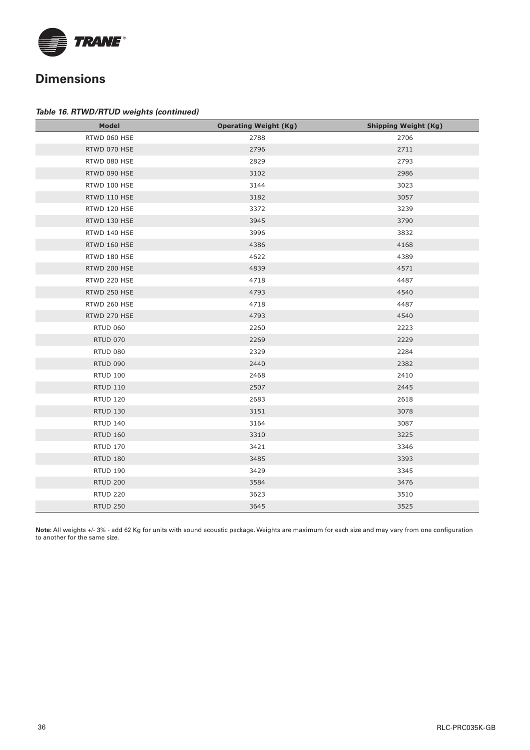# Dimensions

*Table 16. RTWD/RTUD weights (continued)*

| Model | Operating Weight (Kg) | Shipping Weight (Kg) |
|---|---|---|
| RTWD 060 HSE | 2788 | 2706 |
| RTWD 070 HSE | 2796 | 2711 |
| RTWD 080 HSE | 2829 | 2793 |
| RTWD 090 HSE | 3102 | 2986 |
| RTWD 100 HSE | 3144 | 3023 |
| RTWD 110 HSE | 3182 | 3057 |
| RTWD 120 HSE | 3372 | 3239 |
| RTWD 130 HSE | 3945 | 3790 |
| RTWD 140 HSE | 3996 | 3832 |
| RTWD 160 HSE | 4386 | 4168 |
| RTWD 180 HSE | 4622 | 4389 |
| RTWD 200 HSE | 4839 | 4571 |
| RTWD 220 HSE | 4718 | 4487 |
| RTWD 250 HSE | 4793 | 4540 |
| RTWD 260 HSE | 4718 | 4487 |
| RTWD 270 HSE | 4793 | 4540 |
| RTUD 060 | 2260 | 2223 |
| RTUD 070 | 2269 | 2229 |
| RTUD 080 | 2329 | 2284 |
| RTUD 090 | 2440 | 2382 |
| RTUD 100 | 2468 | 2410 |
| RTUD 110 | 2507 | 2445 |
| RTUD 120 | 2683 | 2618 |
| RTUD 130 | 3151 | 3078 |
| RTUD 140 | 3164 | 3087 |
| RTUD 160 | 3310 | 3225 |
| RTUD 170 | 3421 | 3346 |
| RTUD 180 | 3485 | 3393 |
| RTUD 190 | 3429 | 3345 |
| RTUD 200 | 3584 | 3476 |
| RTUD 220 | 3623 | 3510 |
| RTUD 250 | 3645 | 3525 |

**Note:** All weights +/- 3% - add 62 Kg for units with sound acoustic package. Weights are maximum for each size and may vary from one configuration to another for the same size.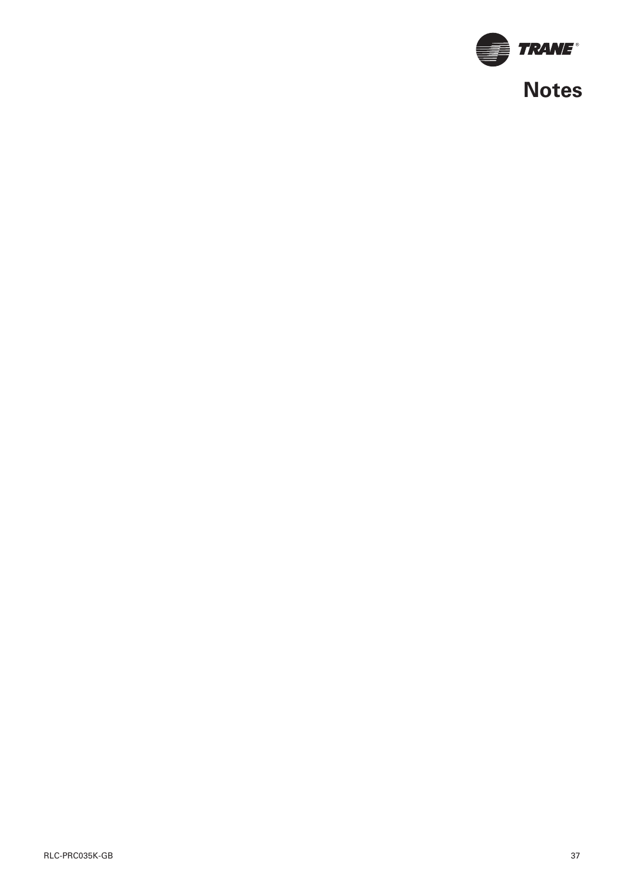# Notes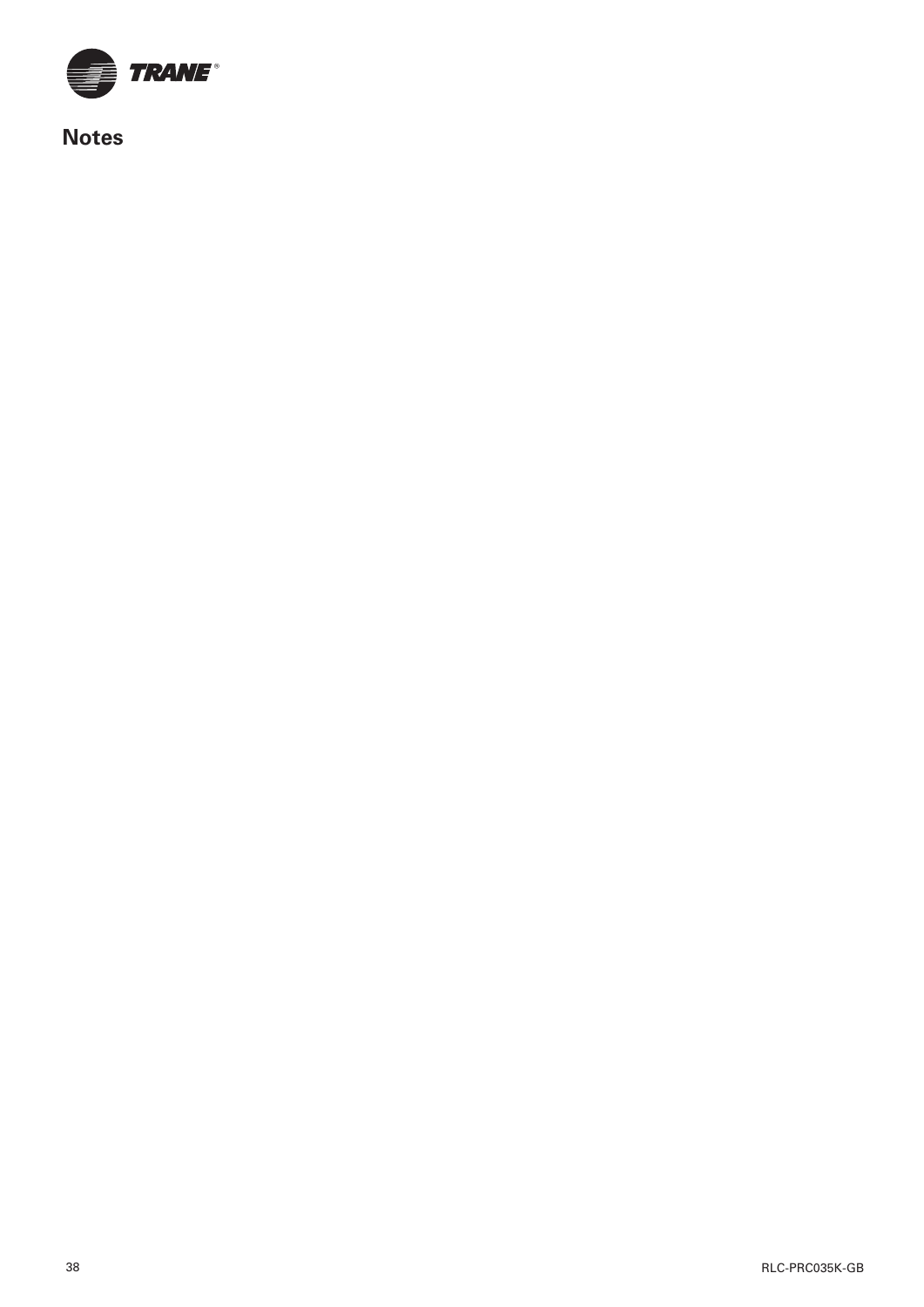# Notes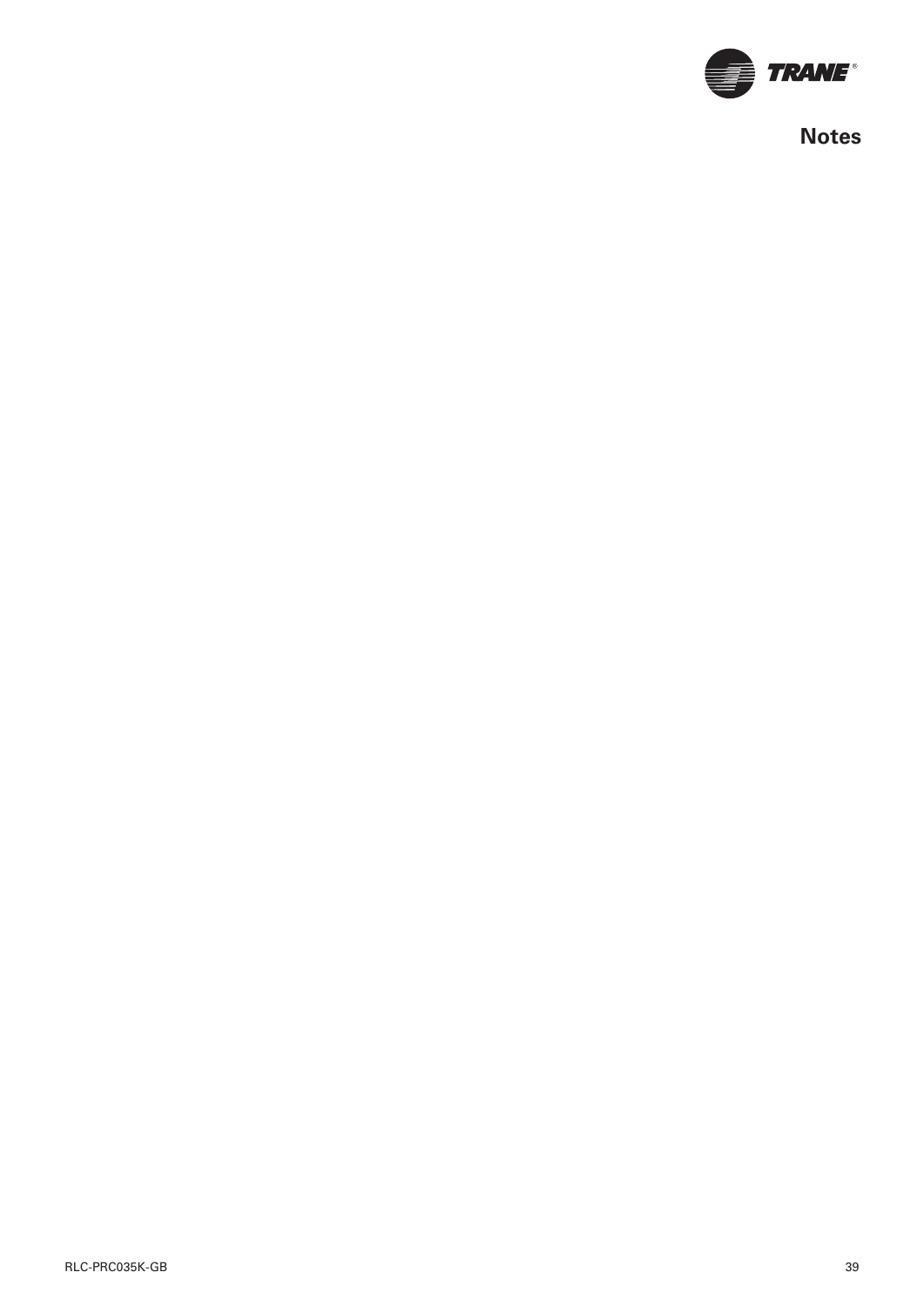# Notes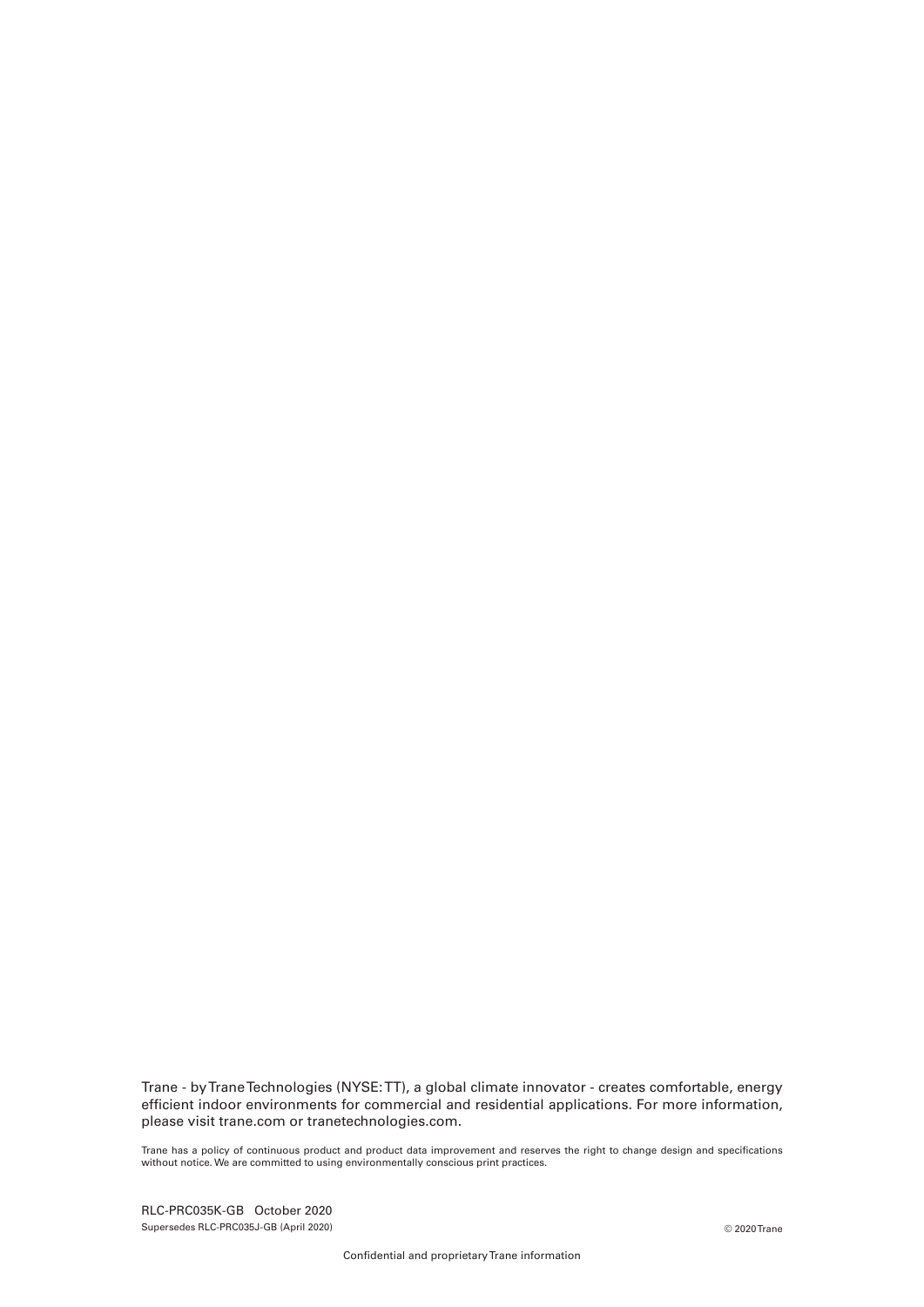Trane - by Trane Technologies (NYSE: TT), a global climate innovator - creates comfortable, energy efficient indoor environments for commercial and residential applications. For more information, please visit trane.com or tranetechnologies.com.

Trane has a policy of continuous product and product data improvement and reserves the right to change design and specifications without notice. We are committed to using environmentally conscious print practices.

RLC-PRC035K-GB October 2020
Supersedes RLC-PRC035J-GB (April 2020)

© 2020 Trane

Confidential and proprietary Trane information